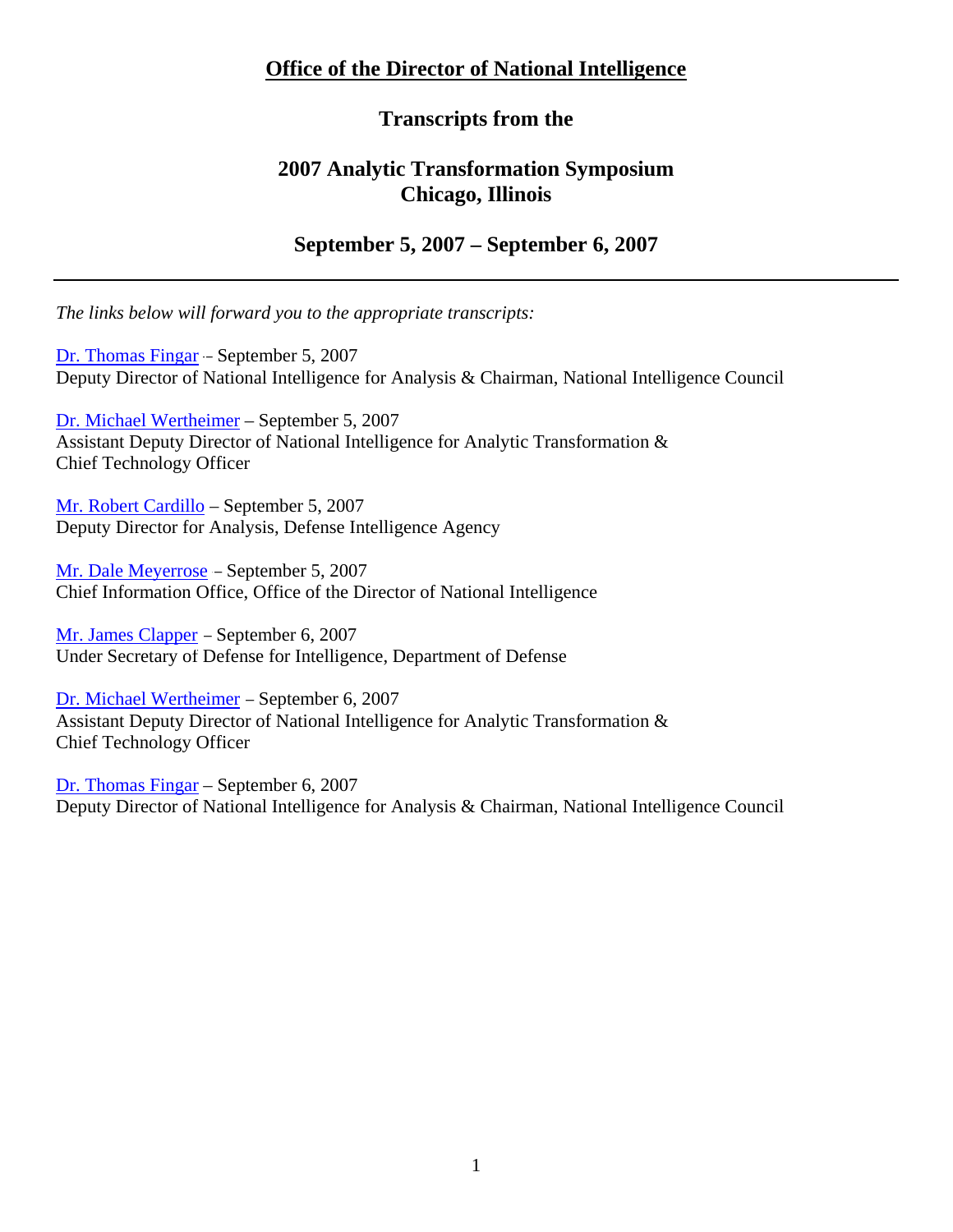# Office of the Director of National Intelligence

## Transcripts from the

## 2007 Analytic Transformation Symposium
## Chicago, Illinois

## September 5, 2007 – September 6, 2007

---

*The links below will forward you to the appropriate transcripts:*

Dr. Thomas Fingar – September 5, 2007
Deputy Director of National Intelligence for Analysis & Chairman, National Intelligence Council

Dr. Michael Wertheimer – September 5, 2007
Assistant Deputy Director of National Intelligence for Analytic Transformation & Chief Technology Officer

Mr. Robert Cardillo – September 5, 2007
Deputy Director for Analysis, Defense Intelligence Agency

Mr. Dale Meyerrose – September 5, 2007
Chief Information Office, Office of the Director of National Intelligence

Mr. James Clapper – September 6, 2007
Under Secretary of Defense for Intelligence, Department of Defense

Dr. Michael Wertheimer – September 6, 2007
Assistant Deputy Director of National Intelligence for Analytic Transformation & Chief Technology Officer

Dr. Thomas Fingar – September 6, 2007
Deputy Director of National Intelligence for Analysis & Chairman, National Intelligence Council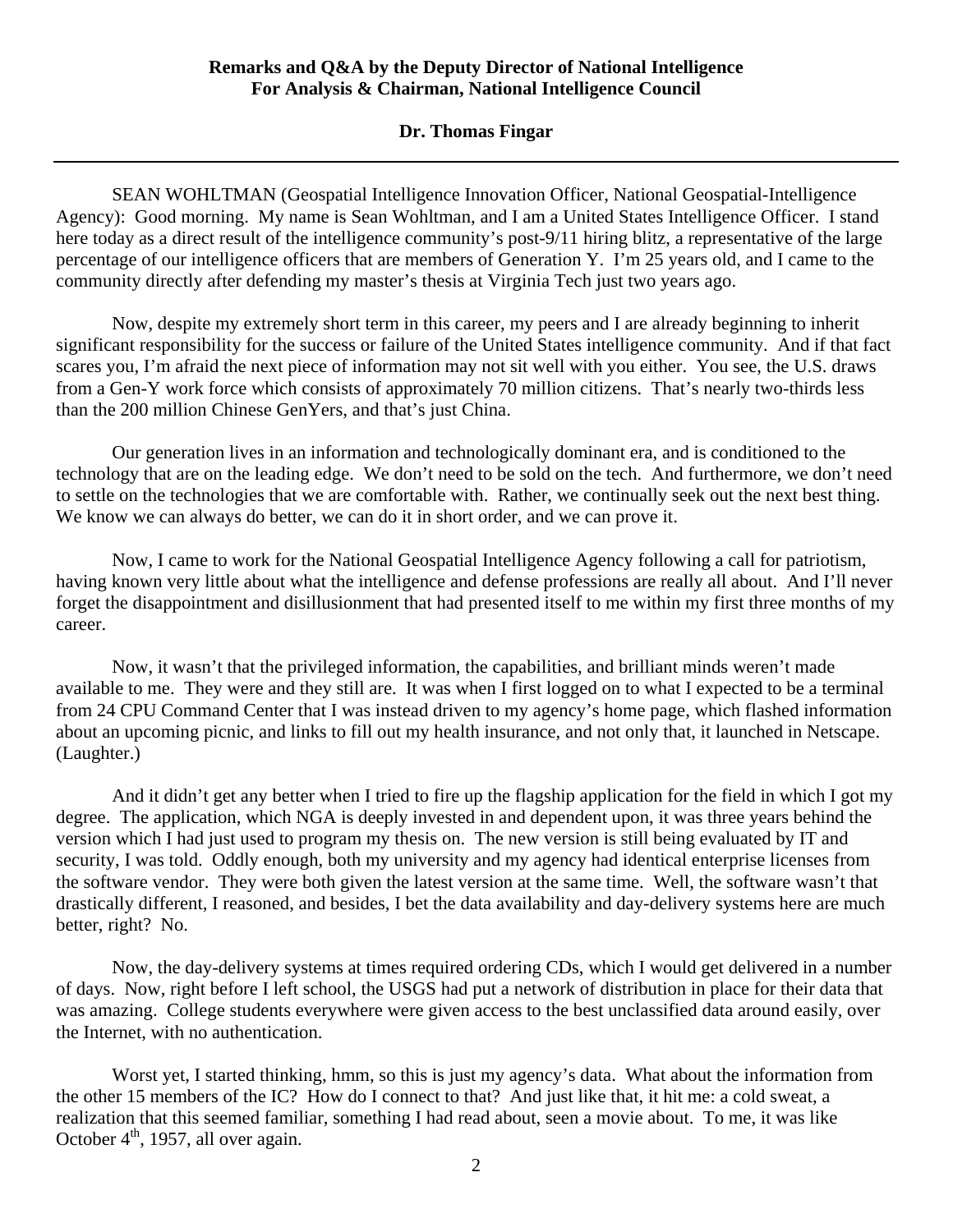**Remarks and Q&A by the Deputy Director of National Intelligence For Analysis & Chairman, National Intelligence Council**

**Dr. Thomas Fingar**

---

SEAN WOHLTMAN (Geospatial Intelligence Innovation Officer, National Geospatial-Intelligence Agency): Good morning. My name is Sean Wohltman, and I am a United States Intelligence Officer. I stand here today as a direct result of the intelligence community's post-9/11 hiring blitz, a representative of the large percentage of our intelligence officers that are members of Generation Y. I'm 25 years old, and I came to the community directly after defending my master's thesis at Virginia Tech just two years ago.

Now, despite my extremely short term in this career, my peers and I are already beginning to inherit significant responsibility for the success or failure of the United States intelligence community. And if that fact scares you, I'm afraid the next piece of information may not sit well with you either. You see, the U.S. draws from a Gen-Y work force which consists of approximately 70 million citizens. That's nearly two-thirds less than the 200 million Chinese GenYers, and that's just China.

Our generation lives in an information and technologically dominant era, and is conditioned to the technology that are on the leading edge. We don't need to be sold on the tech. And furthermore, we don't need to settle on the technologies that we are comfortable with. Rather, we continually seek out the next best thing. We know we can always do better, we can do it in short order, and we can prove it.

Now, I came to work for the National Geospatial Intelligence Agency following a call for patriotism, having known very little about what the intelligence and defense professions are really all about. And I'll never forget the disappointment and disillusionment that had presented itself to me within my first three months of my career.

Now, it wasn't that the privileged information, the capabilities, and brilliant minds weren't made available to me. They were and they still are. It was when I first logged on to what I expected to be a terminal from 24 CPU Command Center that I was instead driven to my agency's home page, which flashed information about an upcoming picnic, and links to fill out my health insurance, and not only that, it launched in Netscape. (Laughter.)

And it didn't get any better when I tried to fire up the flagship application for the field in which I got my degree. The application, which NGA is deeply invested in and dependent upon, it was three years behind the version which I had just used to program my thesis on. The new version is still being evaluated by IT and security, I was told. Oddly enough, both my university and my agency had identical enterprise licenses from the software vendor. They were both given the latest version at the same time. Well, the software wasn't that drastically different, I reasoned, and besides, I bet the data availability and day-delivery systems here are much better, right? No.

Now, the day-delivery systems at times required ordering CDs, which I would get delivered in a number of days. Now, right before I left school, the USGS had put a network of distribution in place for their data that was amazing. College students everywhere were given access to the best unclassified data around easily, over the Internet, with no authentication.

Worst yet, I started thinking, hmm, so this is just my agency's data. What about the information from the other 15 members of the IC? How do I connect to that? And just like that, it hit me: a cold sweat, a realization that this seemed familiar, something I had read about, seen a movie about. To me, it was like October 4th, 1957, all over again.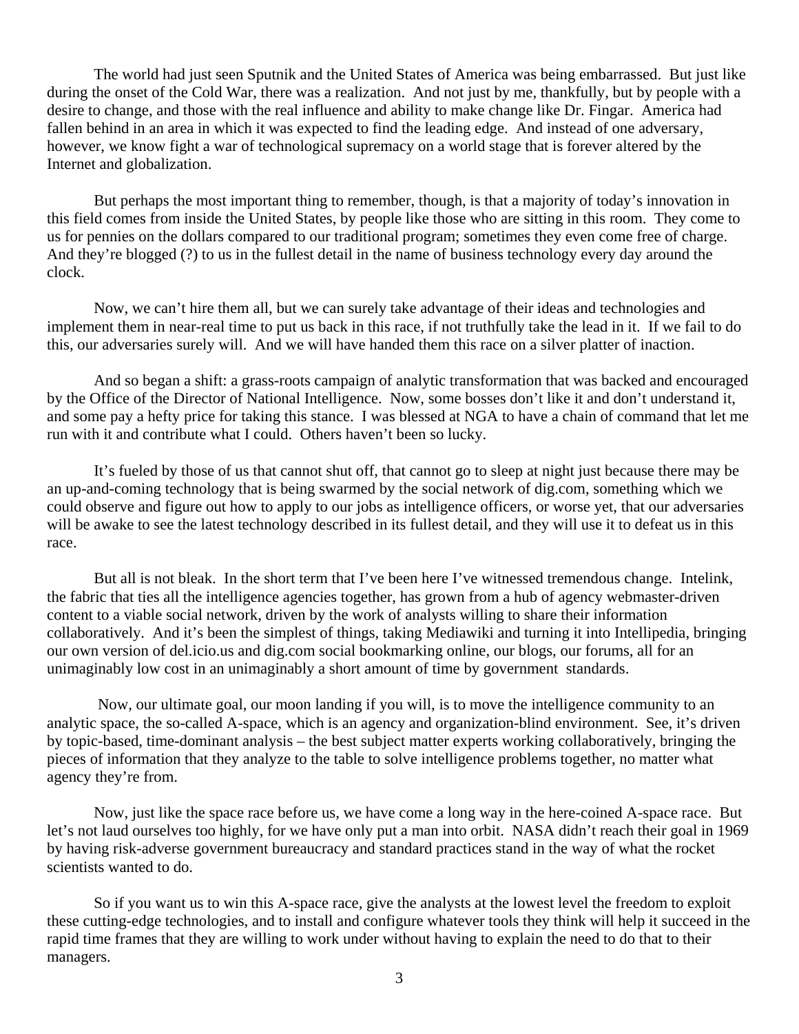The world had just seen Sputnik and the United States of America was being embarrassed. But just like during the onset of the Cold War, there was a realization. And not just by me, thankfully, but by people with a desire to change, and those with the real influence and ability to make change like Dr. Fingar. America had fallen behind in an area in which it was expected to find the leading edge. And instead of one adversary, however, we know fight a war of technological supremacy on a world stage that is forever altered by the Internet and globalization.

But perhaps the most important thing to remember, though, is that a majority of today's innovation in this field comes from inside the United States, by people like those who are sitting in this room. They come to us for pennies on the dollars compared to our traditional program; sometimes they even come free of charge. And they're blogged (?) to us in the fullest detail in the name of business technology every day around the clock.

Now, we can't hire them all, but we can surely take advantage of their ideas and technologies and implement them in near-real time to put us back in this race, if not truthfully take the lead in it. If we fail to do this, our adversaries surely will. And we will have handed them this race on a silver platter of inaction.

And so began a shift: a grass-roots campaign of analytic transformation that was backed and encouraged by the Office of the Director of National Intelligence. Now, some bosses don't like it and don't understand it, and some pay a hefty price for taking this stance. I was blessed at NGA to have a chain of command that let me run with it and contribute what I could. Others haven't been so lucky.

It's fueled by those of us that cannot shut off, that cannot go to sleep at night just because there may be an up-and-coming technology that is being swarmed by the social network of dig.com, something which we could observe and figure out how to apply to our jobs as intelligence officers, or worse yet, that our adversaries will be awake to see the latest technology described in its fullest detail, and they will use it to defeat us in this race.

But all is not bleak. In the short term that I've been here I've witnessed tremendous change. Intelink, the fabric that ties all the intelligence agencies together, has grown from a hub of agency webmaster-driven content to a viable social network, driven by the work of analysts willing to share their information collaboratively. And it's been the simplest of things, taking Mediawiki and turning it into Intellipedia, bringing our own version of del.icio.us and dig.com social bookmarking online, our blogs, our forums, all for an unimaginably low cost in an unimaginably a short amount of time by government standards.

Now, our ultimate goal, our moon landing if you will, is to move the intelligence community to an analytic space, the so-called A-space, which is an agency and organization-blind environment. See, it's driven by topic-based, time-dominant analysis – the best subject matter experts working collaboratively, bringing the pieces of information that they analyze to the table to solve intelligence problems together, no matter what agency they're from.

Now, just like the space race before us, we have come a long way in the here-coined A-space race. But let's not laud ourselves too highly, for we have only put a man into orbit. NASA didn't reach their goal in 1969 by having risk-adverse government bureaucracy and standard practices stand in the way of what the rocket scientists wanted to do.

So if you want us to win this A-space race, give the analysts at the lowest level the freedom to exploit these cutting-edge technologies, and to install and configure whatever tools they think will help it succeed in the rapid time frames that they are willing to work under without having to explain the need to do that to their managers.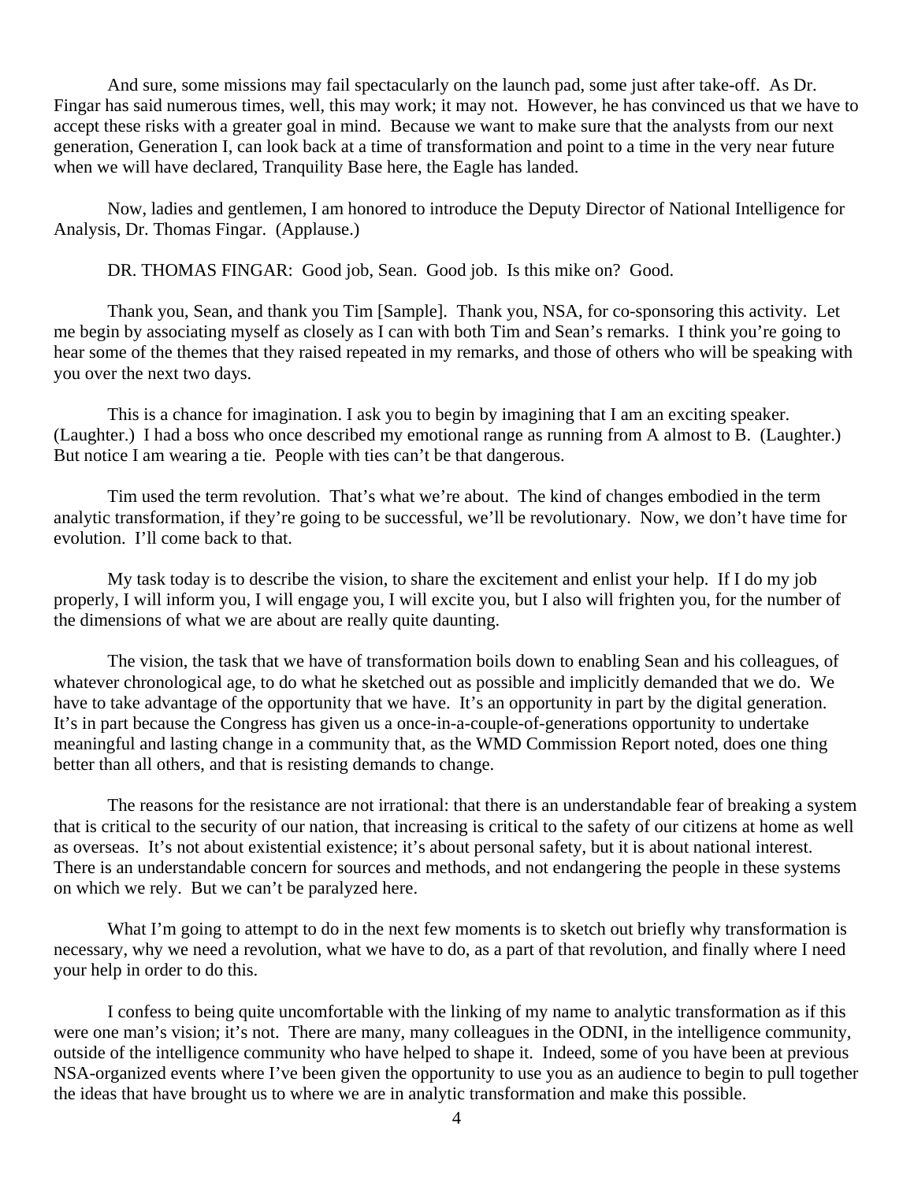And sure, some missions may fail spectacularly on the launch pad, some just after take-off. As Dr. Fingar has said numerous times, well, this may work; it may not. However, he has convinced us that we have to accept these risks with a greater goal in mind. Because we want to make sure that the analysts from our next generation, Generation I, can look back at a time of transformation and point to a time in the very near future when we will have declared, Tranquility Base here, the Eagle has landed.

Now, ladies and gentlemen, I am honored to introduce the Deputy Director of National Intelligence for Analysis, Dr. Thomas Fingar. (Applause.)

DR. THOMAS FINGAR: Good job, Sean. Good job. Is this mike on? Good.

Thank you, Sean, and thank you Tim [Sample]. Thank you, NSA, for co-sponsoring this activity. Let me begin by associating myself as closely as I can with both Tim and Sean's remarks. I think you're going to hear some of the themes that they raised repeated in my remarks, and those of others who will be speaking with you over the next two days.

This is a chance for imagination. I ask you to begin by imagining that I am an exciting speaker. (Laughter.) I had a boss who once described my emotional range as running from A almost to B. (Laughter.) But notice I am wearing a tie. People with ties can't be that dangerous.

Tim used the term revolution. That's what we're about. The kind of changes embodied in the term analytic transformation, if they're going to be successful, we'll be revolutionary. Now, we don't have time for evolution. I'll come back to that.

My task today is to describe the vision, to share the excitement and enlist your help. If I do my job properly, I will inform you, I will engage you, I will excite you, but I also will frighten you, for the number of the dimensions of what we are about are really quite daunting.

The vision, the task that we have of transformation boils down to enabling Sean and his colleagues, of whatever chronological age, to do what he sketched out as possible and implicitly demanded that we do. We have to take advantage of the opportunity that we have. It's an opportunity in part by the digital generation. It's in part because the Congress has given us a once-in-a-couple-of-generations opportunity to undertake meaningful and lasting change in a community that, as the WMD Commission Report noted, does one thing better than all others, and that is resisting demands to change.

The reasons for the resistance are not irrational: that there is an understandable fear of breaking a system that is critical to the security of our nation, that increasing is critical to the safety of our citizens at home as well as overseas. It's not about existential existence; it's about personal safety, but it is about national interest. There is an understandable concern for sources and methods, and not endangering the people in these systems on which we rely. But we can't be paralyzed here.

What I'm going to attempt to do in the next few moments is to sketch out briefly why transformation is necessary, why we need a revolution, what we have to do, as a part of that revolution, and finally where I need your help in order to do this.

I confess to being quite uncomfortable with the linking of my name to analytic transformation as if this were one man's vision; it's not. There are many, many colleagues in the ODNI, in the intelligence community, outside of the intelligence community who have helped to shape it. Indeed, some of you have been at previous NSA-organized events where I've been given the opportunity to use you as an audience to begin to pull together the ideas that have brought us to where we are in analytic transformation and make this possible.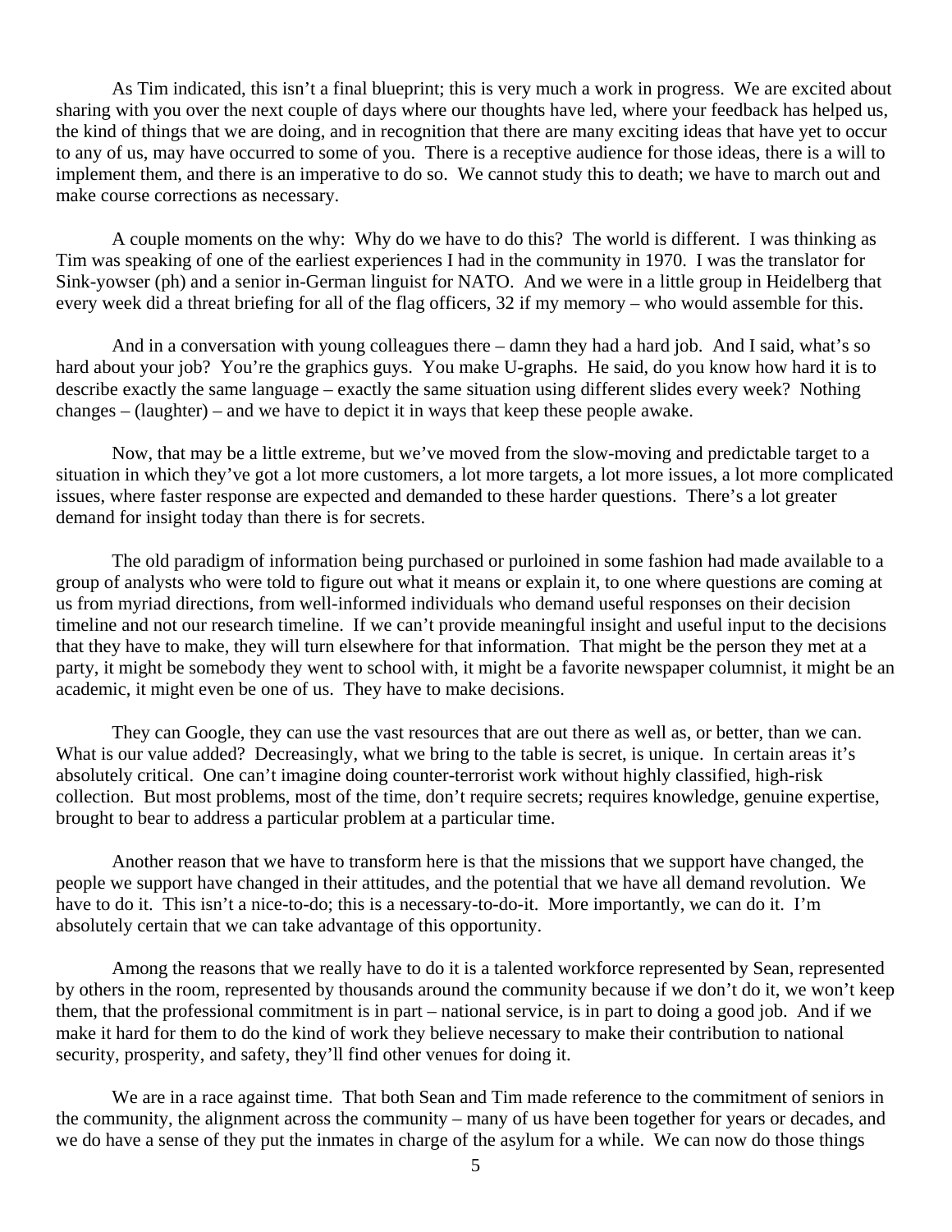As Tim indicated, this isn't a final blueprint; this is very much a work in progress. We are excited about sharing with you over the next couple of days where our thoughts have led, where your feedback has helped us, the kind of things that we are doing, and in recognition that there are many exciting ideas that have yet to occur to any of us, may have occurred to some of you. There is a receptive audience for those ideas, there is a will to implement them, and there is an imperative to do so. We cannot study this to death; we have to march out and make course corrections as necessary.

A couple moments on the why: Why do we have to do this? The world is different. I was thinking as Tim was speaking of one of the earliest experiences I had in the community in 1970. I was the translator for Sink-yowser (ph) and a senior in-German linguist for NATO. And we were in a little group in Heidelberg that every week did a threat briefing for all of the flag officers, 32 if my memory – who would assemble for this.

And in a conversation with young colleagues there – damn they had a hard job. And I said, what's so hard about your job? You're the graphics guys. You make U-graphs. He said, do you know how hard it is to describe exactly the same language – exactly the same situation using different slides every week? Nothing changes – (laughter) – and we have to depict it in ways that keep these people awake.

Now, that may be a little extreme, but we've moved from the slow-moving and predictable target to a situation in which they've got a lot more customers, a lot more targets, a lot more issues, a lot more complicated issues, where faster response are expected and demanded to these harder questions. There's a lot greater demand for insight today than there is for secrets.

The old paradigm of information being purchased or purloined in some fashion had made available to a group of analysts who were told to figure out what it means or explain it, to one where questions are coming at us from myriad directions, from well-informed individuals who demand useful responses on their decision timeline and not our research timeline. If we can't provide meaningful insight and useful input to the decisions that they have to make, they will turn elsewhere for that information. That might be the person they met at a party, it might be somebody they went to school with, it might be a favorite newspaper columnist, it might be an academic, it might even be one of us. They have to make decisions.

They can Google, they can use the vast resources that are out there as well as, or better, than we can. What is our value added? Decreasingly, what we bring to the table is secret, is unique. In certain areas it's absolutely critical. One can't imagine doing counter-terrorist work without highly classified, high-risk collection. But most problems, most of the time, don't require secrets; requires knowledge, genuine expertise, brought to bear to address a particular problem at a particular time.

Another reason that we have to transform here is that the missions that we support have changed, the people we support have changed in their attitudes, and the potential that we have all demand revolution. We have to do it. This isn't a nice-to-do; this is a necessary-to-do-it. More importantly, we can do it. I'm absolutely certain that we can take advantage of this opportunity.

Among the reasons that we really have to do it is a talented workforce represented by Sean, represented by others in the room, represented by thousands around the community because if we don't do it, we won't keep them, that the professional commitment is in part – national service, is in part to doing a good job. And if we make it hard for them to do the kind of work they believe necessary to make their contribution to national security, prosperity, and safety, they'll find other venues for doing it.

We are in a race against time. That both Sean and Tim made reference to the commitment of seniors in the community, the alignment across the community – many of us have been together for years or decades, and we do have a sense of they put the inmates in charge of the asylum for a while. We can now do those things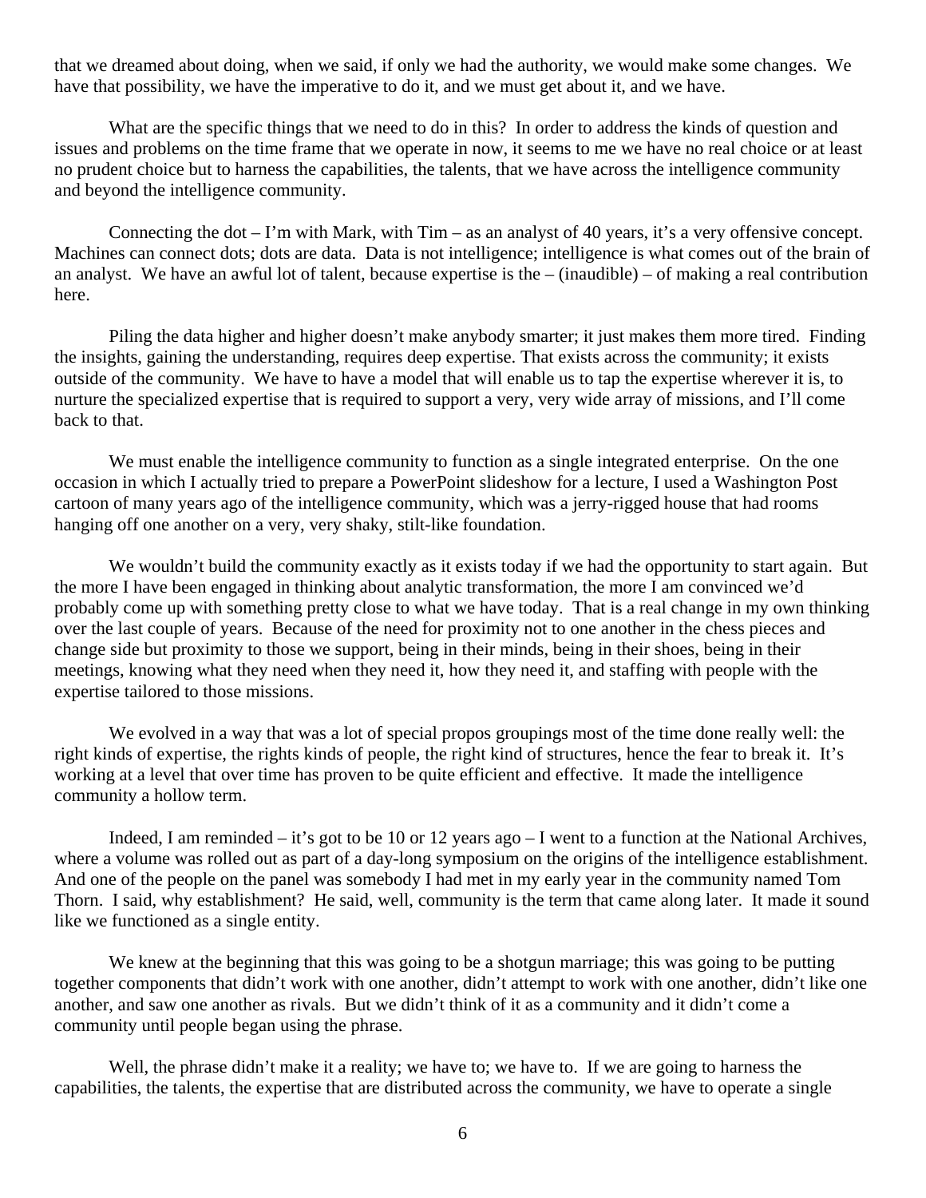that we dreamed about doing, when we said, if only we had the authority, we would make some changes. We have that possibility, we have the imperative to do it, and we must get about it, and we have.

What are the specific things that we need to do in this? In order to address the kinds of question and issues and problems on the time frame that we operate in now, it seems to me we have no real choice or at least no prudent choice but to harness the capabilities, the talents, that we have across the intelligence community and beyond the intelligence community.

Connecting the dot – I'm with Mark, with Tim – as an analyst of 40 years, it's a very offensive concept. Machines can connect dots; dots are data. Data is not intelligence; intelligence is what comes out of the brain of an analyst. We have an awful lot of talent, because expertise is the – (inaudible) – of making a real contribution here.

Piling the data higher and higher doesn't make anybody smarter; it just makes them more tired. Finding the insights, gaining the understanding, requires deep expertise. That exists across the community; it exists outside of the community. We have to have a model that will enable us to tap the expertise wherever it is, to nurture the specialized expertise that is required to support a very, very wide array of missions, and I'll come back to that.

We must enable the intelligence community to function as a single integrated enterprise. On the one occasion in which I actually tried to prepare a PowerPoint slideshow for a lecture, I used a Washington Post cartoon of many years ago of the intelligence community, which was a jerry-rigged house that had rooms hanging off one another on a very, very shaky, stilt-like foundation.

We wouldn't build the community exactly as it exists today if we had the opportunity to start again. But the more I have been engaged in thinking about analytic transformation, the more I am convinced we'd probably come up with something pretty close to what we have today. That is a real change in my own thinking over the last couple of years. Because of the need for proximity not to one another in the chess pieces and change side but proximity to those we support, being in their minds, being in their shoes, being in their meetings, knowing what they need when they need it, how they need it, and staffing with people with the expertise tailored to those missions.

We evolved in a way that was a lot of special propos groupings most of the time done really well: the right kinds of expertise, the rights kinds of people, the right kind of structures, hence the fear to break it. It's working at a level that over time has proven to be quite efficient and effective. It made the intelligence community a hollow term.

Indeed, I am reminded – it's got to be 10 or 12 years ago – I went to a function at the National Archives, where a volume was rolled out as part of a day-long symposium on the origins of the intelligence establishment. And one of the people on the panel was somebody I had met in my early year in the community named Tom Thorn. I said, why establishment? He said, well, community is the term that came along later. It made it sound like we functioned as a single entity.

We knew at the beginning that this was going to be a shotgun marriage; this was going to be putting together components that didn't work with one another, didn't attempt to work with one another, didn't like one another, and saw one another as rivals. But we didn't think of it as a community and it didn't come a community until people began using the phrase.

Well, the phrase didn't make it a reality; we have to; we have to. If we are going to harness the capabilities, the talents, the expertise that are distributed across the community, we have to operate a single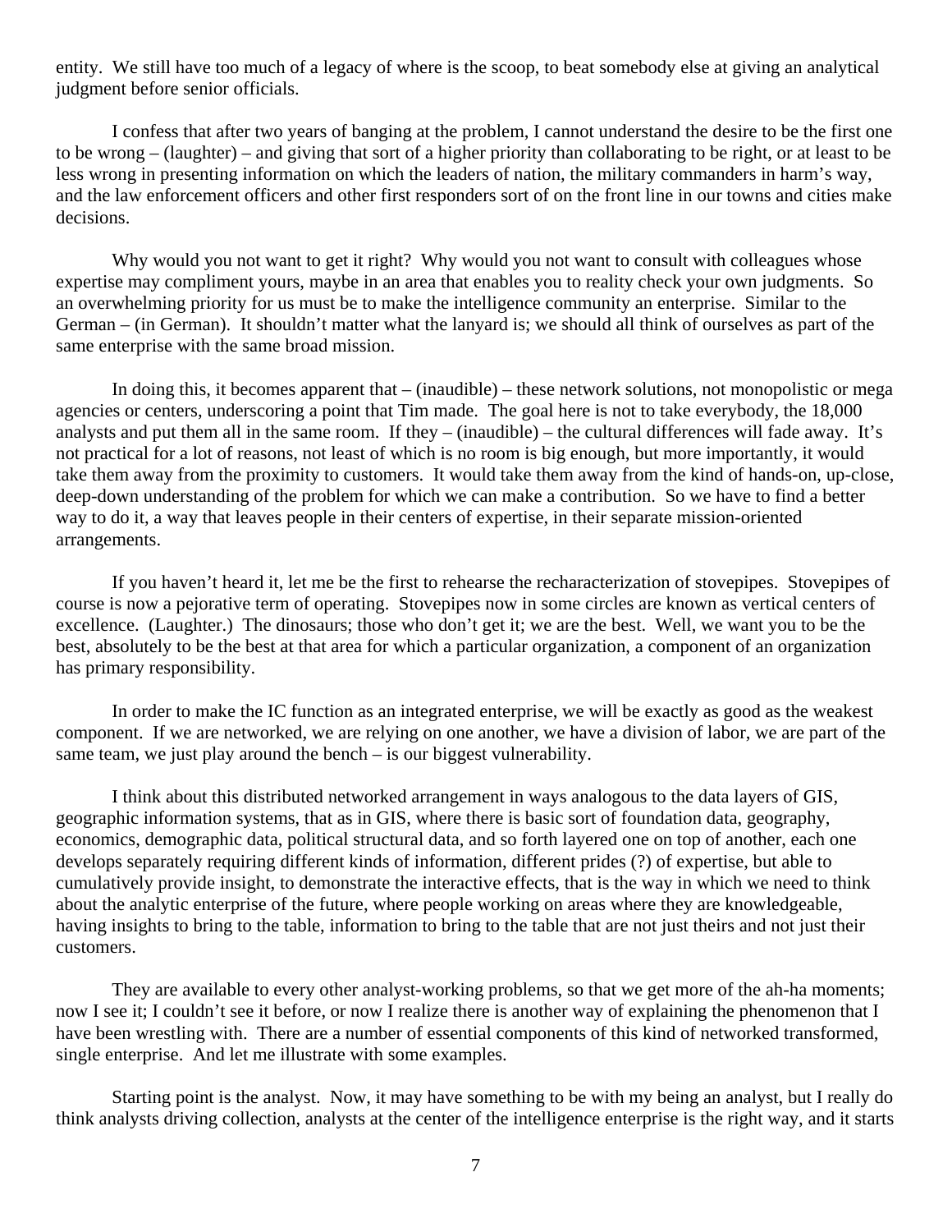entity. We still have too much of a legacy of where is the scoop, to beat somebody else at giving an analytical judgment before senior officials.

I confess that after two years of banging at the problem, I cannot understand the desire to be the first one to be wrong – (laughter) – and giving that sort of a higher priority than collaborating to be right, or at least to be less wrong in presenting information on which the leaders of nation, the military commanders in harm's way, and the law enforcement officers and other first responders sort of on the front line in our towns and cities make decisions.

Why would you not want to get it right? Why would you not want to consult with colleagues whose expertise may compliment yours, maybe in an area that enables you to reality check your own judgments. So an overwhelming priority for us must be to make the intelligence community an enterprise. Similar to the German – (in German). It shouldn't matter what the lanyard is; we should all think of ourselves as part of the same enterprise with the same broad mission.

In doing this, it becomes apparent that – (inaudible) – these network solutions, not monopolistic or mega agencies or centers, underscoring a point that Tim made. The goal here is not to take everybody, the 18,000 analysts and put them all in the same room. If they – (inaudible) – the cultural differences will fade away. It's not practical for a lot of reasons, not least of which is no room is big enough, but more importantly, it would take them away from the proximity to customers. It would take them away from the kind of hands-on, up-close, deep-down understanding of the problem for which we can make a contribution. So we have to find a better way to do it, a way that leaves people in their centers of expertise, in their separate mission-oriented arrangements.

If you haven't heard it, let me be the first to rehearse the recharacterization of stovepipes. Stovepipes of course is now a pejorative term of operating. Stovepipes now in some circles are known as vertical centers of excellence. (Laughter.) The dinosaurs; those who don't get it; we are the best. Well, we want you to be the best, absolutely to be the best at that area for which a particular organization, a component of an organization has primary responsibility.

In order to make the IC function as an integrated enterprise, we will be exactly as good as the weakest component. If we are networked, we are relying on one another, we have a division of labor, we are part of the same team, we just play around the bench – is our biggest vulnerability.

I think about this distributed networked arrangement in ways analogous to the data layers of GIS, geographic information systems, that as in GIS, where there is basic sort of foundation data, geography, economics, demographic data, political structural data, and so forth layered one on top of another, each one develops separately requiring different kinds of information, different prides (?) of expertise, but able to cumulatively provide insight, to demonstrate the interactive effects, that is the way in which we need to think about the analytic enterprise of the future, where people working on areas where they are knowledgeable, having insights to bring to the table, information to bring to the table that are not just theirs and not just their customers.

They are available to every other analyst-working problems, so that we get more of the ah-ha moments; now I see it; I couldn't see it before, or now I realize there is another way of explaining the phenomenon that I have been wrestling with. There are a number of essential components of this kind of networked transformed, single enterprise. And let me illustrate with some examples.

Starting point is the analyst. Now, it may have something to be with my being an analyst, but I really do think analysts driving collection, analysts at the center of the intelligence enterprise is the right way, and it starts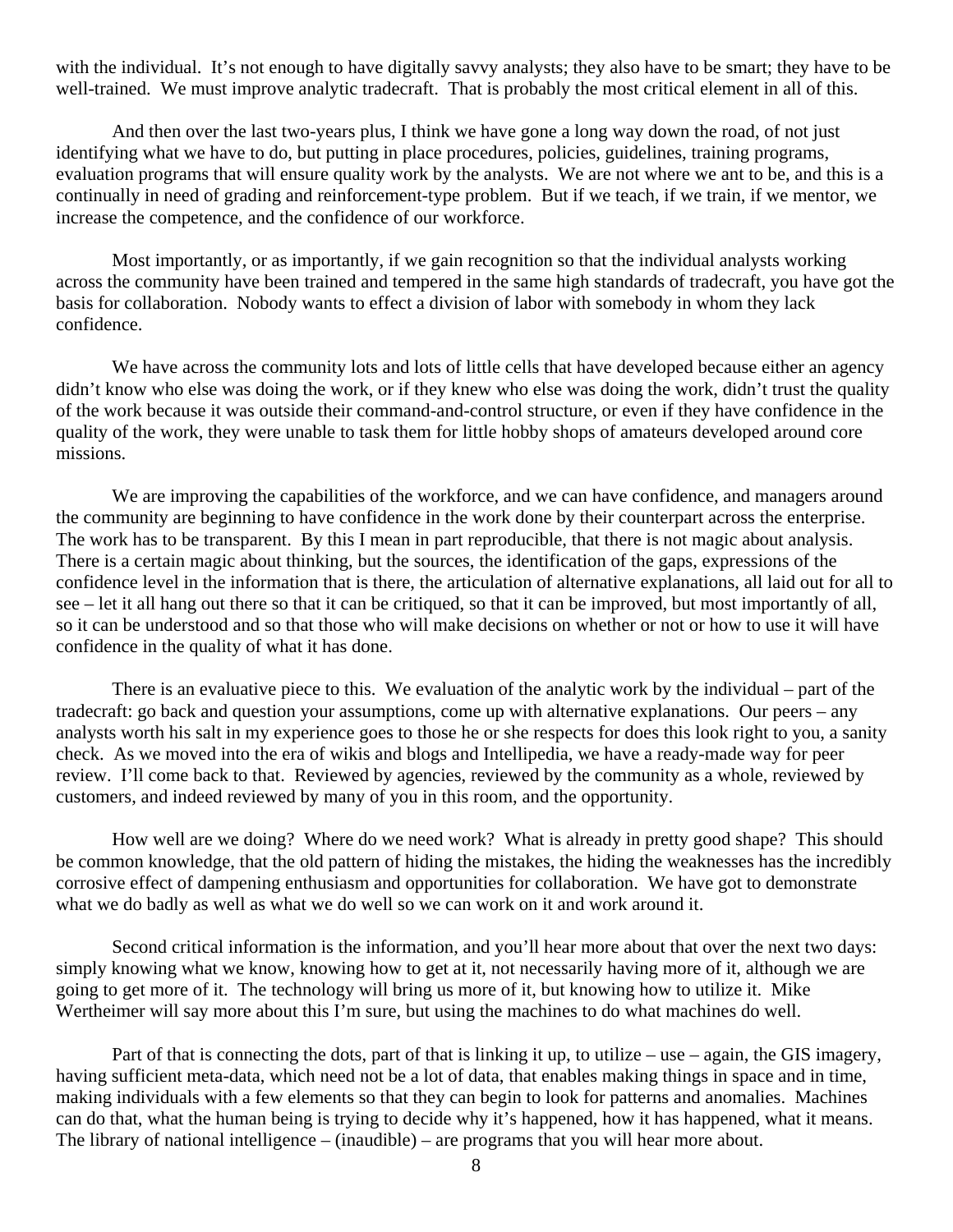with the individual. It's not enough to have digitally savvy analysts; they also have to be smart; they have to be well-trained. We must improve analytic tradecraft. That is probably the most critical element in all of this.

And then over the last two-years plus, I think we have gone a long way down the road, of not just identifying what we have to do, but putting in place procedures, policies, guidelines, training programs, evaluation programs that will ensure quality work by the analysts. We are not where we ant to be, and this is a continually in need of grading and reinforcement-type problem. But if we teach, if we train, if we mentor, we increase the competence, and the confidence of our workforce.

Most importantly, or as importantly, if we gain recognition so that the individual analysts working across the community have been trained and tempered in the same high standards of tradecraft, you have got the basis for collaboration. Nobody wants to effect a division of labor with somebody in whom they lack confidence.

We have across the community lots and lots of little cells that have developed because either an agency didn't know who else was doing the work, or if they knew who else was doing the work, didn't trust the quality of the work because it was outside their command-and-control structure, or even if they have confidence in the quality of the work, they were unable to task them for little hobby shops of amateurs developed around core missions.

We are improving the capabilities of the workforce, and we can have confidence, and managers around the community are beginning to have confidence in the work done by their counterpart across the enterprise. The work has to be transparent. By this I mean in part reproducible, that there is not magic about analysis. There is a certain magic about thinking, but the sources, the identification of the gaps, expressions of the confidence level in the information that is there, the articulation of alternative explanations, all laid out for all to see – let it all hang out there so that it can be critiqued, so that it can be improved, but most importantly of all, so it can be understood and so that those who will make decisions on whether or not or how to use it will have confidence in the quality of what it has done.

There is an evaluative piece to this. We evaluation of the analytic work by the individual – part of the tradecraft: go back and question your assumptions, come up with alternative explanations. Our peers – any analysts worth his salt in my experience goes to those he or she respects for does this look right to you, a sanity check. As we moved into the era of wikis and blogs and Intellipedia, we have a ready-made way for peer review. I'll come back to that. Reviewed by agencies, reviewed by the community as a whole, reviewed by customers, and indeed reviewed by many of you in this room, and the opportunity.

How well are we doing? Where do we need work? What is already in pretty good shape? This should be common knowledge, that the old pattern of hiding the mistakes, the hiding the weaknesses has the incredibly corrosive effect of dampening enthusiasm and opportunities for collaboration. We have got to demonstrate what we do badly as well as what we do well so we can work on it and work around it.

Second critical information is the information, and you'll hear more about that over the next two days: simply knowing what we know, knowing how to get at it, not necessarily having more of it, although we are going to get more of it. The technology will bring us more of it, but knowing how to utilize it. Mike Wertheimer will say more about this I'm sure, but using the machines to do what machines do well.

Part of that is connecting the dots, part of that is linking it up, to utilize – use – again, the GIS imagery, having sufficient meta-data, which need not be a lot of data, that enables making things in space and in time, making individuals with a few elements so that they can begin to look for patterns and anomalies. Machines can do that, what the human being is trying to decide why it's happened, how it has happened, what it means. The library of national intelligence – (inaudible) – are programs that you will hear more about.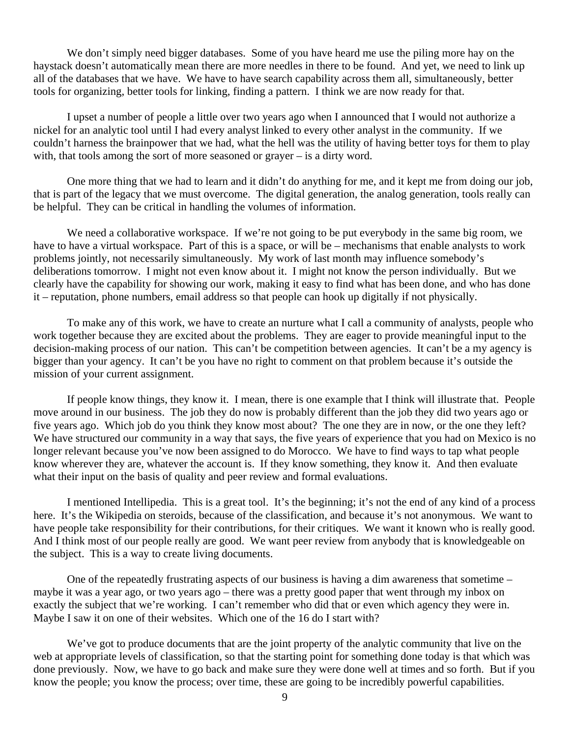We don't simply need bigger databases. Some of you have heard me use the piling more hay on the haystack doesn't automatically mean there are more needles in there to be found. And yet, we need to link up all of the databases that we have. We have to have search capability across them all, simultaneously, better tools for organizing, better tools for linking, finding a pattern. I think we are now ready for that.

I upset a number of people a little over two years ago when I announced that I would not authorize a nickel for an analytic tool until I had every analyst linked to every other analyst in the community. If we couldn't harness the brainpower that we had, what the hell was the utility of having better toys for them to play with, that tools among the sort of more seasoned or grayer – is a dirty word.

One more thing that we had to learn and it didn't do anything for me, and it kept me from doing our job, that is part of the legacy that we must overcome. The digital generation, the analog generation, tools really can be helpful. They can be critical in handling the volumes of information.

We need a collaborative workspace. If we're not going to be put everybody in the same big room, we have to have a virtual workspace. Part of this is a space, or will be – mechanisms that enable analysts to work problems jointly, not necessarily simultaneously. My work of last month may influence somebody's deliberations tomorrow. I might not even know about it. I might not know the person individually. But we clearly have the capability for showing our work, making it easy to find what has been done, and who has done it – reputation, phone numbers, email address so that people can hook up digitally if not physically.

To make any of this work, we have to create an nurture what I call a community of analysts, people who work together because they are excited about the problems. They are eager to provide meaningful input to the decision-making process of our nation. This can't be competition between agencies. It can't be a my agency is bigger than your agency. It can't be you have no right to comment on that problem because it's outside the mission of your current assignment.

If people know things, they know it. I mean, there is one example that I think will illustrate that. People move around in our business. The job they do now is probably different than the job they did two years ago or five years ago. Which job do you think they know most about? The one they are in now, or the one they left? We have structured our community in a way that says, the five years of experience that you had on Mexico is no longer relevant because you've now been assigned to do Morocco. We have to find ways to tap what people know wherever they are, whatever the account is. If they know something, they know it. And then evaluate what their input on the basis of quality and peer review and formal evaluations.

I mentioned Intellipedia. This is a great tool. It's the beginning; it's not the end of any kind of a process here. It's the Wikipedia on steroids, because of the classification, and because it's not anonymous. We want to have people take responsibility for their contributions, for their critiques. We want it known who is really good. And I think most of our people really are good. We want peer review from anybody that is knowledgeable on the subject. This is a way to create living documents.

One of the repeatedly frustrating aspects of our business is having a dim awareness that sometime – maybe it was a year ago, or two years ago – there was a pretty good paper that went through my inbox on exactly the subject that we're working. I can't remember who did that or even which agency they were in. Maybe I saw it on one of their websites. Which one of the 16 do I start with?

We've got to produce documents that are the joint property of the analytic community that live on the web at appropriate levels of classification, so that the starting point for something done today is that which was done previously. Now, we have to go back and make sure they were done well at times and so forth. But if you know the people; you know the process; over time, these are going to be incredibly powerful capabilities.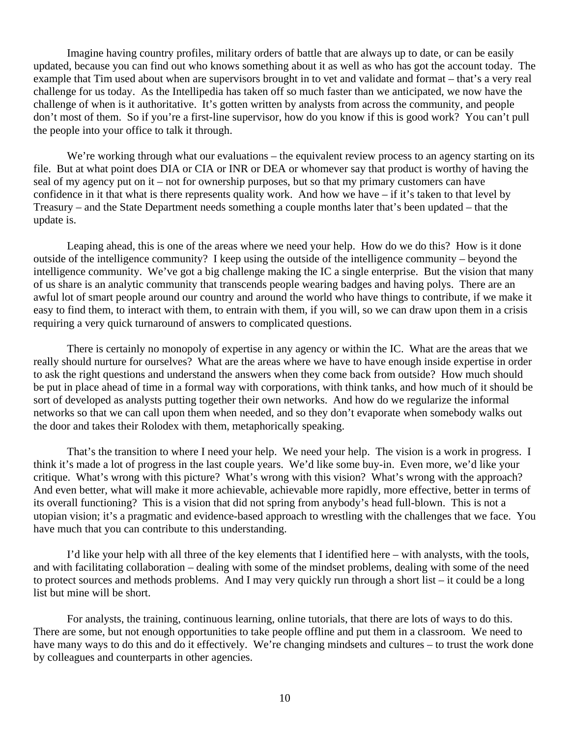Imagine having country profiles, military orders of battle that are always up to date, or can be easily updated, because you can find out who knows something about it as well as who has got the account today. The example that Tim used about when are supervisors brought in to vet and validate and format – that's a very real challenge for us today. As the Intellipedia has taken off so much faster than we anticipated, we now have the challenge of when is it authoritative. It's gotten written by analysts from across the community, and people don't most of them. So if you're a first-line supervisor, how do you know if this is good work? You can't pull the people into your office to talk it through.

We're working through what our evaluations – the equivalent review process to an agency starting on its file. But at what point does DIA or CIA or INR or DEA or whomever say that product is worthy of having the seal of my agency put on it – not for ownership purposes, but so that my primary customers can have confidence in it that what is there represents quality work. And how we have – if it's taken to that level by Treasury – and the State Department needs something a couple months later that's been updated – that the update is.

Leaping ahead, this is one of the areas where we need your help. How do we do this? How is it done outside of the intelligence community? I keep using the outside of the intelligence community – beyond the intelligence community. We've got a big challenge making the IC a single enterprise. But the vision that many of us share is an analytic community that transcends people wearing badges and having polys. There are an awful lot of smart people around our country and around the world who have things to contribute, if we make it easy to find them, to interact with them, to entrain with them, if you will, so we can draw upon them in a crisis requiring a very quick turnaround of answers to complicated questions.

There is certainly no monopoly of expertise in any agency or within the IC. What are the areas that we really should nurture for ourselves? What are the areas where we have to have enough inside expertise in order to ask the right questions and understand the answers when they come back from outside? How much should be put in place ahead of time in a formal way with corporations, with think tanks, and how much of it should be sort of developed as analysts putting together their own networks. And how do we regularize the informal networks so that we can call upon them when needed, and so they don't evaporate when somebody walks out the door and takes their Rolodex with them, metaphorically speaking.

That's the transition to where I need your help. We need your help. The vision is a work in progress. I think it's made a lot of progress in the last couple years. We'd like some buy-in. Even more, we'd like your critique. What's wrong with this picture? What's wrong with this vision? What's wrong with the approach? And even better, what will make it more achievable, achievable more rapidly, more effective, better in terms of its overall functioning? This is a vision that did not spring from anybody's head full-blown. This is not a utopian vision; it's a pragmatic and evidence-based approach to wrestling with the challenges that we face. You have much that you can contribute to this understanding.

I'd like your help with all three of the key elements that I identified here – with analysts, with the tools, and with facilitating collaboration – dealing with some of the mindset problems, dealing with some of the need to protect sources and methods problems. And I may very quickly run through a short list – it could be a long list but mine will be short.

For analysts, the training, continuous learning, online tutorials, that there are lots of ways to do this. There are some, but not enough opportunities to take people offline and put them in a classroom. We need to have many ways to do this and do it effectively. We're changing mindsets and cultures – to trust the work done by colleagues and counterparts in other agencies.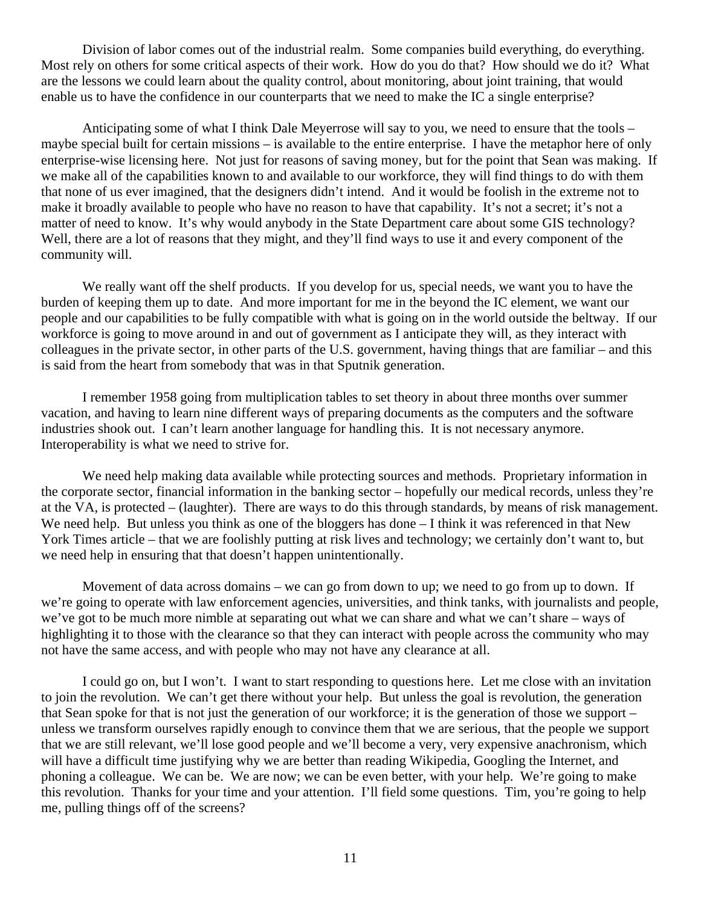Division of labor comes out of the industrial realm. Some companies build everything, do everything. Most rely on others for some critical aspects of their work. How do you do that? How should we do it? What are the lessons we could learn about the quality control, about monitoring, about joint training, that would enable us to have the confidence in our counterparts that we need to make the IC a single enterprise?

Anticipating some of what I think Dale Meyerrose will say to you, we need to ensure that the tools – maybe special built for certain missions – is available to the entire enterprise. I have the metaphor here of only enterprise-wise licensing here. Not just for reasons of saving money, but for the point that Sean was making. If we make all of the capabilities known to and available to our workforce, they will find things to do with them that none of us ever imagined, that the designers didn't intend. And it would be foolish in the extreme not to make it broadly available to people who have no reason to have that capability. It's not a secret; it's not a matter of need to know. It's why would anybody in the State Department care about some GIS technology? Well, there are a lot of reasons that they might, and they'll find ways to use it and every component of the community will.

We really want off the shelf products. If you develop for us, special needs, we want you to have the burden of keeping them up to date. And more important for me in the beyond the IC element, we want our people and our capabilities to be fully compatible with what is going on in the world outside the beltway. If our workforce is going to move around in and out of government as I anticipate they will, as they interact with colleagues in the private sector, in other parts of the U.S. government, having things that are familiar – and this is said from the heart from somebody that was in that Sputnik generation.

I remember 1958 going from multiplication tables to set theory in about three months over summer vacation, and having to learn nine different ways of preparing documents as the computers and the software industries shook out. I can't learn another language for handling this. It is not necessary anymore. Interoperability is what we need to strive for.

We need help making data available while protecting sources and methods. Proprietary information in the corporate sector, financial information in the banking sector – hopefully our medical records, unless they're at the VA, is protected – (laughter). There are ways to do this through standards, by means of risk management. We need help. But unless you think as one of the bloggers has done – I think it was referenced in that New York Times article – that we are foolishly putting at risk lives and technology; we certainly don't want to, but we need help in ensuring that that doesn't happen unintentionally.

Movement of data across domains – we can go from down to up; we need to go from up to down. If we're going to operate with law enforcement agencies, universities, and think tanks, with journalists and people, we've got to be much more nimble at separating out what we can share and what we can't share – ways of highlighting it to those with the clearance so that they can interact with people across the community who may not have the same access, and with people who may not have any clearance at all.

I could go on, but I won't. I want to start responding to questions here. Let me close with an invitation to join the revolution. We can't get there without your help. But unless the goal is revolution, the generation that Sean spoke for that is not just the generation of our workforce; it is the generation of those we support – unless we transform ourselves rapidly enough to convince them that we are serious, that the people we support that we are still relevant, we'll lose good people and we'll become a very, very expensive anachronism, which will have a difficult time justifying why we are better than reading Wikipedia, Googling the Internet, and phoning a colleague. We can be. We are now; we can be even better, with your help. We're going to make this revolution. Thanks for your time and your attention. I'll field some questions. Tim, you're going to help me, pulling things off of the screens?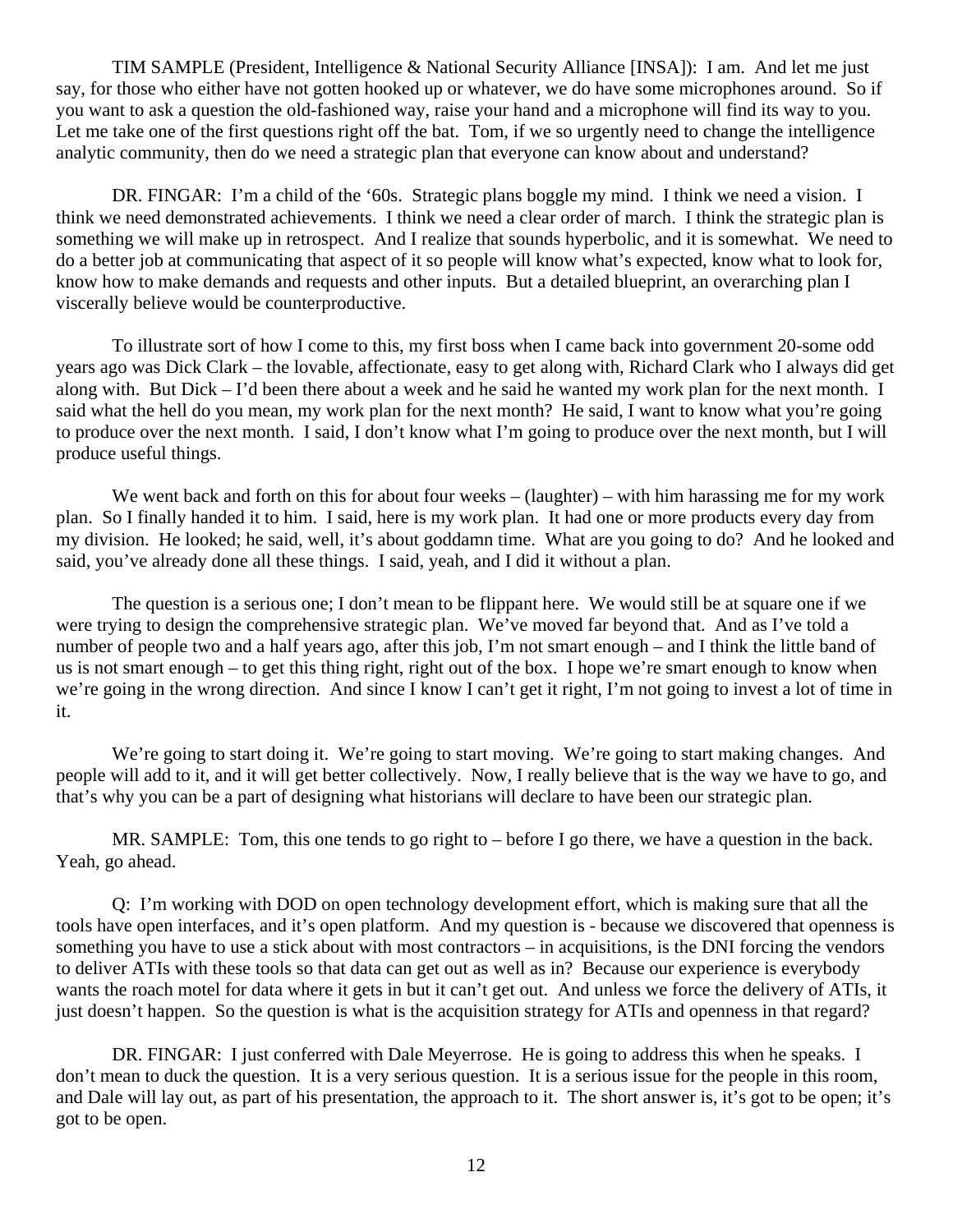TIM SAMPLE (President, Intelligence & National Security Alliance [INSA]): I am. And let me just say, for those who either have not gotten hooked up or whatever, we do have some microphones around. So if you want to ask a question the old-fashioned way, raise your hand and a microphone will find its way to you. Let me take one of the first questions right off the bat. Tom, if we so urgently need to change the intelligence analytic community, then do we need a strategic plan that everyone can know about and understand?

DR. FINGAR: I'm a child of the '60s. Strategic plans boggle my mind. I think we need a vision. I think we need demonstrated achievements. I think we need a clear order of march. I think the strategic plan is something we will make up in retrospect. And I realize that sounds hyperbolic, and it is somewhat. We need to do a better job at communicating that aspect of it so people will know what's expected, know what to look for, know how to make demands and requests and other inputs. But a detailed blueprint, an overarching plan I viscerally believe would be counterproductive.

To illustrate sort of how I come to this, my first boss when I came back into government 20-some odd years ago was Dick Clark – the lovable, affectionate, easy to get along with, Richard Clark who I always did get along with. But Dick – I'd been there about a week and he said he wanted my work plan for the next month. I said what the hell do you mean, my work plan for the next month? He said, I want to know what you're going to produce over the next month. I said, I don't know what I'm going to produce over the next month, but I will produce useful things.

We went back and forth on this for about four weeks – (laughter) – with him harassing me for my work plan. So I finally handed it to him. I said, here is my work plan. It had one or more products every day from my division. He looked; he said, well, it's about goddamn time. What are you going to do? And he looked and said, you've already done all these things. I said, yeah, and I did it without a plan.

The question is a serious one; I don't mean to be flippant here. We would still be at square one if we were trying to design the comprehensive strategic plan. We've moved far beyond that. And as I've told a number of people two and a half years ago, after this job, I'm not smart enough – and I think the little band of us is not smart enough – to get this thing right, right out of the box. I hope we're smart enough to know when we're going in the wrong direction. And since I know I can't get it right, I'm not going to invest a lot of time in it.

We're going to start doing it. We're going to start moving. We're going to start making changes. And people will add to it, and it will get better collectively. Now, I really believe that is the way we have to go, and that's why you can be a part of designing what historians will declare to have been our strategic plan.

MR. SAMPLE: Tom, this one tends to go right to – before I go there, we have a question in the back. Yeah, go ahead.

Q: I'm working with DOD on open technology development effort, which is making sure that all the tools have open interfaces, and it's open platform. And my question is - because we discovered that openness is something you have to use a stick about with most contractors – in acquisitions, is the DNI forcing the vendors to deliver ATIs with these tools so that data can get out as well as in? Because our experience is everybody wants the roach motel for data where it gets in but it can't get out. And unless we force the delivery of ATIs, it just doesn't happen. So the question is what is the acquisition strategy for ATIs and openness in that regard?

DR. FINGAR: I just conferred with Dale Meyerrose. He is going to address this when he speaks. I don't mean to duck the question. It is a very serious question. It is a serious issue for the people in this room, and Dale will lay out, as part of his presentation, the approach to it. The short answer is, it's got to be open; it's got to be open.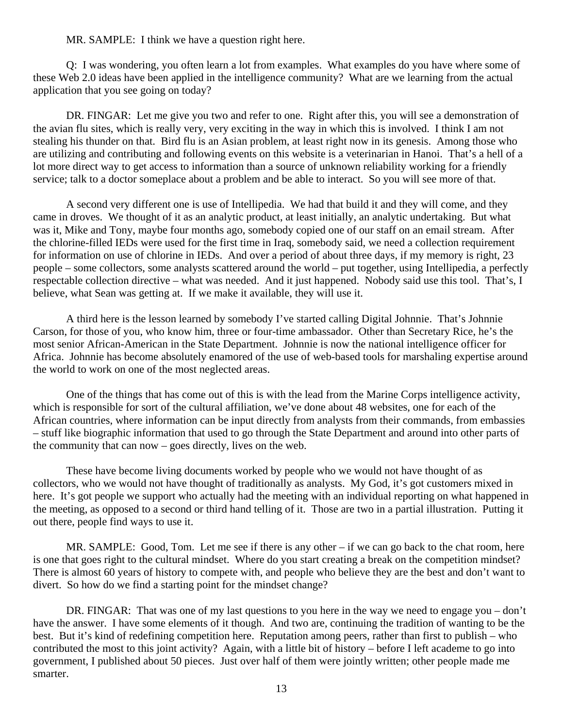MR. SAMPLE: I think we have a question right here.

Q: I was wondering, you often learn a lot from examples. What examples do you have where some of these Web 2.0 ideas have been applied in the intelligence community? What are we learning from the actual application that you see going on today?

DR. FINGAR: Let me give you two and refer to one. Right after this, you will see a demonstration of the avian flu sites, which is really very, very exciting in the way in which this is involved. I think I am not stealing his thunder on that. Bird flu is an Asian problem, at least right now in its genesis. Among those who are utilizing and contributing and following events on this website is a veterinarian in Hanoi. That's a hell of a lot more direct way to get access to information than a source of unknown reliability working for a friendly service; talk to a doctor someplace about a problem and be able to interact. So you will see more of that.

A second very different one is use of Intellipedia. We had that build it and they will come, and they came in droves. We thought of it as an analytic product, at least initially, an analytic undertaking. But what was it, Mike and Tony, maybe four months ago, somebody copied one of our staff on an email stream. After the chlorine-filled IEDs were used for the first time in Iraq, somebody said, we need a collection requirement for information on use of chlorine in IEDs. And over a period of about three days, if my memory is right, 23 people – some collectors, some analysts scattered around the world – put together, using Intellipedia, a perfectly respectable collection directive – what was needed. And it just happened. Nobody said use this tool. That's, I believe, what Sean was getting at. If we make it available, they will use it.

A third here is the lesson learned by somebody I've started calling Digital Johnnie. That's Johnnie Carson, for those of you, who know him, three or four-time ambassador. Other than Secretary Rice, he's the most senior African-American in the State Department. Johnnie is now the national intelligence officer for Africa. Johnnie has become absolutely enamored of the use of web-based tools for marshaling expertise around the world to work on one of the most neglected areas.

One of the things that has come out of this is with the lead from the Marine Corps intelligence activity, which is responsible for sort of the cultural affiliation, we've done about 48 websites, one for each of the African countries, where information can be input directly from analysts from their commands, from embassies – stuff like biographic information that used to go through the State Department and around into other parts of the community that can now – goes directly, lives on the web.

These have become living documents worked by people who we would not have thought of as collectors, who we would not have thought of traditionally as analysts. My God, it's got customers mixed in here. It's got people we support who actually had the meeting with an individual reporting on what happened in the meeting, as opposed to a second or third hand telling of it. Those are two in a partial illustration. Putting it out there, people find ways to use it.

MR. SAMPLE: Good, Tom. Let me see if there is any other – if we can go back to the chat room, here is one that goes right to the cultural mindset. Where do you start creating a break on the competition mindset? There is almost 60 years of history to compete with, and people who believe they are the best and don't want to divert. So how do we find a starting point for the mindset change?

DR. FINGAR: That was one of my last questions to you here in the way we need to engage you – don't have the answer. I have some elements of it though. And two are, continuing the tradition of wanting to be the best. But it's kind of redefining competition here. Reputation among peers, rather than first to publish – who contributed the most to this joint activity? Again, with a little bit of history – before I left academe to go into government, I published about 50 pieces. Just over half of them were jointly written; other people made me smarter.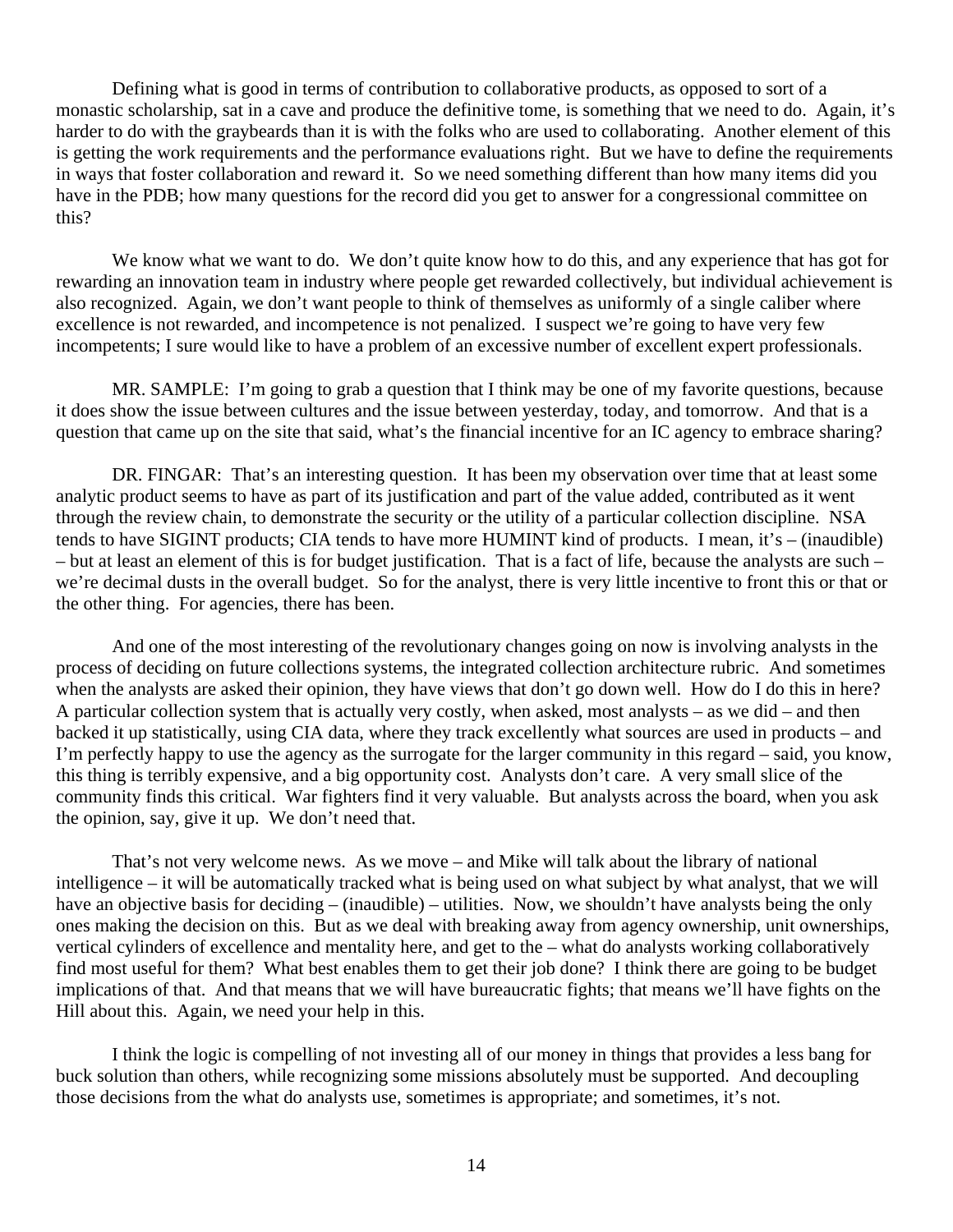Defining what is good in terms of contribution to collaborative products, as opposed to sort of a monastic scholarship, sat in a cave and produce the definitive tome, is something that we need to do. Again, it's harder to do with the graybeards than it is with the folks who are used to collaborating. Another element of this is getting the work requirements and the performance evaluations right. But we have to define the requirements in ways that foster collaboration and reward it. So we need something different than how many items did you have in the PDB; how many questions for the record did you get to answer for a congressional committee on this?

We know what we want to do. We don't quite know how to do this, and any experience that has got for rewarding an innovation team in industry where people get rewarded collectively, but individual achievement is also recognized. Again, we don't want people to think of themselves as uniformly of a single caliber where excellence is not rewarded, and incompetence is not penalized. I suspect we're going to have very few incompetents; I sure would like to have a problem of an excessive number of excellent expert professionals.

MR. SAMPLE: I'm going to grab a question that I think may be one of my favorite questions, because it does show the issue between cultures and the issue between yesterday, today, and tomorrow. And that is a question that came up on the site that said, what's the financial incentive for an IC agency to embrace sharing?

DR. FINGAR: That's an interesting question. It has been my observation over time that at least some analytic product seems to have as part of its justification and part of the value added, contributed as it went through the review chain, to demonstrate the security or the utility of a particular collection discipline. NSA tends to have SIGINT products; CIA tends to have more HUMINT kind of products. I mean, it's – (inaudible) – but at least an element of this is for budget justification. That is a fact of life, because the analysts are such – we're decimal dusts in the overall budget. So for the analyst, there is very little incentive to front this or that or the other thing. For agencies, there has been.

And one of the most interesting of the revolutionary changes going on now is involving analysts in the process of deciding on future collections systems, the integrated collection architecture rubric. And sometimes when the analysts are asked their opinion, they have views that don't go down well. How do I do this in here? A particular collection system that is actually very costly, when asked, most analysts – as we did – and then backed it up statistically, using CIA data, where they track excellently what sources are used in products – and I'm perfectly happy to use the agency as the surrogate for the larger community in this regard – said, you know, this thing is terribly expensive, and a big opportunity cost. Analysts don't care. A very small slice of the community finds this critical. War fighters find it very valuable. But analysts across the board, when you ask the opinion, say, give it up. We don't need that.

That's not very welcome news. As we move – and Mike will talk about the library of national intelligence – it will be automatically tracked what is being used on what subject by what analyst, that we will have an objective basis for deciding – (inaudible) – utilities. Now, we shouldn't have analysts being the only ones making the decision on this. But as we deal with breaking away from agency ownership, unit ownerships, vertical cylinders of excellence and mentality here, and get to the – what do analysts working collaboratively find most useful for them? What best enables them to get their job done? I think there are going to be budget implications of that. And that means that we will have bureaucratic fights; that means we'll have fights on the Hill about this. Again, we need your help in this.

I think the logic is compelling of not investing all of our money in things that provides a less bang for buck solution than others, while recognizing some missions absolutely must be supported. And decoupling those decisions from the what do analysts use, sometimes is appropriate; and sometimes, it's not.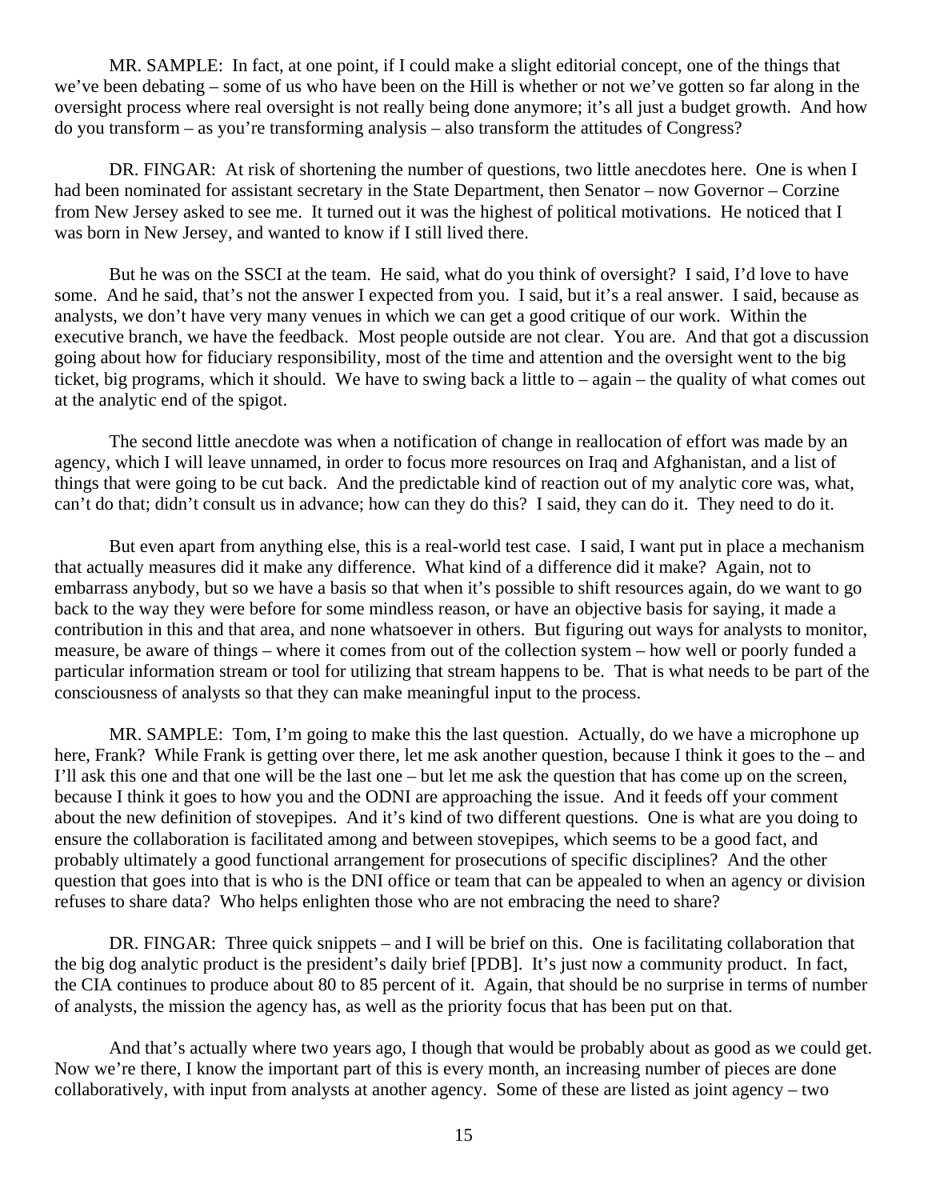MR. SAMPLE: In fact, at one point, if I could make a slight editorial concept, one of the things that we've been debating – some of us who have been on the Hill is whether or not we've gotten so far along in the oversight process where real oversight is not really being done anymore; it's all just a budget growth. And how do you transform – as you're transforming analysis – also transform the attitudes of Congress?

DR. FINGAR: At risk of shortening the number of questions, two little anecdotes here. One is when I had been nominated for assistant secretary in the State Department, then Senator – now Governor – Corzine from New Jersey asked to see me. It turned out it was the highest of political motivations. He noticed that I was born in New Jersey, and wanted to know if I still lived there.

But he was on the SSCI at the team. He said, what do you think of oversight? I said, I'd love to have some. And he said, that's not the answer I expected from you. I said, but it's a real answer. I said, because as analysts, we don't have very many venues in which we can get a good critique of our work. Within the executive branch, we have the feedback. Most people outside are not clear. You are. And that got a discussion going about how for fiduciary responsibility, most of the time and attention and the oversight went to the big ticket, big programs, which it should. We have to swing back a little to – again – the quality of what comes out at the analytic end of the spigot.

The second little anecdote was when a notification of change in reallocation of effort was made by an agency, which I will leave unnamed, in order to focus more resources on Iraq and Afghanistan, and a list of things that were going to be cut back. And the predictable kind of reaction out of my analytic core was, what, can't do that; didn't consult us in advance; how can they do this? I said, they can do it. They need to do it.

But even apart from anything else, this is a real-world test case. I said, I want put in place a mechanism that actually measures did it make any difference. What kind of a difference did it make? Again, not to embarrass anybody, but so we have a basis so that when it's possible to shift resources again, do we want to go back to the way they were before for some mindless reason, or have an objective basis for saying, it made a contribution in this and that area, and none whatsoever in others. But figuring out ways for analysts to monitor, measure, be aware of things – where it comes from out of the collection system – how well or poorly funded a particular information stream or tool for utilizing that stream happens to be. That is what needs to be part of the consciousness of analysts so that they can make meaningful input to the process.

MR. SAMPLE: Tom, I'm going to make this the last question. Actually, do we have a microphone up here, Frank? While Frank is getting over there, let me ask another question, because I think it goes to the – and I'll ask this one and that one will be the last one – but let me ask the question that has come up on the screen, because I think it goes to how you and the ODNI are approaching the issue. And it feeds off your comment about the new definition of stovepipes. And it's kind of two different questions. One is what are you doing to ensure the collaboration is facilitated among and between stovepipes, which seems to be a good fact, and probably ultimately a good functional arrangement for prosecutions of specific disciplines? And the other question that goes into that is who is the DNI office or team that can be appealed to when an agency or division refuses to share data? Who helps enlighten those who are not embracing the need to share?

DR. FINGAR: Three quick snippets – and I will be brief on this. One is facilitating collaboration that the big dog analytic product is the president's daily brief [PDB]. It's just now a community product. In fact, the CIA continues to produce about 80 to 85 percent of it. Again, that should be no surprise in terms of number of analysts, the mission the agency has, as well as the priority focus that has been put on that.

And that's actually where two years ago, I though that would be probably about as good as we could get. Now we're there, I know the important part of this is every month, an increasing number of pieces are done collaboratively, with input from analysts at another agency. Some of these are listed as joint agency – two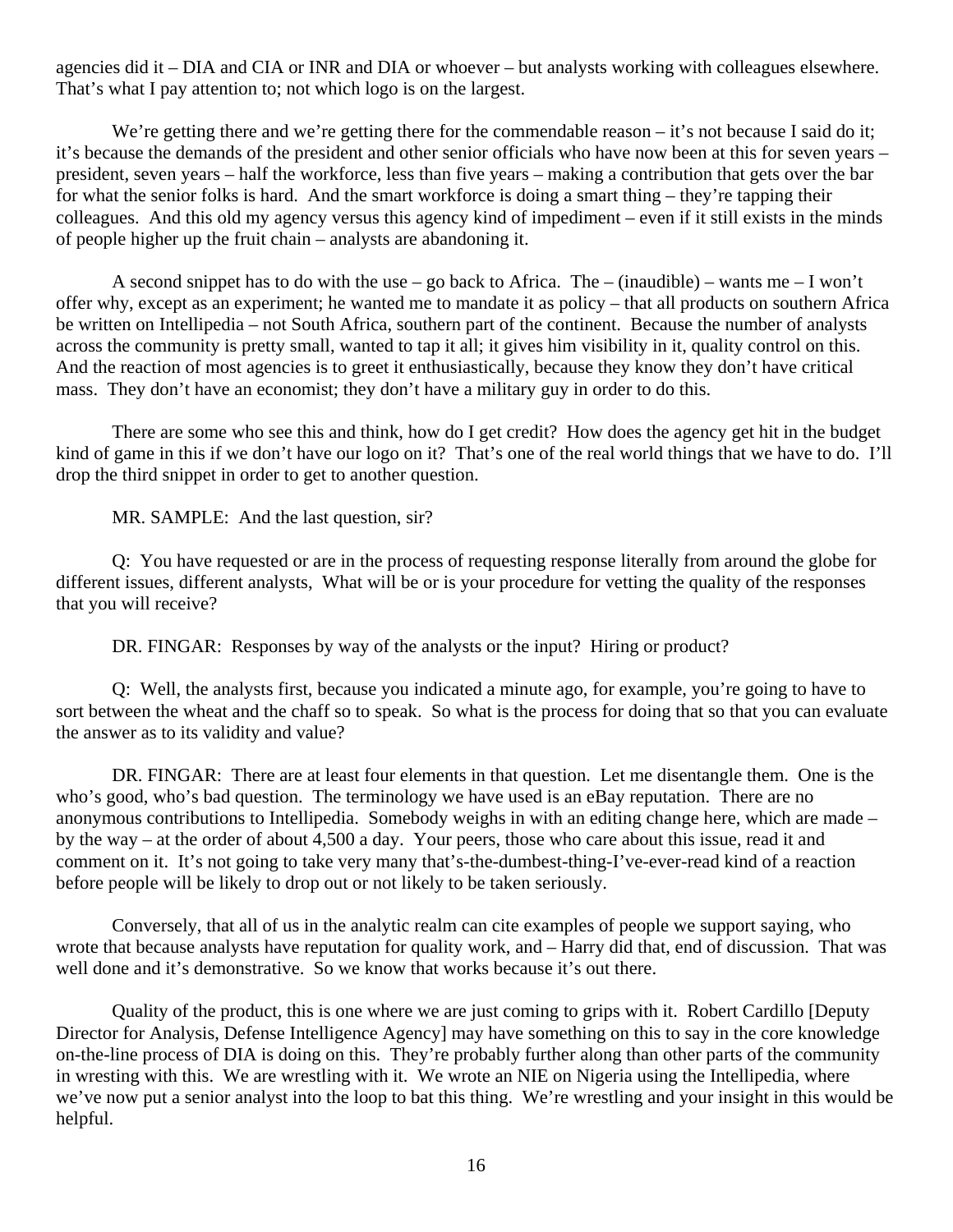agencies did it – DIA and CIA or INR and DIA or whoever – but analysts working with colleagues elsewhere. That's what I pay attention to; not which logo is on the largest.

We're getting there and we're getting there for the commendable reason – it's not because I said do it; it's because the demands of the president and other senior officials who have now been at this for seven years – president, seven years – half the workforce, less than five years – making a contribution that gets over the bar for what the senior folks is hard. And the smart workforce is doing a smart thing – they're tapping their colleagues. And this old my agency versus this agency kind of impediment – even if it still exists in the minds of people higher up the fruit chain – analysts are abandoning it.

A second snippet has to do with the use – go back to Africa. The – (inaudible) – wants me – I won't offer why, except as an experiment; he wanted me to mandate it as policy – that all products on southern Africa be written on Intellipedia – not South Africa, southern part of the continent. Because the number of analysts across the community is pretty small, wanted to tap it all; it gives him visibility in it, quality control on this. And the reaction of most agencies is to greet it enthusiastically, because they know they don't have critical mass. They don't have an economist; they don't have a military guy in order to do this.

There are some who see this and think, how do I get credit? How does the agency get hit in the budget kind of game in this if we don't have our logo on it? That's one of the real world things that we have to do. I'll drop the third snippet in order to get to another question.

MR. SAMPLE: And the last question, sir?

Q: You have requested or are in the process of requesting response literally from around the globe for different issues, different analysts, What will be or is your procedure for vetting the quality of the responses that you will receive?

DR. FINGAR: Responses by way of the analysts or the input? Hiring or product?

Q: Well, the analysts first, because you indicated a minute ago, for example, you're going to have to sort between the wheat and the chaff so to speak. So what is the process for doing that so that you can evaluate the answer as to its validity and value?

DR. FINGAR: There are at least four elements in that question. Let me disentangle them. One is the who's good, who's bad question. The terminology we have used is an eBay reputation. There are no anonymous contributions to Intellipedia. Somebody weighs in with an editing change here, which are made – by the way – at the order of about 4,500 a day. Your peers, those who care about this issue, read it and comment on it. It's not going to take very many that's-the-dumbest-thing-I've-ever-read kind of a reaction before people will be likely to drop out or not likely to be taken seriously.

Conversely, that all of us in the analytic realm can cite examples of people we support saying, who wrote that because analysts have reputation for quality work, and – Harry did that, end of discussion. That was well done and it's demonstrative. So we know that works because it's out there.

Quality of the product, this is one where we are just coming to grips with it. Robert Cardillo [Deputy Director for Analysis, Defense Intelligence Agency] may have something on this to say in the core knowledge on-the-line process of DIA is doing on this. They're probably further along than other parts of the community in wresting with this. We are wrestling with it. We wrote an NIE on Nigeria using the Intellipedia, where we've now put a senior analyst into the loop to bat this thing. We're wrestling and your insight in this would be helpful.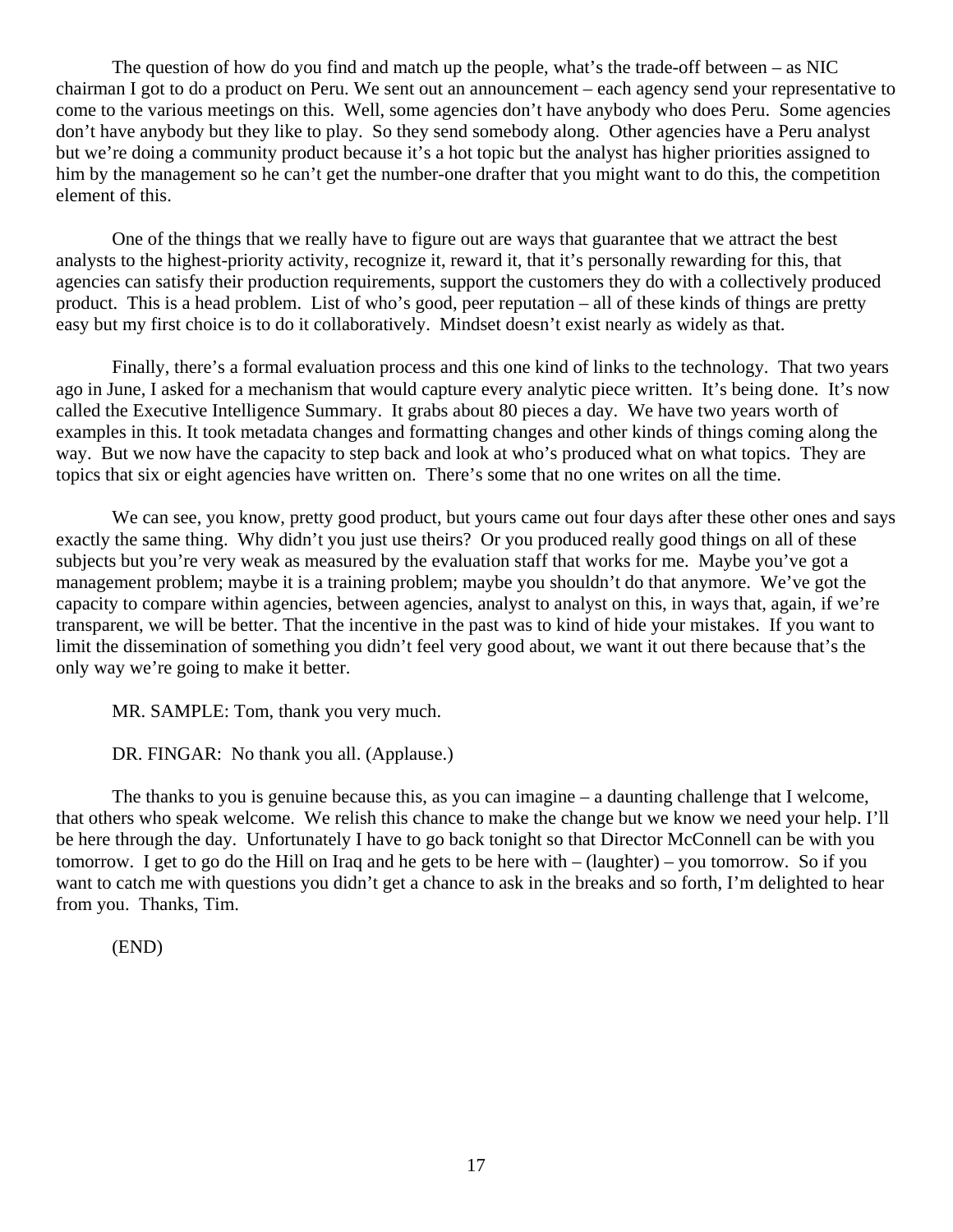The question of how do you find and match up the people, what's the trade-off between – as NIC chairman I got to do a product on Peru. We sent out an announcement – each agency send your representative to come to the various meetings on this. Well, some agencies don't have anybody who does Peru. Some agencies don't have anybody but they like to play. So they send somebody along. Other agencies have a Peru analyst but we're doing a community product because it's a hot topic but the analyst has higher priorities assigned to him by the management so he can't get the number-one drafter that you might want to do this, the competition element of this.

One of the things that we really have to figure out are ways that guarantee that we attract the best analysts to the highest-priority activity, recognize it, reward it, that it's personally rewarding for this, that agencies can satisfy their production requirements, support the customers they do with a collectively produced product. This is a head problem. List of who's good, peer reputation – all of these kinds of things are pretty easy but my first choice is to do it collaboratively. Mindset doesn't exist nearly as widely as that.

Finally, there's a formal evaluation process and this one kind of links to the technology. That two years ago in June, I asked for a mechanism that would capture every analytic piece written. It's being done. It's now called the Executive Intelligence Summary. It grabs about 80 pieces a day. We have two years worth of examples in this. It took metadata changes and formatting changes and other kinds of things coming along the way. But we now have the capacity to step back and look at who's produced what on what topics. They are topics that six or eight agencies have written on. There's some that no one writes on all the time.

We can see, you know, pretty good product, but yours came out four days after these other ones and says exactly the same thing. Why didn't you just use theirs? Or you produced really good things on all of these subjects but you're very weak as measured by the evaluation staff that works for me. Maybe you've got a management problem; maybe it is a training problem; maybe you shouldn't do that anymore. We've got the capacity to compare within agencies, between agencies, analyst to analyst on this, in ways that, again, if we're transparent, we will be better. That the incentive in the past was to kind of hide your mistakes. If you want to limit the dissemination of something you didn't feel very good about, we want it out there because that's the only way we're going to make it better.

MR. SAMPLE: Tom, thank you very much.

DR. FINGAR: No thank you all. (Applause.)

The thanks to you is genuine because this, as you can imagine – a daunting challenge that I welcome, that others who speak welcome. We relish this chance to make the change but we know we need your help. I'll be here through the day. Unfortunately I have to go back tonight so that Director McConnell can be with you tomorrow. I get to go do the Hill on Iraq and he gets to be here with – (laughter) – you tomorrow. So if you want to catch me with questions you didn't get a chance to ask in the breaks and so forth, I'm delighted to hear from you. Thanks, Tim.

(END)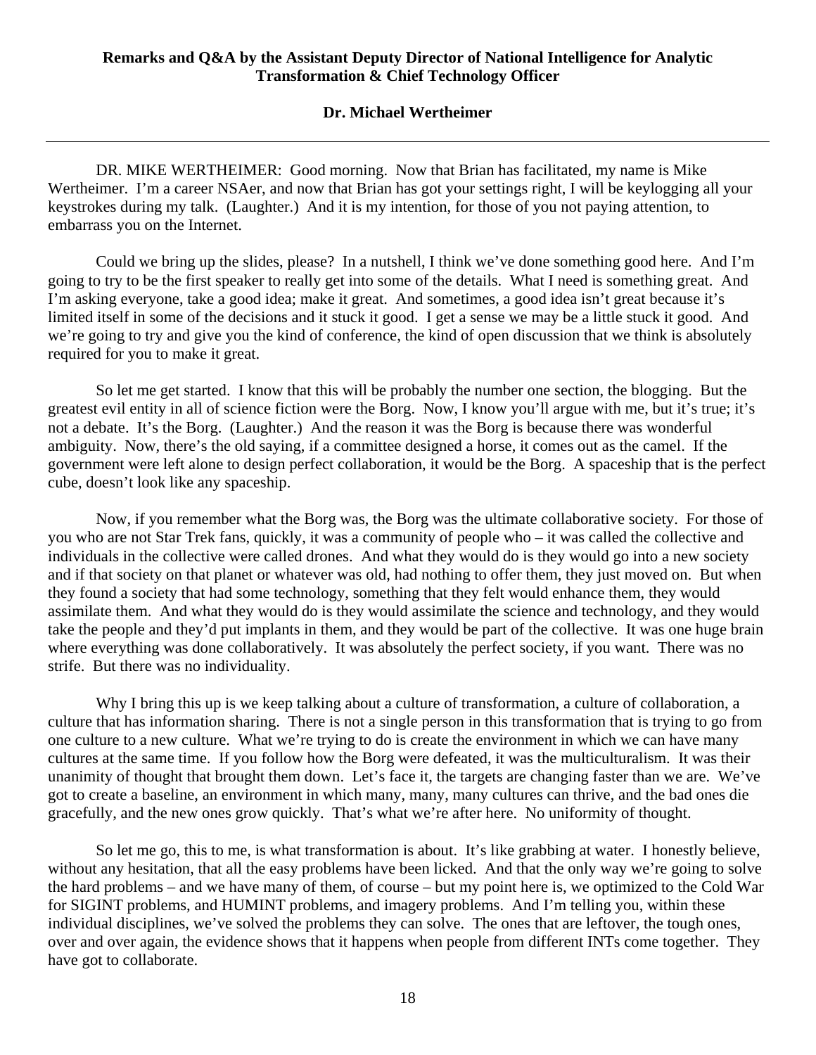**Remarks and Q&A by the Assistant Deputy Director of National Intelligence for Analytic Transformation & Chief Technology Officer**

**Dr. Michael Wertheimer**

---

DR. MIKE WERTHEIMER: Good morning. Now that Brian has facilitated, my name is Mike Wertheimer. I'm a career NSAer, and now that Brian has got your settings right, I will be keylogging all your keystrokes during my talk. (Laughter.) And it is my intention, for those of you not paying attention, to embarrass you on the Internet.

Could we bring up the slides, please? In a nutshell, I think we've done something good here. And I'm going to try to be the first speaker to really get into some of the details. What I need is something great. And I'm asking everyone, take a good idea; make it great. And sometimes, a good idea isn't great because it's limited itself in some of the decisions and it stuck it good. I get a sense we may be a little stuck it good. And we're going to try and give you the kind of conference, the kind of open discussion that we think is absolutely required for you to make it great.

So let me get started. I know that this will be probably the number one section, the blogging. But the greatest evil entity in all of science fiction were the Borg. Now, I know you'll argue with me, but it's true; it's not a debate. It's the Borg. (Laughter.) And the reason it was the Borg is because there was wonderful ambiguity. Now, there's the old saying, if a committee designed a horse, it comes out as the camel. If the government were left alone to design perfect collaboration, it would be the Borg. A spaceship that is the perfect cube, doesn't look like any spaceship.

Now, if you remember what the Borg was, the Borg was the ultimate collaborative society. For those of you who are not Star Trek fans, quickly, it was a community of people who – it was called the collective and individuals in the collective were called drones. And what they would do is they would go into a new society and if that society on that planet or whatever was old, had nothing to offer them, they just moved on. But when they found a society that had some technology, something that they felt would enhance them, they would assimilate them. And what they would do is they would assimilate the science and technology, and they would take the people and they'd put implants in them, and they would be part of the collective. It was one huge brain where everything was done collaboratively. It was absolutely the perfect society, if you want. There was no strife. But there was no individuality.

Why I bring this up is we keep talking about a culture of transformation, a culture of collaboration, a culture that has information sharing. There is not a single person in this transformation that is trying to go from one culture to a new culture. What we're trying to do is create the environment in which we can have many cultures at the same time. If you follow how the Borg were defeated, it was the multiculturalism. It was their unanimity of thought that brought them down. Let's face it, the targets are changing faster than we are. We've got to create a baseline, an environment in which many, many, many cultures can thrive, and the bad ones die gracefully, and the new ones grow quickly. That's what we're after here. No uniformity of thought.

So let me go, this to me, is what transformation is about. It's like grabbing at water. I honestly believe, without any hesitation, that all the easy problems have been licked. And that the only way we're going to solve the hard problems – and we have many of them, of course – but my point here is, we optimized to the Cold War for SIGINT problems, and HUMINT problems, and imagery problems. And I'm telling you, within these individual disciplines, we've solved the problems they can solve. The ones that are leftover, the tough ones, over and over again, the evidence shows that it happens when people from different INTs come together. They have got to collaborate.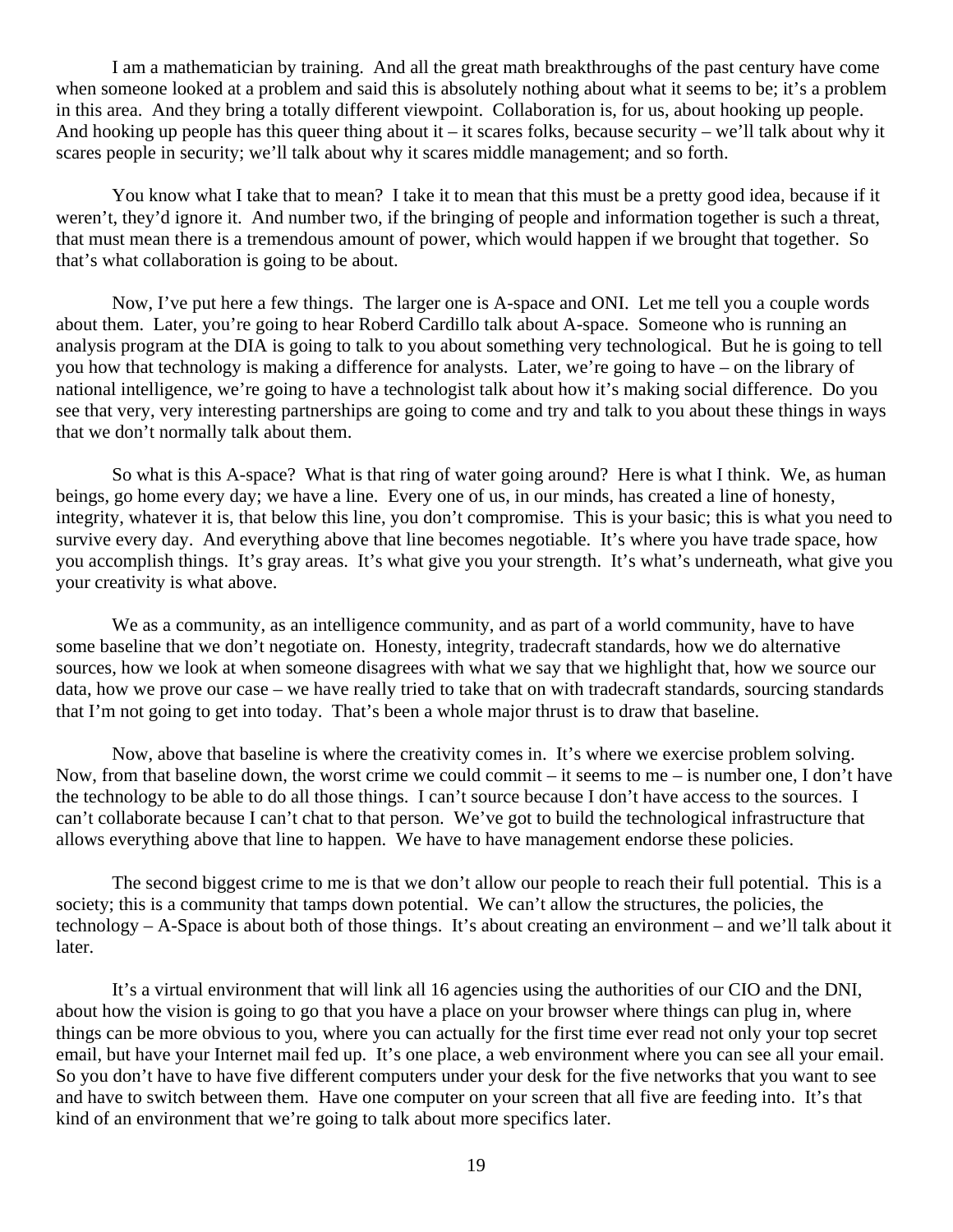I am a mathematician by training. And all the great math breakthroughs of the past century have come when someone looked at a problem and said this is absolutely nothing about what it seems to be; it's a problem in this area. And they bring a totally different viewpoint. Collaboration is, for us, about hooking up people. And hooking up people has this queer thing about it – it scares folks, because security – we'll talk about why it scares people in security; we'll talk about why it scares middle management; and so forth.

You know what I take that to mean? I take it to mean that this must be a pretty good idea, because if it weren't, they'd ignore it. And number two, if the bringing of people and information together is such a threat, that must mean there is a tremendous amount of power, which would happen if we brought that together. So that's what collaboration is going to be about.

Now, I've put here a few things. The larger one is A-space and ONI. Let me tell you a couple words about them. Later, you're going to hear Roberd Cardillo talk about A-space. Someone who is running an analysis program at the DIA is going to talk to you about something very technological. But he is going to tell you how that technology is making a difference for analysts. Later, we're going to have – on the library of national intelligence, we're going to have a technologist talk about how it's making social difference. Do you see that very, very interesting partnerships are going to come and try and talk to you about these things in ways that we don't normally talk about them.

So what is this A-space? What is that ring of water going around? Here is what I think. We, as human beings, go home every day; we have a line. Every one of us, in our minds, has created a line of honesty, integrity, whatever it is, that below this line, you don't compromise. This is your basic; this is what you need to survive every day. And everything above that line becomes negotiable. It's where you have trade space, how you accomplish things. It's gray areas. It's what give you your strength. It's what's underneath, what give you your creativity is what above.

We as a community, as an intelligence community, and as part of a world community, have to have some baseline that we don't negotiate on. Honesty, integrity, tradecraft standards, how we do alternative sources, how we look at when someone disagrees with what we say that we highlight that, how we source our data, how we prove our case – we have really tried to take that on with tradecraft standards, sourcing standards that I'm not going to get into today. That's been a whole major thrust is to draw that baseline.

Now, above that baseline is where the creativity comes in. It's where we exercise problem solving. Now, from that baseline down, the worst crime we could commit – it seems to me – is number one, I don't have the technology to be able to do all those things. I can't source because I don't have access to the sources. I can't collaborate because I can't chat to that person. We've got to build the technological infrastructure that allows everything above that line to happen. We have to have management endorse these policies.

The second biggest crime to me is that we don't allow our people to reach their full potential. This is a society; this is a community that tamps down potential. We can't allow the structures, the policies, the technology – A-Space is about both of those things. It's about creating an environment – and we'll talk about it later.

It's a virtual environment that will link all 16 agencies using the authorities of our CIO and the DNI, about how the vision is going to go that you have a place on your browser where things can plug in, where things can be more obvious to you, where you can actually for the first time ever read not only your top secret email, but have your Internet mail fed up. It's one place, a web environment where you can see all your email. So you don't have to have five different computers under your desk for the five networks that you want to see and have to switch between them. Have one computer on your screen that all five are feeding into. It's that kind of an environment that we're going to talk about more specifics later.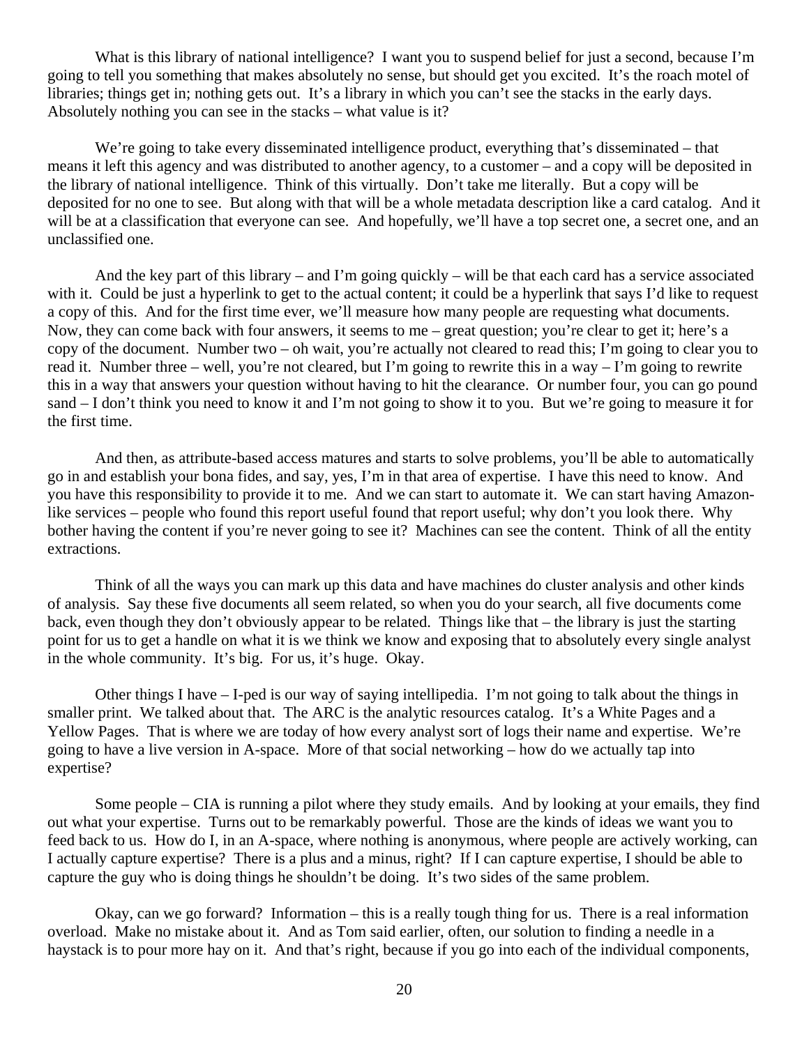What is this library of national intelligence? I want you to suspend belief for just a second, because I'm going to tell you something that makes absolutely no sense, but should get you excited. It's the roach motel of libraries; things get in; nothing gets out. It's a library in which you can't see the stacks in the early days. Absolutely nothing you can see in the stacks – what value is it?

We're going to take every disseminated intelligence product, everything that's disseminated – that means it left this agency and was distributed to another agency, to a customer – and a copy will be deposited in the library of national intelligence. Think of this virtually. Don't take me literally. But a copy will be deposited for no one to see. But along with that will be a whole metadata description like a card catalog. And it will be at a classification that everyone can see. And hopefully, we'll have a top secret one, a secret one, and an unclassified one.

And the key part of this library – and I'm going quickly – will be that each card has a service associated with it. Could be just a hyperlink to get to the actual content; it could be a hyperlink that says I'd like to request a copy of this. And for the first time ever, we'll measure how many people are requesting what documents. Now, they can come back with four answers, it seems to me – great question; you're clear to get it; here's a copy of the document. Number two – oh wait, you're actually not cleared to read this; I'm going to clear you to read it. Number three – well, you're not cleared, but I'm going to rewrite this in a way – I'm going to rewrite this in a way that answers your question without having to hit the clearance. Or number four, you can go pound sand – I don't think you need to know it and I'm not going to show it to you. But we're going to measure it for the first time.

And then, as attribute-based access matures and starts to solve problems, you'll be able to automatically go in and establish your bona fides, and say, yes, I'm in that area of expertise. I have this need to know. And you have this responsibility to provide it to me. And we can start to automate it. We can start having Amazon-like services – people who found this report useful found that report useful; why don't you look there. Why bother having the content if you're never going to see it? Machines can see the content. Think of all the entity extractions.

Think of all the ways you can mark up this data and have machines do cluster analysis and other kinds of analysis. Say these five documents all seem related, so when you do your search, all five documents come back, even though they don't obviously appear to be related. Things like that – the library is just the starting point for us to get a handle on what it is we think we know and exposing that to absolutely every single analyst in the whole community. It's big. For us, it's huge. Okay.

Other things I have – I-ped is our way of saying intellipedia. I'm not going to talk about the things in smaller print. We talked about that. The ARC is the analytic resources catalog. It's a White Pages and a Yellow Pages. That is where we are today of how every analyst sort of logs their name and expertise. We're going to have a live version in A-space. More of that social networking – how do we actually tap into expertise?

Some people – CIA is running a pilot where they study emails. And by looking at your emails, they find out what your expertise. Turns out to be remarkably powerful. Those are the kinds of ideas we want you to feed back to us. How do I, in an A-space, where nothing is anonymous, where people are actively working, can I actually capture expertise? There is a plus and a minus, right? If I can capture expertise, I should be able to capture the guy who is doing things he shouldn't be doing. It's two sides of the same problem.

Okay, can we go forward? Information – this is a really tough thing for us. There is a real information overload. Make no mistake about it. And as Tom said earlier, often, our solution to finding a needle in a haystack is to pour more hay on it. And that's right, because if you go into each of the individual components,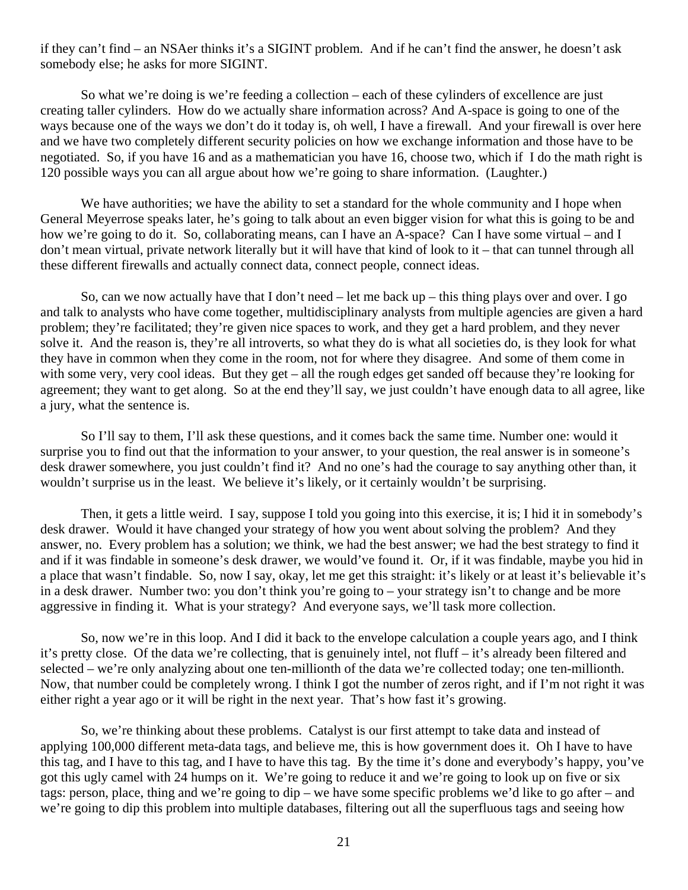if they can't find – an NSAer thinks it's a SIGINT problem. And if he can't find the answer, he doesn't ask somebody else; he asks for more SIGINT.

So what we're doing is we're feeding a collection – each of these cylinders of excellence are just creating taller cylinders. How do we actually share information across? And A-space is going to one of the ways because one of the ways we don't do it today is, oh well, I have a firewall. And your firewall is over here and we have two completely different security policies on how we exchange information and those have to be negotiated. So, if you have 16 and as a mathematician you have 16, choose two, which if I do the math right is 120 possible ways you can all argue about how we're going to share information. (Laughter.)

We have authorities; we have the ability to set a standard for the whole community and I hope when General Meyerrose speaks later, he's going to talk about an even bigger vision for what this is going to be and how we're going to do it. So, collaborating means, can I have an A-space? Can I have some virtual – and I don't mean virtual, private network literally but it will have that kind of look to it – that can tunnel through all these different firewalls and actually connect data, connect people, connect ideas.

So, can we now actually have that I don't need – let me back up – this thing plays over and over. I go and talk to analysts who have come together, multidisciplinary analysts from multiple agencies are given a hard problem; they're facilitated; they're given nice spaces to work, and they get a hard problem, and they never solve it. And the reason is, they're all introverts, so what they do is what all societies do, is they look for what they have in common when they come in the room, not for where they disagree. And some of them come in with some very, very cool ideas. But they get – all the rough edges get sanded off because they're looking for agreement; they want to get along. So at the end they'll say, we just couldn't have enough data to all agree, like a jury, what the sentence is.

So I'll say to them, I'll ask these questions, and it comes back the same time. Number one: would it surprise you to find out that the information to your answer, to your question, the real answer is in someone's desk drawer somewhere, you just couldn't find it? And no one's had the courage to say anything other than, it wouldn't surprise us in the least. We believe it's likely, or it certainly wouldn't be surprising.

Then, it gets a little weird. I say, suppose I told you going into this exercise, it is; I hid it in somebody's desk drawer. Would it have changed your strategy of how you went about solving the problem? And they answer, no. Every problem has a solution; we think, we had the best answer; we had the best strategy to find it and if it was findable in someone's desk drawer, we would've found it. Or, if it was findable, maybe you hid in a place that wasn't findable. So, now I say, okay, let me get this straight: it's likely or at least it's believable it's in a desk drawer. Number two: you don't think you're going to – your strategy isn't to change and be more aggressive in finding it. What is your strategy? And everyone says, we'll task more collection.

So, now we're in this loop. And I did it back to the envelope calculation a couple years ago, and I think it's pretty close. Of the data we're collecting, that is genuinely intel, not fluff – it's already been filtered and selected – we're only analyzing about one ten-millionth of the data we're collected today; one ten-millionth. Now, that number could be completely wrong. I think I got the number of zeros right, and if I'm not right it was either right a year ago or it will be right in the next year. That's how fast it's growing.

So, we're thinking about these problems. Catalyst is our first attempt to take data and instead of applying 100,000 different meta-data tags, and believe me, this is how government does it. Oh I have to have this tag, and I have to this tag, and I have to have this tag. By the time it's done and everybody's happy, you've got this ugly camel with 24 humps on it. We're going to reduce it and we're going to look up on five or six tags: person, place, thing and we're going to dip – we have some specific problems we'd like to go after – and we're going to dip this problem into multiple databases, filtering out all the superfluous tags and seeing how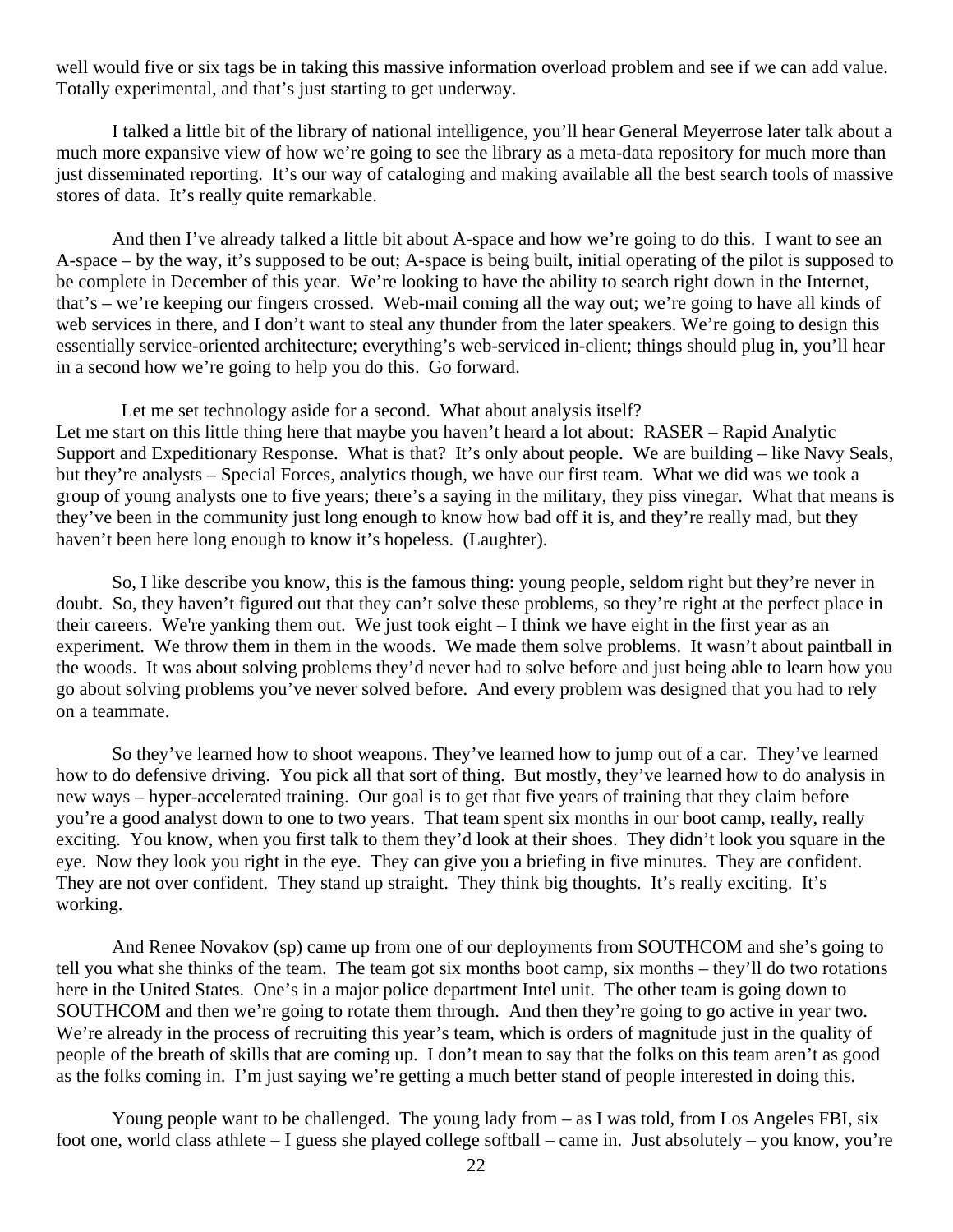well would five or six tags be in taking this massive information overload problem and see if we can add value. Totally experimental, and that's just starting to get underway.

I talked a little bit of the library of national intelligence, you'll hear General Meyerrose later talk about a much more expansive view of how we're going to see the library as a meta-data repository for much more than just disseminated reporting. It's our way of cataloging and making available all the best search tools of massive stores of data. It's really quite remarkable.

And then I've already talked a little bit about A-space and how we're going to do this. I want to see an A-space – by the way, it's supposed to be out; A-space is being built, initial operating of the pilot is supposed to be complete in December of this year. We're looking to have the ability to search right down in the Internet, that's – we're keeping our fingers crossed. Web-mail coming all the way out; we're going to have all kinds of web services in there, and I don't want to steal any thunder from the later speakers. We're going to design this essentially service-oriented architecture; everything's web-serviced in-client; things should plug in, you'll hear in a second how we're going to help you do this. Go forward.

Let me set technology aside for a second. What about analysis itself?
Let me start on this little thing here that maybe you haven't heard a lot about: RASER – Rapid Analytic Support and Expeditionary Response. What is that? It's only about people. We are building – like Navy Seals, but they're analysts – Special Forces, analytics though, we have our first team. What we did was we took a group of young analysts one to five years; there's a saying in the military, they piss vinegar. What that means is they've been in the community just long enough to know how bad off it is, and they're really mad, but they haven't been here long enough to know it's hopeless. (Laughter).

So, I like describe you know, this is the famous thing: young people, seldom right but they're never in doubt. So, they haven't figured out that they can't solve these problems, so they're right at the perfect place in their careers. We're yanking them out. We just took eight – I think we have eight in the first year as an experiment. We throw them in them in the woods. We made them solve problems. It wasn't about paintball in the woods. It was about solving problems they'd never had to solve before and just being able to learn how you go about solving problems you've never solved before. And every problem was designed that you had to rely on a teammate.

So they've learned how to shoot weapons. They've learned how to jump out of a car. They've learned how to do defensive driving. You pick all that sort of thing. But mostly, they've learned how to do analysis in new ways – hyper-accelerated training. Our goal is to get that five years of training that they claim before you're a good analyst down to one to two years. That team spent six months in our boot camp, really, really exciting. You know, when you first talk to them they'd look at their shoes. They didn't look you square in the eye. Now they look you right in the eye. They can give you a briefing in five minutes. They are confident. They are not over confident. They stand up straight. They think big thoughts. It's really exciting. It's working.

And Renee Novakov (sp) came up from one of our deployments from SOUTHCOM and she's going to tell you what she thinks of the team. The team got six months boot camp, six months – they'll do two rotations here in the United States. One's in a major police department Intel unit. The other team is going down to SOUTHCOM and then we're going to rotate them through. And then they're going to go active in year two. We're already in the process of recruiting this year's team, which is orders of magnitude just in the quality of people of the breath of skills that are coming up. I don't mean to say that the folks on this team aren't as good as the folks coming in. I'm just saying we're getting a much better stand of people interested in doing this.

Young people want to be challenged. The young lady from – as I was told, from Los Angeles FBI, six foot one, world class athlete – I guess she played college softball – came in. Just absolutely – you know, you're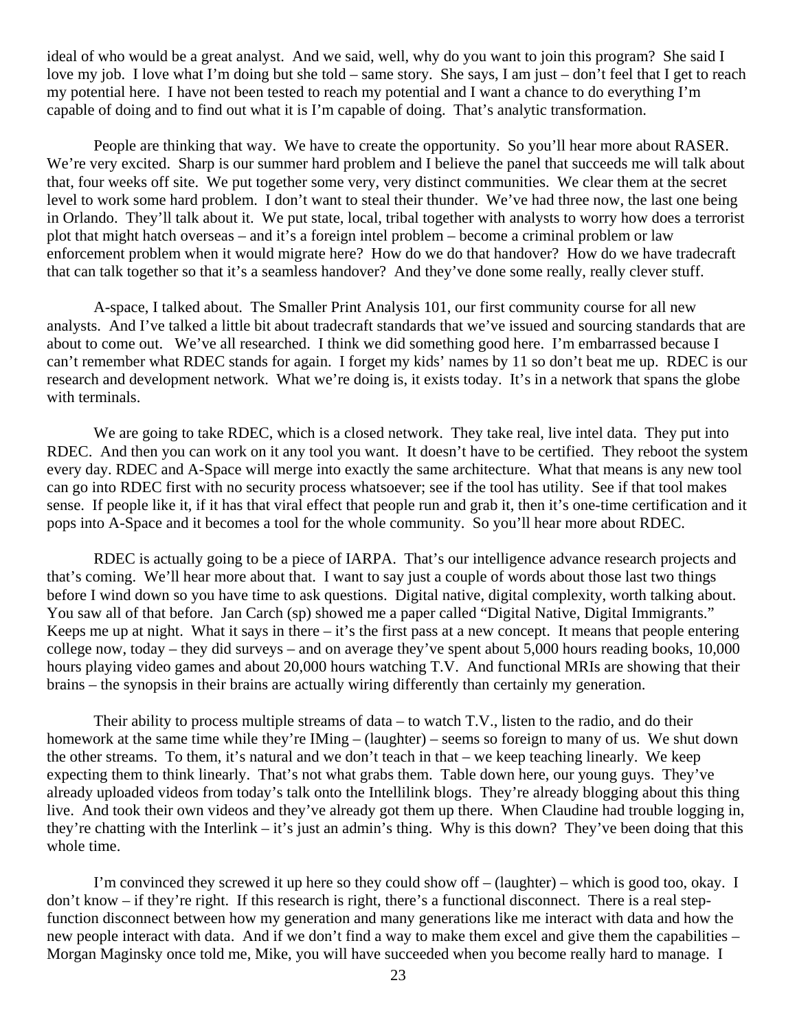ideal of who would be a great analyst. And we said, well, why do you want to join this program? She said I love my job. I love what I'm doing but she told – same story. She says, I am just – don't feel that I get to reach my potential here. I have not been tested to reach my potential and I want a chance to do everything I'm capable of doing and to find out what it is I'm capable of doing. That's analytic transformation.

People are thinking that way. We have to create the opportunity. So you'll hear more about RASER. We're very excited. Sharp is our summer hard problem and I believe the panel that succeeds me will talk about that, four weeks off site. We put together some very, very distinct communities. We clear them at the secret level to work some hard problem. I don't want to steal their thunder. We've had three now, the last one being in Orlando. They'll talk about it. We put state, local, tribal together with analysts to worry how does a terrorist plot that might hatch overseas – and it's a foreign intel problem – become a criminal problem or law enforcement problem when it would migrate here? How do we do that handover? How do we have tradecraft that can talk together so that it's a seamless handover? And they've done some really, really clever stuff.

A-space, I talked about. The Smaller Print Analysis 101, our first community course for all new analysts. And I've talked a little bit about tradecraft standards that we've issued and sourcing standards that are about to come out. We've all researched. I think we did something good here. I'm embarrassed because I can't remember what RDEC stands for again. I forget my kids' names by 11 so don't beat me up. RDEC is our research and development network. What we're doing is, it exists today. It's in a network that spans the globe with terminals.

We are going to take RDEC, which is a closed network. They take real, live intel data. They put into RDEC. And then you can work on it any tool you want. It doesn't have to be certified. They reboot the system every day. RDEC and A-Space will merge into exactly the same architecture. What that means is any new tool can go into RDEC first with no security process whatsoever; see if the tool has utility. See if that tool makes sense. If people like it, if it has that viral effect that people run and grab it, then it's one-time certification and it pops into A-Space and it becomes a tool for the whole community. So you'll hear more about RDEC.

RDEC is actually going to be a piece of IARPA. That's our intelligence advance research projects and that's coming. We'll hear more about that. I want to say just a couple of words about those last two things before I wind down so you have time to ask questions. Digital native, digital complexity, worth talking about. You saw all of that before. Jan Carch (sp) showed me a paper called "Digital Native, Digital Immigrants." Keeps me up at night. What it says in there – it's the first pass at a new concept. It means that people entering college now, today – they did surveys – and on average they've spent about 5,000 hours reading books, 10,000 hours playing video games and about 20,000 hours watching T.V. And functional MRIs are showing that their brains – the synopsis in their brains are actually wiring differently than certainly my generation.

Their ability to process multiple streams of data – to watch T.V., listen to the radio, and do their homework at the same time while they're IMing – (laughter) – seems so foreign to many of us. We shut down the other streams. To them, it's natural and we don't teach in that – we keep teaching linearly. We keep expecting them to think linearly. That's not what grabs them. Table down here, our young guys. They've already uploaded videos from today's talk onto the Intellilink blogs. They're already blogging about this thing live. And took their own videos and they've already got them up there. When Claudine had trouble logging in, they're chatting with the Interlink – it's just an admin's thing. Why is this down? They've been doing that this whole time.

I'm convinced they screwed it up here so they could show off – (laughter) – which is good too, okay. I don't know – if they're right. If this research is right, there's a functional disconnect. There is a real step-function disconnect between how my generation and many generations like me interact with data and how the new people interact with data. And if we don't find a way to make them excel and give them the capabilities – Morgan Maginsky once told me, Mike, you will have succeeded when you become really hard to manage. I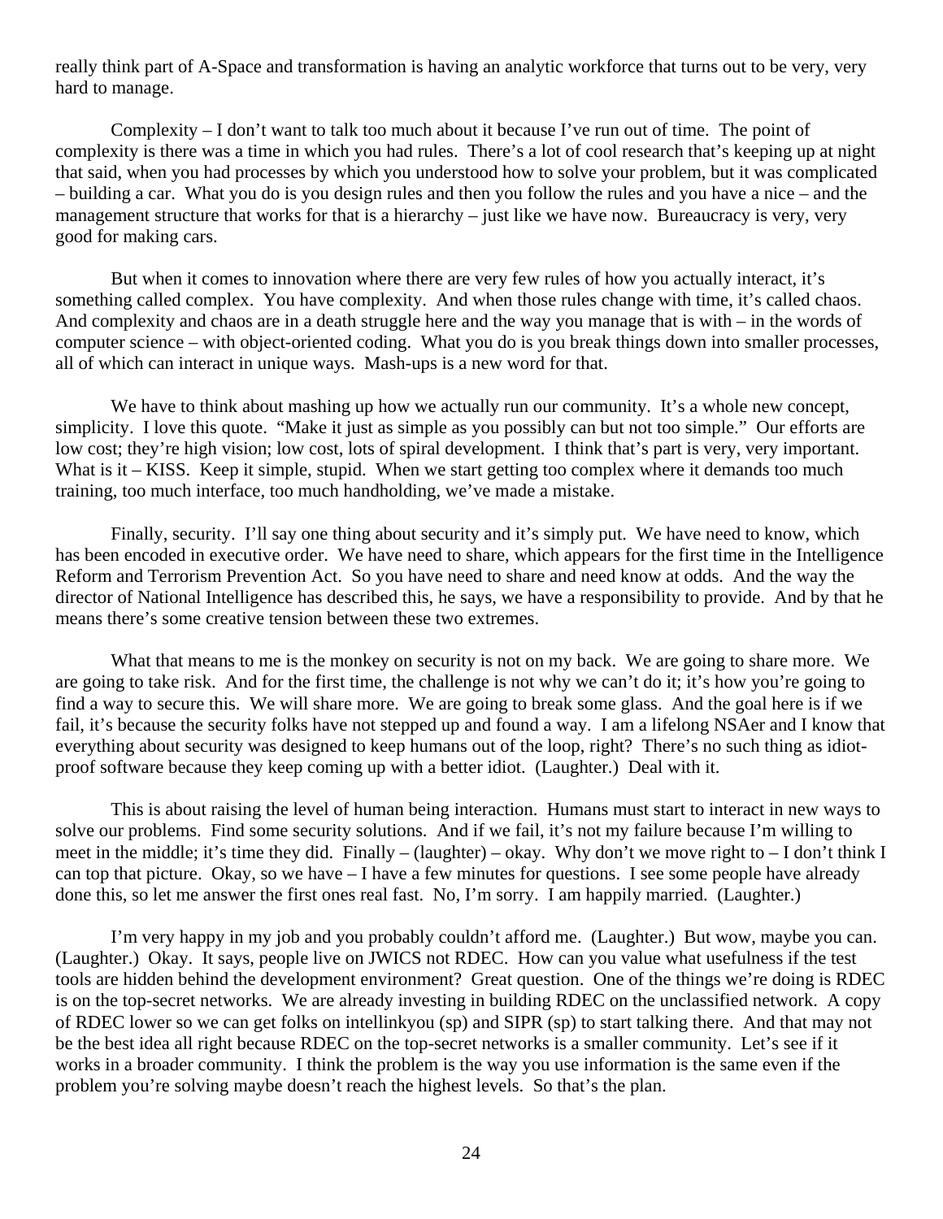really think part of A-Space and transformation is having an analytic workforce that turns out to be very, very hard to manage.

Complexity – I don't want to talk too much about it because I've run out of time. The point of complexity is there was a time in which you had rules. There's a lot of cool research that's keeping up at night that said, when you had processes by which you understood how to solve your problem, but it was complicated – building a car. What you do is you design rules and then you follow the rules and you have a nice – and the management structure that works for that is a hierarchy – just like we have now. Bureaucracy is very, very good for making cars.

But when it comes to innovation where there are very few rules of how you actually interact, it's something called complex. You have complexity. And when those rules change with time, it's called chaos. And complexity and chaos are in a death struggle here and the way you manage that is with – in the words of computer science – with object-oriented coding. What you do is you break things down into smaller processes, all of which can interact in unique ways. Mash-ups is a new word for that.

We have to think about mashing up how we actually run our community. It's a whole new concept, simplicity. I love this quote. "Make it just as simple as you possibly can but not too simple." Our efforts are low cost; they're high vision; low cost, lots of spiral development. I think that's part is very, very important. What is it – KISS. Keep it simple, stupid. When we start getting too complex where it demands too much training, too much interface, too much handholding, we've made a mistake.

Finally, security. I'll say one thing about security and it's simply put. We have need to know, which has been encoded in executive order. We have need to share, which appears for the first time in the Intelligence Reform and Terrorism Prevention Act. So you have need to share and need know at odds. And the way the director of National Intelligence has described this, he says, we have a responsibility to provide. And by that he means there's some creative tension between these two extremes.

What that means to me is the monkey on security is not on my back. We are going to share more. We are going to take risk. And for the first time, the challenge is not why we can't do it; it's how you're going to find a way to secure this. We will share more. We are going to break some glass. And the goal here is if we fail, it's because the security folks have not stepped up and found a way. I am a lifelong NSAer and I know that everything about security was designed to keep humans out of the loop, right? There's no such thing as idiot-proof software because they keep coming up with a better idiot. (Laughter.) Deal with it.

This is about raising the level of human being interaction. Humans must start to interact in new ways to solve our problems. Find some security solutions. And if we fail, it's not my failure because I'm willing to meet in the middle; it's time they did. Finally – (laughter) – okay. Why don't we move right to – I don't think I can top that picture. Okay, so we have – I have a few minutes for questions. I see some people have already done this, so let me answer the first ones real fast. No, I'm sorry. I am happily married. (Laughter.)

I'm very happy in my job and you probably couldn't afford me. (Laughter.) But wow, maybe you can. (Laughter.) Okay. It says, people live on JWICS not RDEC. How can you value what usefulness if the test tools are hidden behind the development environment? Great question. One of the things we're doing is RDEC is on the top-secret networks. We are already investing in building RDEC on the unclassified network. A copy of RDEC lower so we can get folks on intellinkyou (sp) and SIPR (sp) to start talking there. And that may not be the best idea all right because RDEC on the top-secret networks is a smaller community. Let's see if it works in a broader community. I think the problem is the way you use information is the same even if the problem you're solving maybe doesn't reach the highest levels. So that's the plan.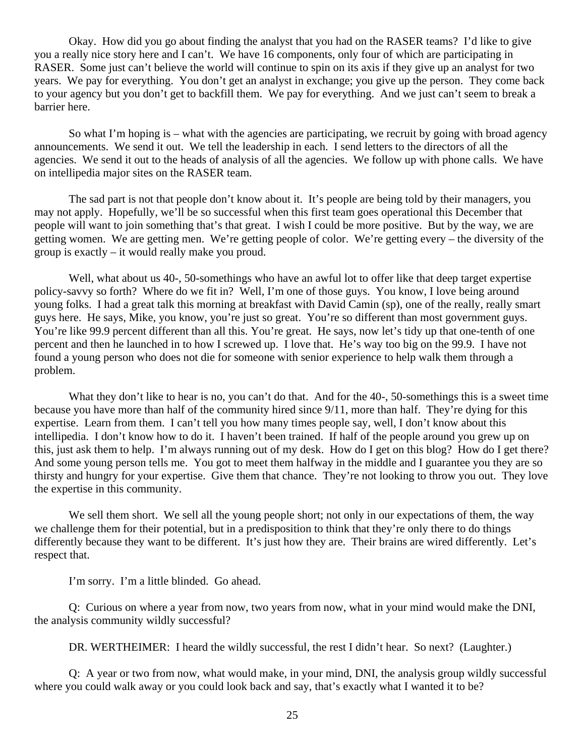Okay. How did you go about finding the analyst that you had on the RASER teams? I'd like to give you a really nice story here and I can't. We have 16 components, only four of which are participating in RASER. Some just can't believe the world will continue to spin on its axis if they give up an analyst for two years. We pay for everything. You don't get an analyst in exchange; you give up the person. They come back to your agency but you don't get to backfill them. We pay for everything. And we just can't seem to break a barrier here.

So what I'm hoping is – what with the agencies are participating, we recruit by going with broad agency announcements. We send it out. We tell the leadership in each. I send letters to the directors of all the agencies. We send it out to the heads of analysis of all the agencies. We follow up with phone calls. We have on intellipedia major sites on the RASER team.

The sad part is not that people don't know about it. It's people are being told by their managers, you may not apply. Hopefully, we'll be so successful when this first team goes operational this December that people will want to join something that's that great. I wish I could be more positive. But by the way, we are getting women. We are getting men. We're getting people of color. We're getting every – the diversity of the group is exactly – it would really make you proud.

Well, what about us 40-, 50-somethings who have an awful lot to offer like that deep target expertise policy-savvy so forth? Where do we fit in? Well, I'm one of those guys. You know, I love being around young folks. I had a great talk this morning at breakfast with David Camin (sp), one of the really, really smart guys here. He says, Mike, you know, you're just so great. You're so different than most government guys. You're like 99.9 percent different than all this. You're great. He says, now let's tidy up that one-tenth of one percent and then he launched in to how I screwed up. I love that. He's way too big on the 99.9. I have not found a young person who does not die for someone with senior experience to help walk them through a problem.

What they don't like to hear is no, you can't do that. And for the 40-, 50-somethings this is a sweet time because you have more than half of the community hired since 9/11, more than half. They're dying for this expertise. Learn from them. I can't tell you how many times people say, well, I don't know about this intellipedia. I don't know how to do it. I haven't been trained. If half of the people around you grew up on this, just ask them to help. I'm always running out of my desk. How do I get on this blog? How do I get there? And some young person tells me. You got to meet them halfway in the middle and I guarantee you they are so thirsty and hungry for your expertise. Give them that chance. They're not looking to throw you out. They love the expertise in this community.

We sell them short. We sell all the young people short; not only in our expectations of them, the way we challenge them for their potential, but in a predisposition to think that they're only there to do things differently because they want to be different. It's just how they are. Their brains are wired differently. Let's respect that.

I'm sorry. I'm a little blinded. Go ahead.

Q: Curious on where a year from now, two years from now, what in your mind would make the DNI, the analysis community wildly successful?

DR. WERTHEIMER: I heard the wildly successful, the rest I didn't hear. So next? (Laughter.)

Q: A year or two from now, what would make, in your mind, DNI, the analysis group wildly successful where you could walk away or you could look back and say, that's exactly what I wanted it to be?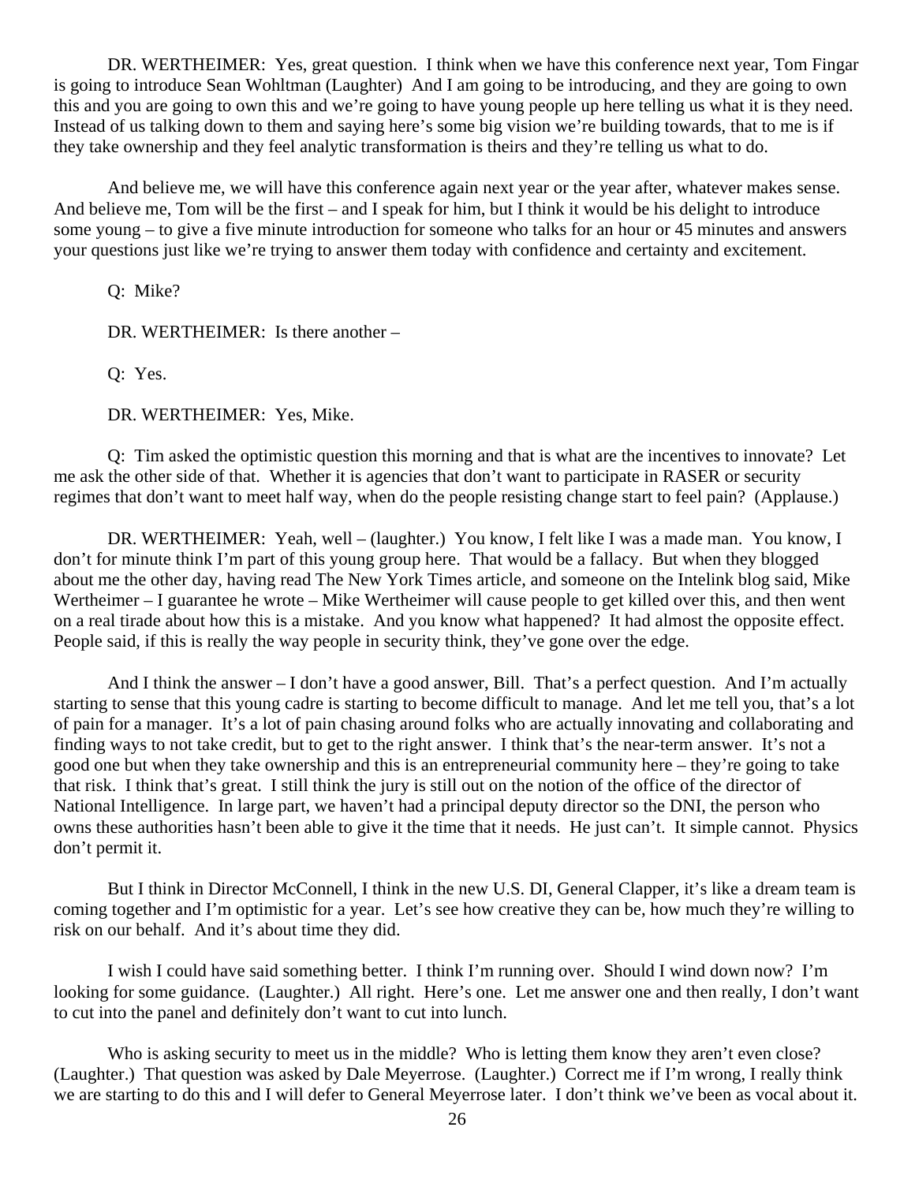DR. WERTHEIMER: Yes, great question. I think when we have this conference next year, Tom Fingar is going to introduce Sean Wohltman (Laughter) And I am going to be introducing, and they are going to own this and you are going to own this and we're going to have young people up here telling us what it is they need. Instead of us talking down to them and saying here's some big vision we're building towards, that to me is if they take ownership and they feel analytic transformation is theirs and they're telling us what to do.

And believe me, we will have this conference again next year or the year after, whatever makes sense. And believe me, Tom will be the first – and I speak for him, but I think it would be his delight to introduce some young – to give a five minute introduction for someone who talks for an hour or 45 minutes and answers your questions just like we're trying to answer them today with confidence and certainty and excitement.

Q: Mike?

DR. WERTHEIMER: Is there another –

Q: Yes.

DR. WERTHEIMER: Yes, Mike.

Q: Tim asked the optimistic question this morning and that is what are the incentives to innovate? Let me ask the other side of that. Whether it is agencies that don't want to participate in RASER or security regimes that don't want to meet half way, when do the people resisting change start to feel pain? (Applause.)

DR. WERTHEIMER: Yeah, well – (laughter.) You know, I felt like I was a made man. You know, I don't for minute think I'm part of this young group here. That would be a fallacy. But when they blogged about me the other day, having read The New York Times article, and someone on the Intelink blog said, Mike Wertheimer – I guarantee he wrote – Mike Wertheimer will cause people to get killed over this, and then went on a real tirade about how this is a mistake. And you know what happened? It had almost the opposite effect. People said, if this is really the way people in security think, they've gone over the edge.

And I think the answer – I don't have a good answer, Bill. That's a perfect question. And I'm actually starting to sense that this young cadre is starting to become difficult to manage. And let me tell you, that's a lot of pain for a manager. It's a lot of pain chasing around folks who are actually innovating and collaborating and finding ways to not take credit, but to get to the right answer. I think that's the near-term answer. It's not a good one but when they take ownership and this is an entrepreneurial community here – they're going to take that risk. I think that's great. I still think the jury is still out on the notion of the office of the director of National Intelligence. In large part, we haven't had a principal deputy director so the DNI, the person who owns these authorities hasn't been able to give it the time that it needs. He just can't. It simple cannot. Physics don't permit it.

But I think in Director McConnell, I think in the new U.S. DI, General Clapper, it's like a dream team is coming together and I'm optimistic for a year. Let's see how creative they can be, how much they're willing to risk on our behalf. And it's about time they did.

I wish I could have said something better. I think I'm running over. Should I wind down now? I'm looking for some guidance. (Laughter.) All right. Here's one. Let me answer one and then really, I don't want to cut into the panel and definitely don't want to cut into lunch.

Who is asking security to meet us in the middle? Who is letting them know they aren't even close? (Laughter.) That question was asked by Dale Meyerrose. (Laughter.) Correct me if I'm wrong, I really think we are starting to do this and I will defer to General Meyerrose later. I don't think we've been as vocal about it.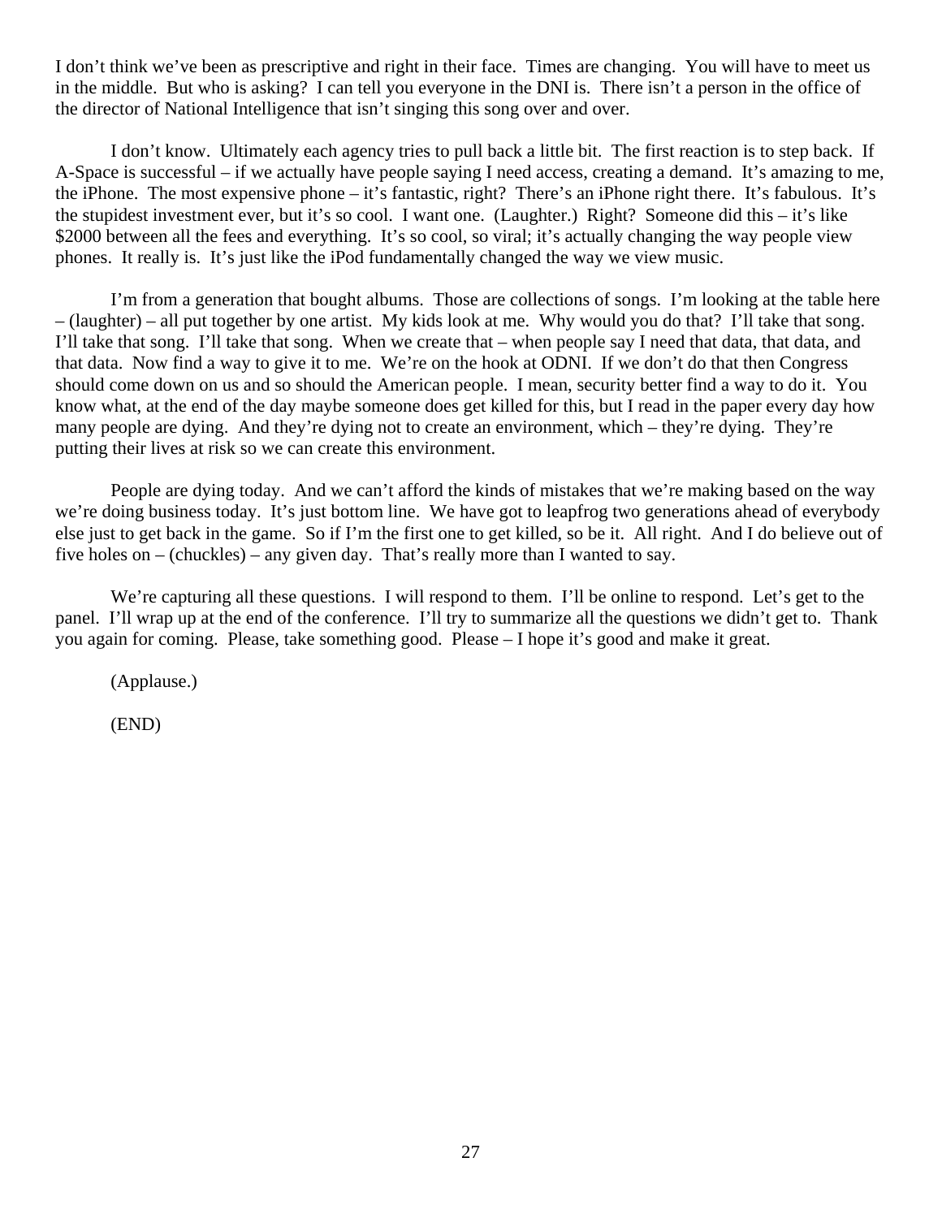I don’t think we’ve been as prescriptive and right in their face. Times are changing. You will have to meet us in the middle. But who is asking? I can tell you everyone in the DNI is. There isn’t a person in the office of the director of National Intelligence that isn’t singing this song over and over.

I don’t know. Ultimately each agency tries to pull back a little bit. The first reaction is to step back. If A-Space is successful – if we actually have people saying I need access, creating a demand. It’s amazing to me, the iPhone. The most expensive phone – it’s fantastic, right? There’s an iPhone right there. It’s fabulous. It’s the stupidest investment ever, but it’s so cool. I want one. (Laughter.) Right? Someone did this – it’s like $2000 between all the fees and everything. It’s so cool, so viral; it’s actually changing the way people view phones. It really is. It’s just like the iPod fundamentally changed the way we view music.

I’m from a generation that bought albums. Those are collections of songs. I’m looking at the table here – (laughter) – all put together by one artist. My kids look at me. Why would you do that? I’ll take that song. I’ll take that song. I’ll take that song. When we create that – when people say I need that data, that data, and that data. Now find a way to give it to me. We’re on the hook at ODNI. If we don’t do that then Congress should come down on us and so should the American people. I mean, security better find a way to do it. You know what, at the end of the day maybe someone does get killed for this, but I read in the paper every day how many people are dying. And they’re dying not to create an environment, which – they’re dying. They’re putting their lives at risk so we can create this environment.

People are dying today. And we can’t afford the kinds of mistakes that we’re making based on the way we’re doing business today. It’s just bottom line. We have got to leapfrog two generations ahead of everybody else just to get back in the game. So if I’m the first one to get killed, so be it. All right. And I do believe out of five holes on – (chuckles) – any given day. That’s really more than I wanted to say.

We’re capturing all these questions. I will respond to them. I’ll be online to respond. Let’s get to the panel. I’ll wrap up at the end of the conference. I’ll try to summarize all the questions we didn’t get to. Thank you again for coming. Please, take something good. Please – I hope it’s good and make it great.

(Applause.)

(END)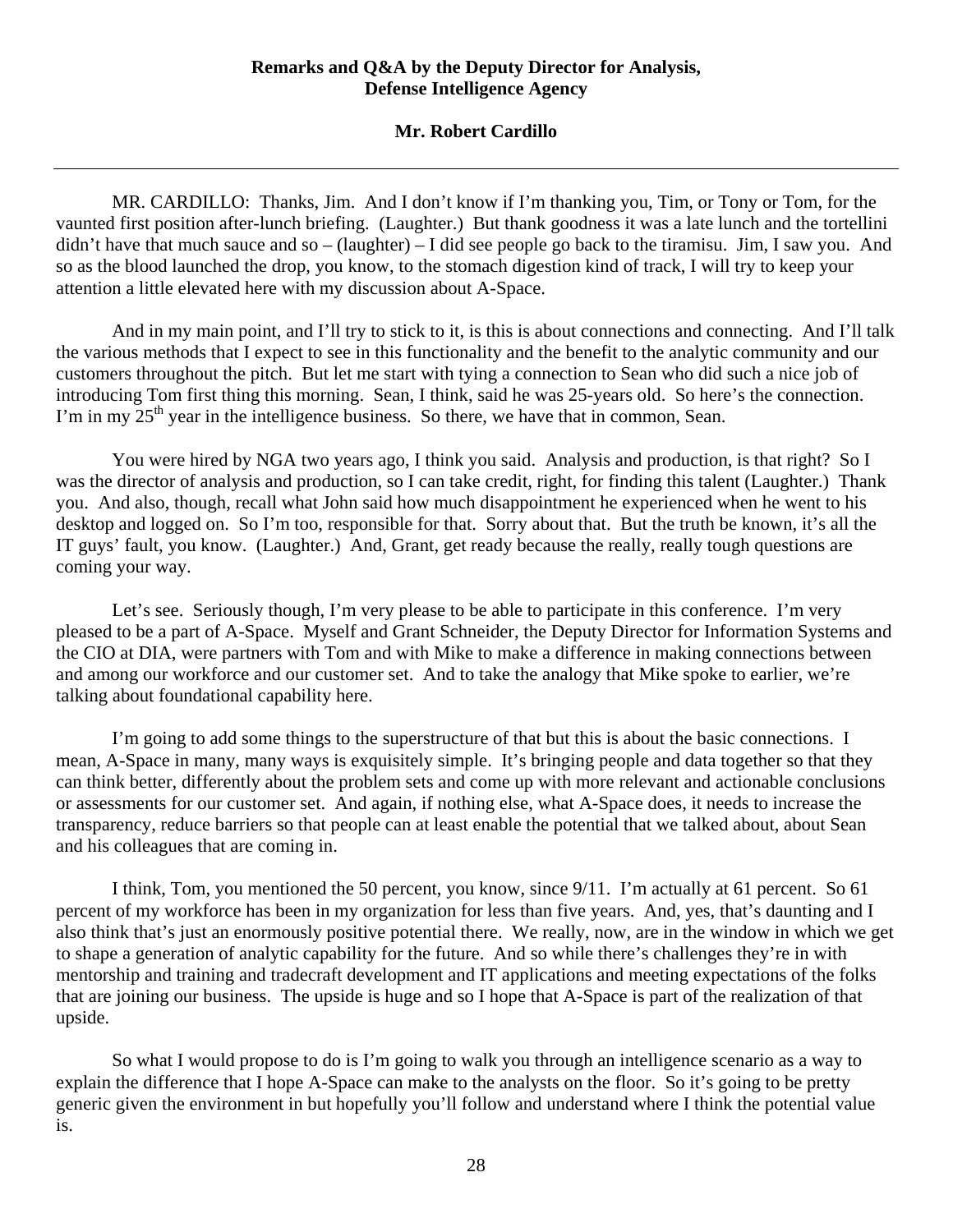**Remarks and Q&A by the Deputy Director for Analysis, Defense Intelligence Agency**

**Mr. Robert Cardillo**

---

MR. CARDILLO: Thanks, Jim. And I don't know if I'm thanking you, Tim, or Tony or Tom, for the vaunted first position after-lunch briefing. (Laughter.) But thank goodness it was a late lunch and the tortellini didn't have that much sauce and so – (laughter) – I did see people go back to the tiramisu. Jim, I saw you. And so as the blood launched the drop, you know, to the stomach digestion kind of track, I will try to keep your attention a little elevated here with my discussion about A-Space.

And in my main point, and I'll try to stick to it, is this is about connections and connecting. And I'll talk the various methods that I expect to see in this functionality and the benefit to the analytic community and our customers throughout the pitch. But let me start with tying a connection to Sean who did such a nice job of introducing Tom first thing this morning. Sean, I think, said he was 25-years old. So here's the connection. I'm in my 25th year in the intelligence business. So there, we have that in common, Sean.

You were hired by NGA two years ago, I think you said. Analysis and production, is that right? So I was the director of analysis and production, so I can take credit, right, for finding this talent (Laughter.) Thank you. And also, though, recall what John said how much disappointment he experienced when he went to his desktop and logged on. So I'm too, responsible for that. Sorry about that. But the truth be known, it's all the IT guys' fault, you know. (Laughter.) And, Grant, get ready because the really, really tough questions are coming your way.

Let's see. Seriously though, I'm very please to be able to participate in this conference. I'm very pleased to be a part of A-Space. Myself and Grant Schneider, the Deputy Director for Information Systems and the CIO at DIA, were partners with Tom and with Mike to make a difference in making connections between and among our workforce and our customer set. And to take the analogy that Mike spoke to earlier, we're talking about foundational capability here.

I'm going to add some things to the superstructure of that but this is about the basic connections. I mean, A-Space in many, many ways is exquisitely simple. It's bringing people and data together so that they can think better, differently about the problem sets and come up with more relevant and actionable conclusions or assessments for our customer set. And again, if nothing else, what A-Space does, it needs to increase the transparency, reduce barriers so that people can at least enable the potential that we talked about, about Sean and his colleagues that are coming in.

I think, Tom, you mentioned the 50 percent, you know, since 9/11. I'm actually at 61 percent. So 61 percent of my workforce has been in my organization for less than five years. And, yes, that's daunting and I also think that's just an enormously positive potential there. We really, now, are in the window in which we get to shape a generation of analytic capability for the future. And so while there's challenges they're in with mentorship and training and tradecraft development and IT applications and meeting expectations of the folks that are joining our business. The upside is huge and so I hope that A-Space is part of the realization of that upside.

So what I would propose to do is I'm going to walk you through an intelligence scenario as a way to explain the difference that I hope A-Space can make to the analysts on the floor. So it's going to be pretty generic given the environment in but hopefully you'll follow and understand where I think the potential value is.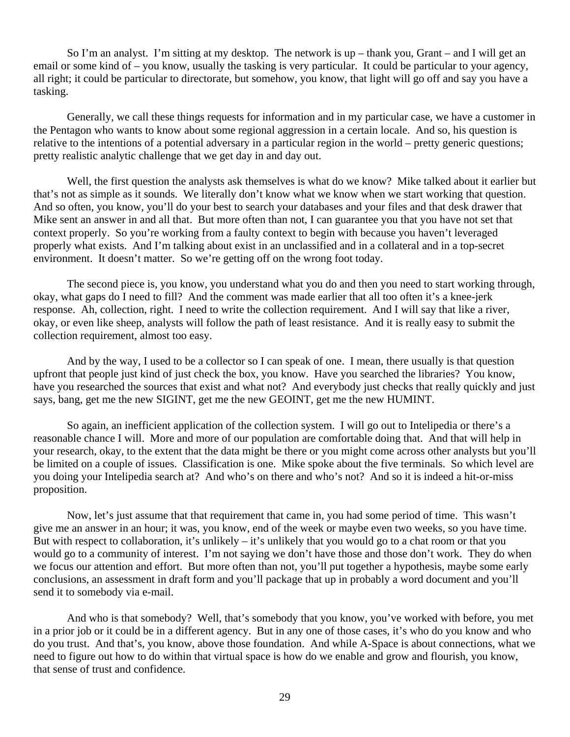So I'm an analyst. I'm sitting at my desktop. The network is up – thank you, Grant – and I will get an email or some kind of – you know, usually the tasking is very particular. It could be particular to your agency, all right; it could be particular to directorate, but somehow, you know, that light will go off and say you have a tasking.

Generally, we call these things requests for information and in my particular case, we have a customer in the Pentagon who wants to know about some regional aggression in a certain locale. And so, his question is relative to the intentions of a potential adversary in a particular region in the world – pretty generic questions; pretty realistic analytic challenge that we get day in and day out.

Well, the first question the analysts ask themselves is what do we know? Mike talked about it earlier but that's not as simple as it sounds. We literally don't know what we know when we start working that question. And so often, you know, you'll do your best to search your databases and your files and that desk drawer that Mike sent an answer in and all that. But more often than not, I can guarantee you that you have not set that context properly. So you're working from a faulty context to begin with because you haven't leveraged properly what exists. And I'm talking about exist in an unclassified and in a collateral and in a top-secret environment. It doesn't matter. So we're getting off on the wrong foot today.

The second piece is, you know, you understand what you do and then you need to start working through, okay, what gaps do I need to fill? And the comment was made earlier that all too often it's a knee-jerk response. Ah, collection, right. I need to write the collection requirement. And I will say that like a river, okay, or even like sheep, analysts will follow the path of least resistance. And it is really easy to submit the collection requirement, almost too easy.

And by the way, I used to be a collector so I can speak of one. I mean, there usually is that question upfront that people just kind of just check the box, you know. Have you searched the libraries? You know, have you researched the sources that exist and what not? And everybody just checks that really quickly and just says, bang, get me the new SIGINT, get me the new GEOINT, get me the new HUMINT.

So again, an inefficient application of the collection system. I will go out to Intelipedia or there's a reasonable chance I will. More and more of our population are comfortable doing that. And that will help in your research, okay, to the extent that the data might be there or you might come across other analysts but you'll be limited on a couple of issues. Classification is one. Mike spoke about the five terminals. So which level are you doing your Intelipedia search at? And who's on there and who's not? And so it is indeed a hit-or-miss proposition.

Now, let's just assume that that requirement that came in, you had some period of time. This wasn't give me an answer in an hour; it was, you know, end of the week or maybe even two weeks, so you have time. But with respect to collaboration, it's unlikely – it's unlikely that you would go to a chat room or that you would go to a community of interest. I'm not saying we don't have those and those don't work. They do when we focus our attention and effort. But more often than not, you'll put together a hypothesis, maybe some early conclusions, an assessment in draft form and you'll package that up in probably a word document and you'll send it to somebody via e-mail.

And who is that somebody? Well, that's somebody that you know, you've worked with before, you met in a prior job or it could be in a different agency. But in any one of those cases, it's who do you know and who do you trust. And that's, you know, above those foundation. And while A-Space is about connections, what we need to figure out how to do within that virtual space is how do we enable and grow and flourish, you know, that sense of trust and confidence.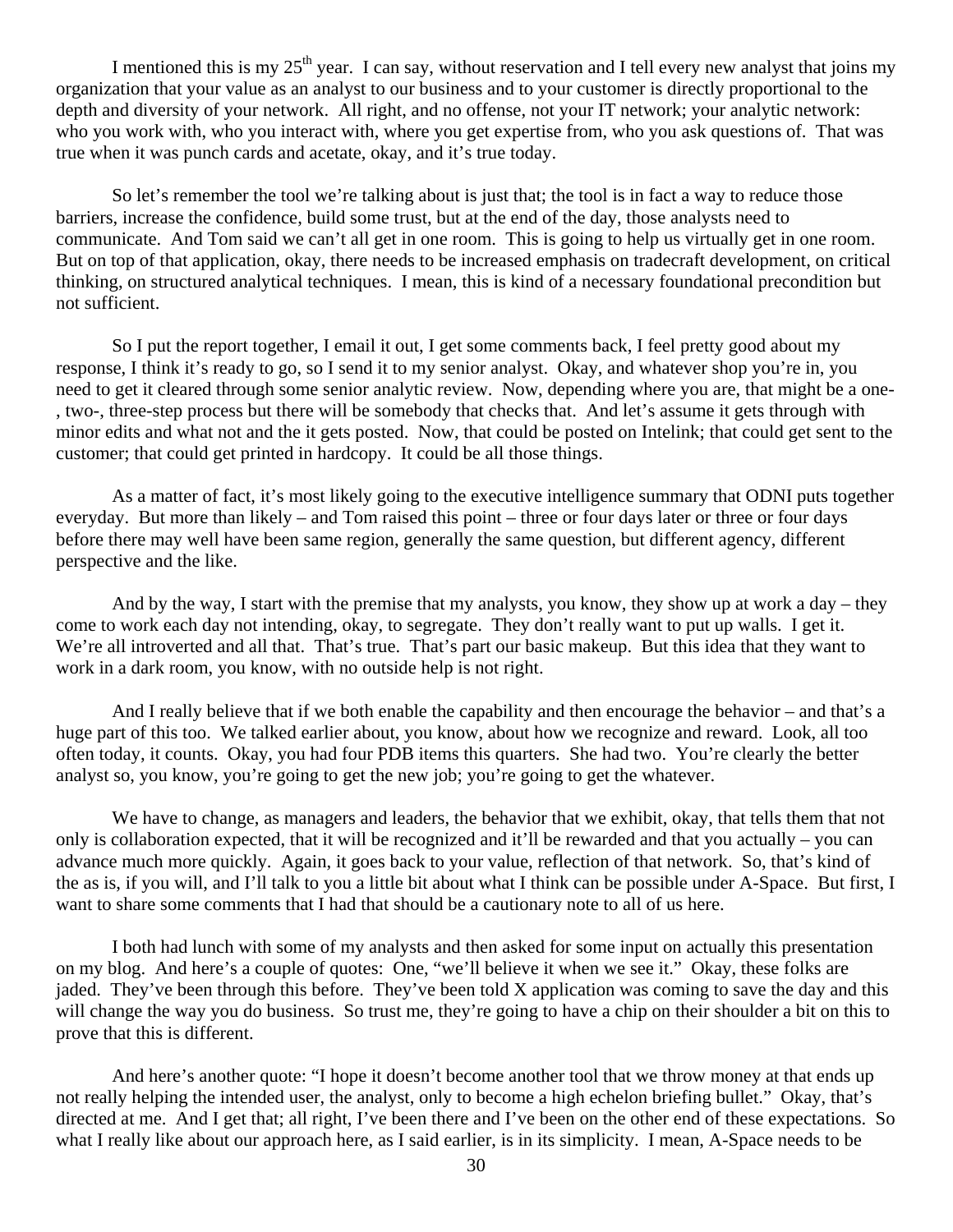I mentioned this is my 25th year. I can say, without reservation and I tell every new analyst that joins my organization that your value as an analyst to our business and to your customer is directly proportional to the depth and diversity of your network. All right, and no offense, not your IT network; your analytic network: who you work with, who you interact with, where you get expertise from, who you ask questions of. That was true when it was punch cards and acetate, okay, and it's true today.

So let's remember the tool we're talking about is just that; the tool is in fact a way to reduce those barriers, increase the confidence, build some trust, but at the end of the day, those analysts need to communicate. And Tom said we can't all get in one room. This is going to help us virtually get in one room. But on top of that application, okay, there needs to be increased emphasis on tradecraft development, on critical thinking, on structured analytical techniques. I mean, this is kind of a necessary foundational precondition but not sufficient.

So I put the report together, I email it out, I get some comments back, I feel pretty good about my response, I think it's ready to go, so I send it to my senior analyst. Okay, and whatever shop you're in, you need to get it cleared through some senior analytic review. Now, depending where you are, that might be a one-, two-, three-step process but there will be somebody that checks that. And let's assume it gets through with minor edits and what not and the it gets posted. Now, that could be posted on Intelink; that could get sent to the customer; that could get printed in hardcopy. It could be all those things.

As a matter of fact, it's most likely going to the executive intelligence summary that ODNI puts together everyday. But more than likely – and Tom raised this point – three or four days later or three or four days before there may well have been same region, generally the same question, but different agency, different perspective and the like.

And by the way, I start with the premise that my analysts, you know, they show up at work a day – they come to work each day not intending, okay, to segregate. They don't really want to put up walls. I get it. We're all introverted and all that. That's true. That's part our basic makeup. But this idea that they want to work in a dark room, you know, with no outside help is not right.

And I really believe that if we both enable the capability and then encourage the behavior – and that's a huge part of this too. We talked earlier about, you know, about how we recognize and reward. Look, all too often today, it counts. Okay, you had four PDB items this quarters. She had two. You're clearly the better analyst so, you know, you're going to get the new job; you're going to get the whatever.

We have to change, as managers and leaders, the behavior that we exhibit, okay, that tells them that not only is collaboration expected, that it will be recognized and it'll be rewarded and that you actually – you can advance much more quickly. Again, it goes back to your value, reflection of that network. So, that's kind of the as is, if you will, and I'll talk to you a little bit about what I think can be possible under A-Space. But first, I want to share some comments that I had that should be a cautionary note to all of us here.

I both had lunch with some of my analysts and then asked for some input on actually this presentation on my blog. And here's a couple of quotes: One, "we'll believe it when we see it." Okay, these folks are jaded. They've been through this before. They've been told X application was coming to save the day and this will change the way you do business. So trust me, they're going to have a chip on their shoulder a bit on this to prove that this is different.

And here's another quote: "I hope it doesn't become another tool that we throw money at that ends up not really helping the intended user, the analyst, only to become a high echelon briefing bullet." Okay, that's directed at me. And I get that; all right, I've been there and I've been on the other end of these expectations. So what I really like about our approach here, as I said earlier, is in its simplicity. I mean, A-Space needs to be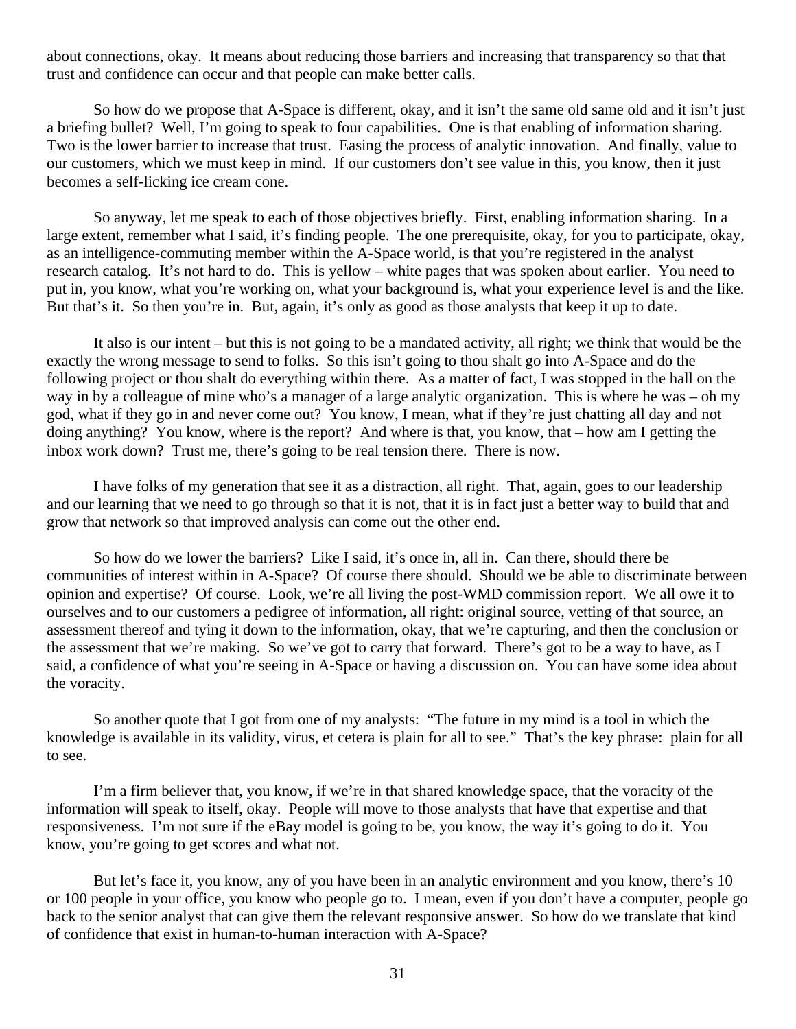about connections, okay. It means about reducing those barriers and increasing that transparency so that that trust and confidence can occur and that people can make better calls.

So how do we propose that A-Space is different, okay, and it isn't the same old same old and it isn't just a briefing bullet? Well, I'm going to speak to four capabilities. One is that enabling of information sharing. Two is the lower barrier to increase that trust. Easing the process of analytic innovation. And finally, value to our customers, which we must keep in mind. If our customers don't see value in this, you know, then it just becomes a self-licking ice cream cone.

So anyway, let me speak to each of those objectives briefly. First, enabling information sharing. In a large extent, remember what I said, it's finding people. The one prerequisite, okay, for you to participate, okay, as an intelligence-commuting member within the A-Space world, is that you're registered in the analyst research catalog. It's not hard to do. This is yellow – white pages that was spoken about earlier. You need to put in, you know, what you're working on, what your background is, what your experience level is and the like. But that's it. So then you're in. But, again, it's only as good as those analysts that keep it up to date.

It also is our intent – but this is not going to be a mandated activity, all right; we think that would be the exactly the wrong message to send to folks. So this isn't going to thou shalt go into A-Space and do the following project or thou shalt do everything within there. As a matter of fact, I was stopped in the hall on the way in by a colleague of mine who's a manager of a large analytic organization. This is where he was – oh my god, what if they go in and never come out? You know, I mean, what if they're just chatting all day and not doing anything? You know, where is the report? And where is that, you know, that – how am I getting the inbox work down? Trust me, there's going to be real tension there. There is now.

I have folks of my generation that see it as a distraction, all right. That, again, goes to our leadership and our learning that we need to go through so that it is not, that it is in fact just a better way to build that and grow that network so that improved analysis can come out the other end.

So how do we lower the barriers? Like I said, it's once in, all in. Can there, should there be communities of interest within in A-Space? Of course there should. Should we be able to discriminate between opinion and expertise? Of course. Look, we're all living the post-WMD commission report. We all owe it to ourselves and to our customers a pedigree of information, all right: original source, vetting of that source, an assessment thereof and tying it down to the information, okay, that we're capturing, and then the conclusion or the assessment that we're making. So we've got to carry that forward. There's got to be a way to have, as I said, a confidence of what you're seeing in A-Space or having a discussion on. You can have some idea about the voracity.

So another quote that I got from one of my analysts: "The future in my mind is a tool in which the knowledge is available in its validity, virus, et cetera is plain for all to see." That's the key phrase: plain for all to see.

I'm a firm believer that, you know, if we're in that shared knowledge space, that the voracity of the information will speak to itself, okay. People will move to those analysts that have that expertise and that responsiveness. I'm not sure if the eBay model is going to be, you know, the way it's going to do it. You know, you're going to get scores and what not.

But let's face it, you know, any of you have been in an analytic environment and you know, there's 10 or 100 people in your office, you know who people go to. I mean, even if you don't have a computer, people go back to the senior analyst that can give them the relevant responsive answer. So how do we translate that kind of confidence that exist in human-to-human interaction with A-Space?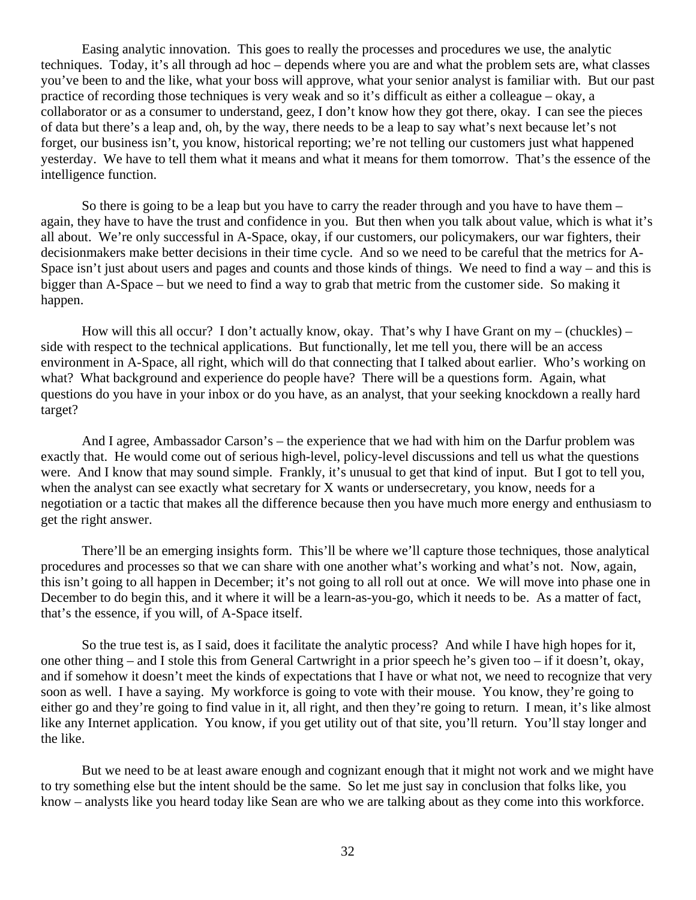Easing analytic innovation. This goes to really the processes and procedures we use, the analytic techniques. Today, it's all through ad hoc – depends where you are and what the problem sets are, what classes you've been to and the like, what your boss will approve, what your senior analyst is familiar with. But our past practice of recording those techniques is very weak and so it's difficult as either a colleague – okay, a collaborator or as a consumer to understand, geez, I don't know how they got there, okay. I can see the pieces of data but there's a leap and, oh, by the way, there needs to be a leap to say what's next because let's not forget, our business isn't, you know, historical reporting; we're not telling our customers just what happened yesterday. We have to tell them what it means and what it means for them tomorrow. That's the essence of the intelligence function.

So there is going to be a leap but you have to carry the reader through and you have to have them – again, they have to have the trust and confidence in you. But then when you talk about value, which is what it's all about. We're only successful in A-Space, okay, if our customers, our policymakers, our war fighters, their decisionmakers make better decisions in their time cycle. And so we need to be careful that the metrics for A-Space isn't just about users and pages and counts and those kinds of things. We need to find a way – and this is bigger than A-Space – but we need to find a way to grab that metric from the customer side. So making it happen.

How will this all occur? I don't actually know, okay. That's why I have Grant on my – (chuckles) – side with respect to the technical applications. But functionally, let me tell you, there will be an access environment in A-Space, all right, which will do that connecting that I talked about earlier. Who's working on what? What background and experience do people have? There will be a questions form. Again, what questions do you have in your inbox or do you have, as an analyst, that your seeking knockdown a really hard target?

And I agree, Ambassador Carson's – the experience that we had with him on the Darfur problem was exactly that. He would come out of serious high-level, policy-level discussions and tell us what the questions were. And I know that may sound simple. Frankly, it's unusual to get that kind of input. But I got to tell you, when the analyst can see exactly what secretary for X wants or undersecretary, you know, needs for a negotiation or a tactic that makes all the difference because then you have much more energy and enthusiasm to get the right answer.

There'll be an emerging insights form. This'll be where we'll capture those techniques, those analytical procedures and processes so that we can share with one another what's working and what's not. Now, again, this isn't going to all happen in December; it's not going to all roll out at once. We will move into phase one in December to do begin this, and it where it will be a learn-as-you-go, which it needs to be. As a matter of fact, that's the essence, if you will, of A-Space itself.

So the true test is, as I said, does it facilitate the analytic process? And while I have high hopes for it, one other thing – and I stole this from General Cartwright in a prior speech he's given too – if it doesn't, okay, and if somehow it doesn't meet the kinds of expectations that I have or what not, we need to recognize that very soon as well. I have a saying. My workforce is going to vote with their mouse. You know, they're going to either go and they're going to find value in it, all right, and then they're going to return. I mean, it's like almost like any Internet application. You know, if you get utility out of that site, you'll return. You'll stay longer and the like.

But we need to be at least aware enough and cognizant enough that it might not work and we might have to try something else but the intent should be the same. So let me just say in conclusion that folks like, you know – analysts like you heard today like Sean are who we are talking about as they come into this workforce.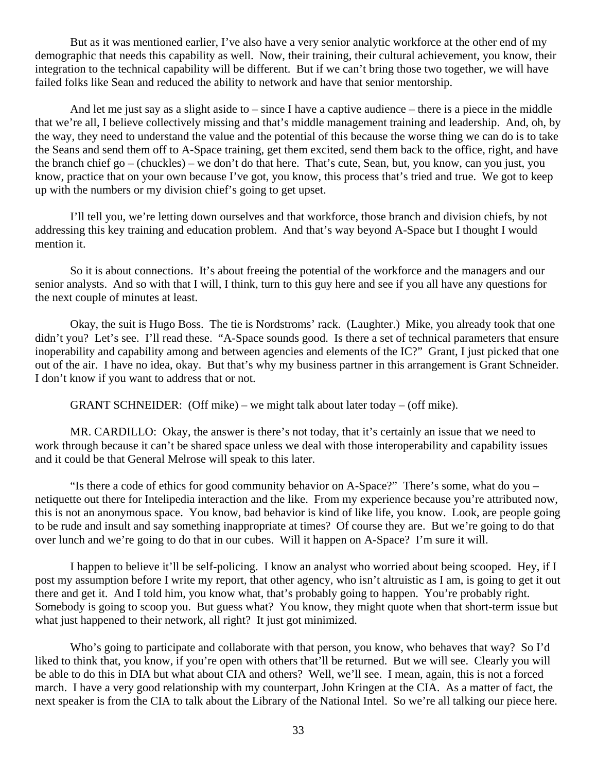But as it was mentioned earlier, I've also have a very senior analytic workforce at the other end of my demographic that needs this capability as well. Now, their training, their cultural achievement, you know, their integration to the technical capability will be different. But if we can't bring those two together, we will have failed folks like Sean and reduced the ability to network and have that senior mentorship.

And let me just say as a slight aside to – since I have a captive audience – there is a piece in the middle that we're all, I believe collectively missing and that's middle management training and leadership. And, oh, by the way, they need to understand the value and the potential of this because the worse thing we can do is to take the Seans and send them off to A-Space training, get them excited, send them back to the office, right, and have the branch chief go – (chuckles) – we don't do that here. That's cute, Sean, but, you know, can you just, you know, practice that on your own because I've got, you know, this process that's tried and true. We got to keep up with the numbers or my division chief's going to get upset.

I'll tell you, we're letting down ourselves and that workforce, those branch and division chiefs, by not addressing this key training and education problem. And that's way beyond A-Space but I thought I would mention it.

So it is about connections. It's about freeing the potential of the workforce and the managers and our senior analysts. And so with that I will, I think, turn to this guy here and see if you all have any questions for the next couple of minutes at least.

Okay, the suit is Hugo Boss. The tie is Nordstroms' rack. (Laughter.) Mike, you already took that one didn't you? Let's see. I'll read these. "A-Space sounds good. Is there a set of technical parameters that ensure inoperability and capability among and between agencies and elements of the IC?" Grant, I just picked that one out of the air. I have no idea, okay. But that's why my business partner in this arrangement is Grant Schneider. I don't know if you want to address that or not.

GRANT SCHNEIDER: (Off mike) – we might talk about later today – (off mike).

MR. CARDILLO: Okay, the answer is there's not today, that it's certainly an issue that we need to work through because it can't be shared space unless we deal with those interoperability and capability issues and it could be that General Melrose will speak to this later.

"Is there a code of ethics for good community behavior on A-Space?" There's some, what do you – netiquette out there for Intelipedia interaction and the like. From my experience because you're attributed now, this is not an anonymous space. You know, bad behavior is kind of like life, you know. Look, are people going to be rude and insult and say something inappropriate at times? Of course they are. But we're going to do that over lunch and we're going to do that in our cubes. Will it happen on A-Space? I'm sure it will.

I happen to believe it'll be self-policing. I know an analyst who worried about being scooped. Hey, if I post my assumption before I write my report, that other agency, who isn't altruistic as I am, is going to get it out there and get it. And I told him, you know what, that's probably going to happen. You're probably right. Somebody is going to scoop you. But guess what? You know, they might quote when that short-term issue but what just happened to their network, all right? It just got minimized.

Who's going to participate and collaborate with that person, you know, who behaves that way? So I'd liked to think that, you know, if you're open with others that'll be returned. But we will see. Clearly you will be able to do this in DIA but what about CIA and others? Well, we'll see. I mean, again, this is not a forced march. I have a very good relationship with my counterpart, John Kringen at the CIA. As a matter of fact, the next speaker is from the CIA to talk about the Library of the National Intel. So we're all talking our piece here.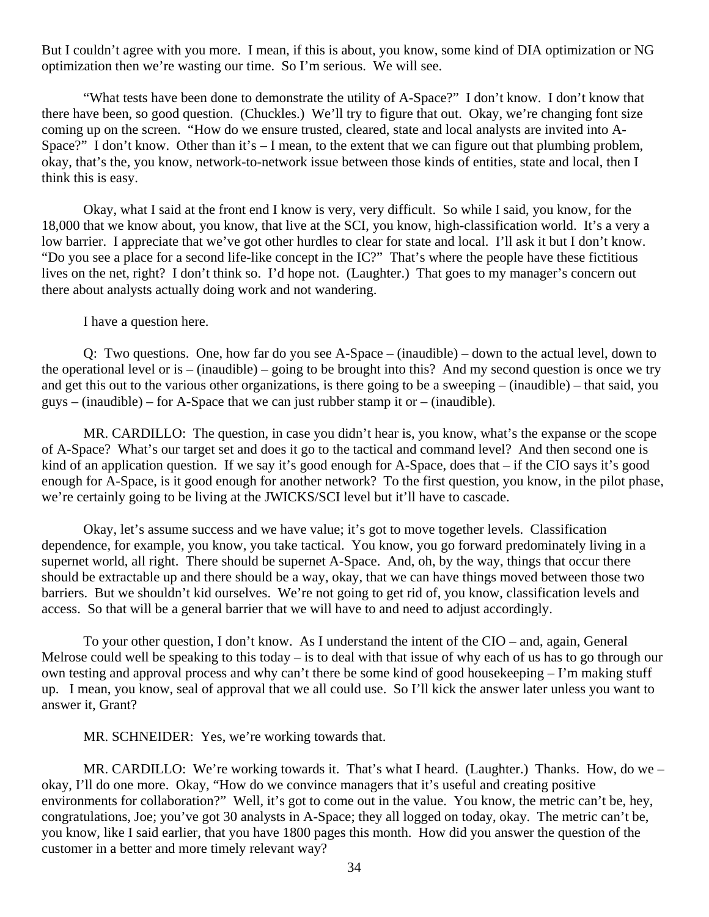But I couldn't agree with you more. I mean, if this is about, you know, some kind of DIA optimization or NG optimization then we're wasting our time. So I'm serious. We will see.

"What tests have been done to demonstrate the utility of A-Space?" I don't know. I don't know that there have been, so good question. (Chuckles.) We'll try to figure that out. Okay, we're changing font size coming up on the screen. "How do we ensure trusted, cleared, state and local analysts are invited into A-Space?" I don't know. Other than it's – I mean, to the extent that we can figure out that plumbing problem, okay, that's the, you know, network-to-network issue between those kinds of entities, state and local, then I think this is easy.

Okay, what I said at the front end I know is very, very difficult. So while I said, you know, for the 18,000 that we know about, you know, that live at the SCI, you know, high-classification world. It's a very a low barrier. I appreciate that we've got other hurdles to clear for state and local. I'll ask it but I don't know. "Do you see a place for a second life-like concept in the IC?" That's where the people have these fictitious lives on the net, right? I don't think so. I'd hope not. (Laughter.) That goes to my manager's concern out there about analysts actually doing work and not wandering.

I have a question here.

Q: Two questions. One, how far do you see A-Space – (inaudible) – down to the actual level, down to the operational level or is – (inaudible) – going to be brought into this? And my second question is once we try and get this out to the various other organizations, is there going to be a sweeping – (inaudible) – that said, you guys – (inaudible) – for A-Space that we can just rubber stamp it or – (inaudible).

MR. CARDILLO: The question, in case you didn't hear is, you know, what's the expanse or the scope of A-Space? What's our target set and does it go to the tactical and command level? And then second one is kind of an application question. If we say it's good enough for A-Space, does that – if the CIO says it's good enough for A-Space, is it good enough for another network? To the first question, you know, in the pilot phase, we're certainly going to be living at the JWICKS/SCI level but it'll have to cascade.

Okay, let's assume success and we have value; it's got to move together levels. Classification dependence, for example, you know, you take tactical. You know, you go forward predominately living in a supernet world, all right. There should be supernet A-Space. And, oh, by the way, things that occur there should be extractable up and there should be a way, okay, that we can have things moved between those two barriers. But we shouldn't kid ourselves. We're not going to get rid of, you know, classification levels and access. So that will be a general barrier that we will have to and need to adjust accordingly.

To your other question, I don't know. As I understand the intent of the CIO – and, again, General Melrose could well be speaking to this today – is to deal with that issue of why each of us has to go through our own testing and approval process and why can't there be some kind of good housekeeping – I'm making stuff up. I mean, you know, seal of approval that we all could use. So I'll kick the answer later unless you want to answer it, Grant?

MR. SCHNEIDER: Yes, we're working towards that.

MR. CARDILLO: We're working towards it. That's what I heard. (Laughter.) Thanks. How, do we – okay, I'll do one more. Okay, "How do we convince managers that it's useful and creating positive environments for collaboration?" Well, it's got to come out in the value. You know, the metric can't be, hey, congratulations, Joe; you've got 30 analysts in A-Space; they all logged on today, okay. The metric can't be, you know, like I said earlier, that you have 1800 pages this month. How did you answer the question of the customer in a better and more timely relevant way?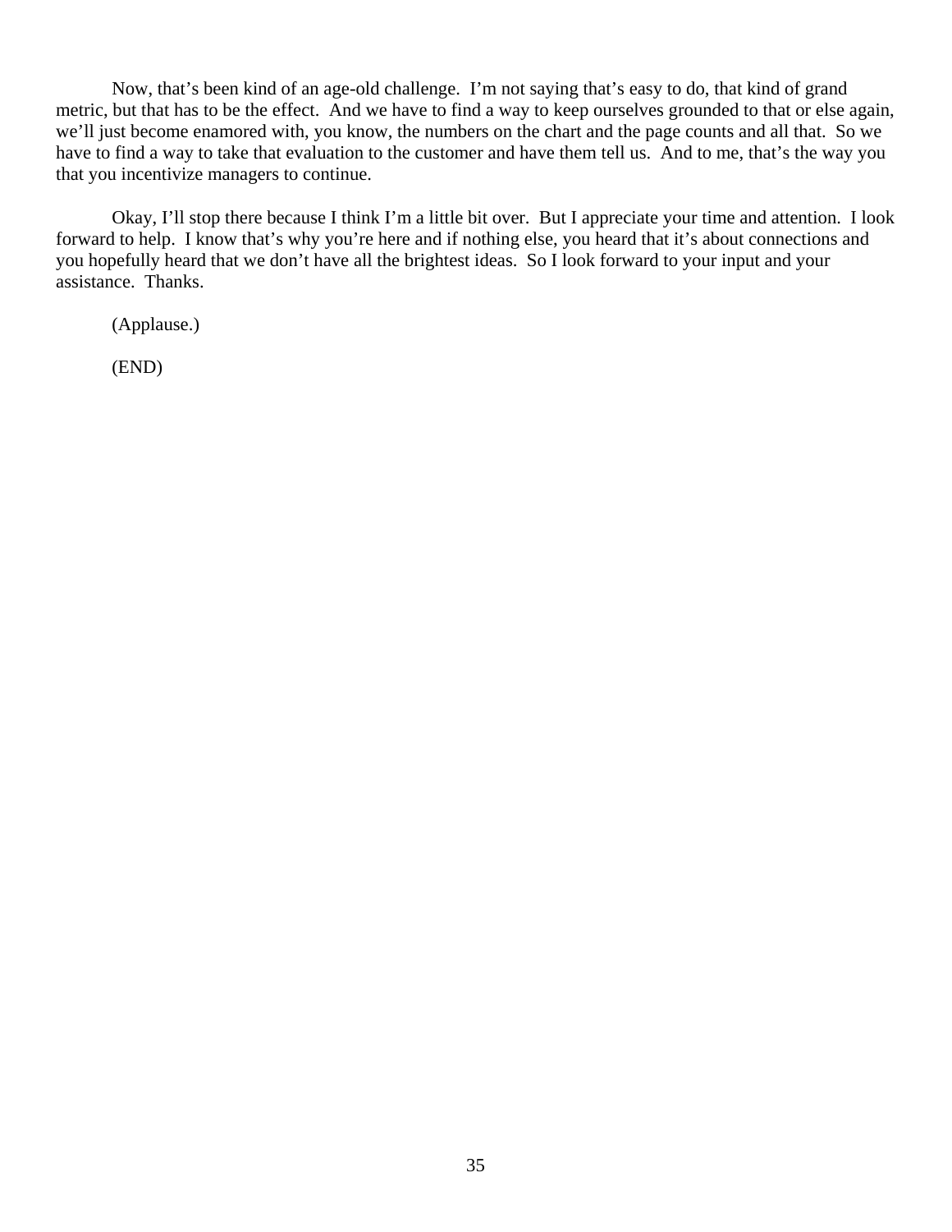Now, that's been kind of an age-old challenge. I'm not saying that's easy to do, that kind of grand metric, but that has to be the effect. And we have to find a way to keep ourselves grounded to that or else again, we'll just become enamored with, you know, the numbers on the chart and the page counts and all that. So we have to find a way to take that evaluation to the customer and have them tell us. And to me, that's the way you that you incentivize managers to continue.

Okay, I'll stop there because I think I'm a little bit over. But I appreciate your time and attention. I look forward to help. I know that's why you're here and if nothing else, you heard that it's about connections and you hopefully heard that we don't have all the brightest ideas. So I look forward to your input and your assistance. Thanks.

(Applause.)

(END)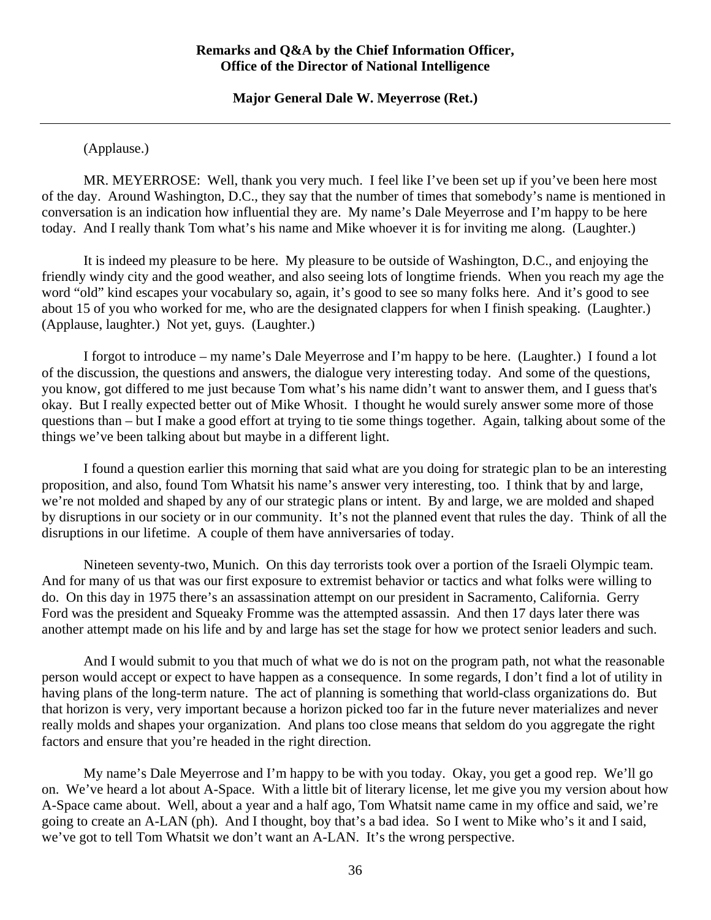**Remarks and Q&A by the Chief Information Officer, Office of the Director of National Intelligence**

**Major General Dale W. Meyerrose (Ret.)**

---

(Applause.)

MR. MEYERROSE: Well, thank you very much. I feel like I've been set up if you've been here most of the day. Around Washington, D.C., they say that the number of times that somebody's name is mentioned in conversation is an indication how influential they are. My name's Dale Meyerrose and I'm happy to be here today. And I really thank Tom what's his name and Mike whoever it is for inviting me along. (Laughter.)

It is indeed my pleasure to be here. My pleasure to be outside of Washington, D.C., and enjoying the friendly windy city and the good weather, and also seeing lots of longtime friends. When you reach my age the word "old" kind escapes your vocabulary so, again, it's good to see so many folks here. And it's good to see about 15 of you who worked for me, who are the designated clappers for when I finish speaking. (Laughter.) (Applause, laughter.) Not yet, guys. (Laughter.)

I forgot to introduce – my name's Dale Meyerrose and I'm happy to be here. (Laughter.) I found a lot of the discussion, the questions and answers, the dialogue very interesting today. And some of the questions, you know, got differed to me just because Tom what's his name didn't want to answer them, and I guess that's okay. But I really expected better out of Mike Whosit. I thought he would surely answer some more of those questions than – but I make a good effort at trying to tie some things together. Again, talking about some of the things we've been talking about but maybe in a different light.

I found a question earlier this morning that said what are you doing for strategic plan to be an interesting proposition, and also, found Tom Whatsit his name's answer very interesting, too. I think that by and large, we're not molded and shaped by any of our strategic plans or intent. By and large, we are molded and shaped by disruptions in our society or in our community. It's not the planned event that rules the day. Think of all the disruptions in our lifetime. A couple of them have anniversaries of today.

Nineteen seventy-two, Munich. On this day terrorists took over a portion of the Israeli Olympic team. And for many of us that was our first exposure to extremist behavior or tactics and what folks were willing to do. On this day in 1975 there's an assassination attempt on our president in Sacramento, California. Gerry Ford was the president and Squeaky Fromme was the attempted assassin. And then 17 days later there was another attempt made on his life and by and large has set the stage for how we protect senior leaders and such.

And I would submit to you that much of what we do is not on the program path, not what the reasonable person would accept or expect to have happen as a consequence. In some regards, I don't find a lot of utility in having plans of the long-term nature. The act of planning is something that world-class organizations do. But that horizon is very, very important because a horizon picked too far in the future never materializes and never really molds and shapes your organization. And plans too close means that seldom do you aggregate the right factors and ensure that you're headed in the right direction.

My name's Dale Meyerrose and I'm happy to be with you today. Okay, you get a good rep. We'll go on. We've heard a lot about A-Space. With a little bit of literary license, let me give you my version about how A-Space came about. Well, about a year and a half ago, Tom Whatsit name came in my office and said, we're going to create an A-LAN (ph). And I thought, boy that's a bad idea. So I went to Mike who's it and I said, we've got to tell Tom Whatsit we don't want an A-LAN. It's the wrong perspective.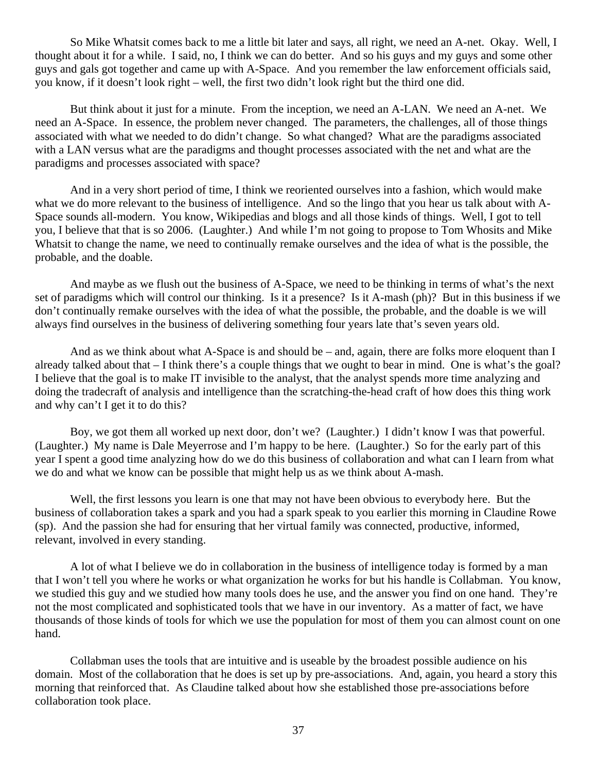So Mike Whatsit comes back to me a little bit later and says, all right, we need an A-net. Okay. Well, I thought about it for a while. I said, no, I think we can do better. And so his guys and my guys and some other guys and gals got together and came up with A-Space. And you remember the law enforcement officials said, you know, if it doesn't look right – well, the first two didn't look right but the third one did.

But think about it just for a minute. From the inception, we need an A-LAN. We need an A-net. We need an A-Space. In essence, the problem never changed. The parameters, the challenges, all of those things associated with what we needed to do didn't change. So what changed? What are the paradigms associated with a LAN versus what are the paradigms and thought processes associated with the net and what are the paradigms and processes associated with space?

And in a very short period of time, I think we reoriented ourselves into a fashion, which would make what we do more relevant to the business of intelligence. And so the lingo that you hear us talk about with A-Space sounds all-modern. You know, Wikipedias and blogs and all those kinds of things. Well, I got to tell you, I believe that that is so 2006. (Laughter.) And while I'm not going to propose to Tom Whosits and Mike Whatsit to change the name, we need to continually remake ourselves and the idea of what is the possible, the probable, and the doable.

And maybe as we flush out the business of A-Space, we need to be thinking in terms of what's the next set of paradigms which will control our thinking. Is it a presence? Is it A-mash (ph)? But in this business if we don't continually remake ourselves with the idea of what the possible, the probable, and the doable is we will always find ourselves in the business of delivering something four years late that's seven years old.

And as we think about what A-Space is and should be – and, again, there are folks more eloquent than I already talked about that – I think there's a couple things that we ought to bear in mind. One is what's the goal? I believe that the goal is to make IT invisible to the analyst, that the analyst spends more time analyzing and doing the tradecraft of analysis and intelligence than the scratching-the-head craft of how does this thing work and why can't I get it to do this?

Boy, we got them all worked up next door, don't we? (Laughter.) I didn't know I was that powerful. (Laughter.) My name is Dale Meyerrose and I'm happy to be here. (Laughter.) So for the early part of this year I spent a good time analyzing how do we do this business of collaboration and what can I learn from what we do and what we know can be possible that might help us as we think about A-mash.

Well, the first lessons you learn is one that may not have been obvious to everybody here. But the business of collaboration takes a spark and you had a spark speak to you earlier this morning in Claudine Rowe (sp). And the passion she had for ensuring that her virtual family was connected, productive, informed, relevant, involved in every standing.

A lot of what I believe we do in collaboration in the business of intelligence today is formed by a man that I won't tell you where he works or what organization he works for but his handle is Collabman. You know, we studied this guy and we studied how many tools does he use, and the answer you find on one hand. They're not the most complicated and sophisticated tools that we have in our inventory. As a matter of fact, we have thousands of those kinds of tools for which we use the population for most of them you can almost count on one hand.

Collabman uses the tools that are intuitive and is useable by the broadest possible audience on his domain. Most of the collaboration that he does is set up by pre-associations. And, again, you heard a story this morning that reinforced that. As Claudine talked about how she established those pre-associations before collaboration took place.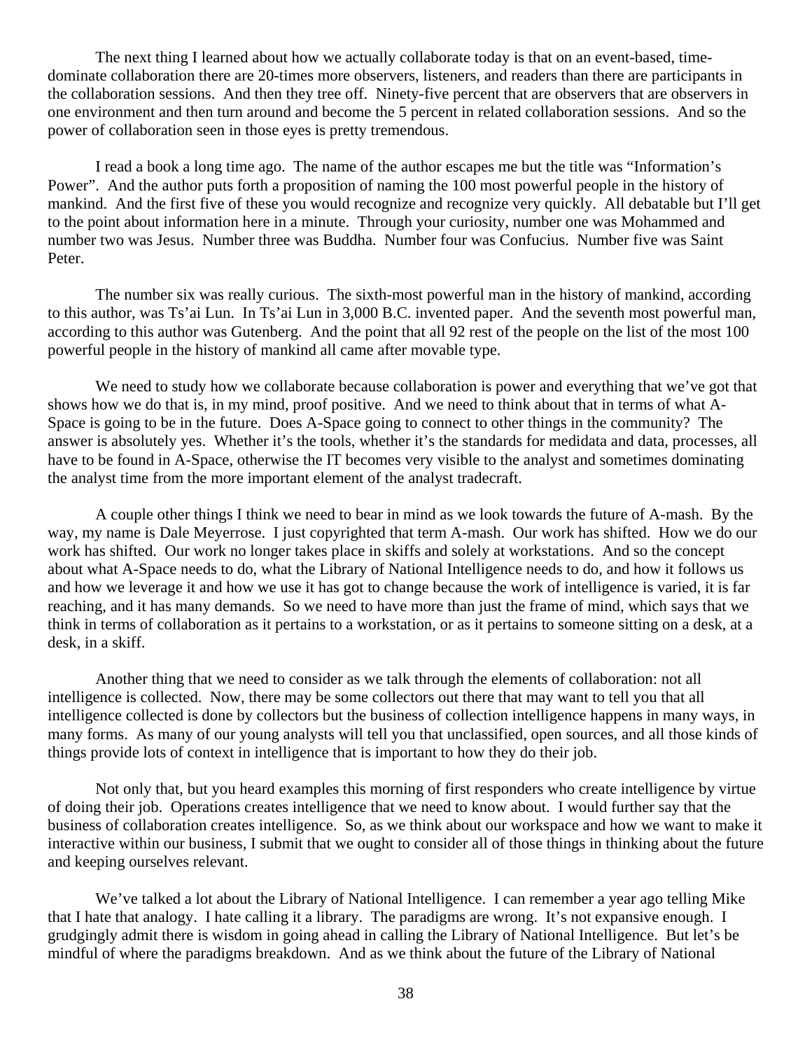The next thing I learned about how we actually collaborate today is that on an event-based, time-dominate collaboration there are 20-times more observers, listeners, and readers than there are participants in the collaboration sessions. And then they tree off. Ninety-five percent that are observers that are observers in one environment and then turn around and become the 5 percent in related collaboration sessions. And so the power of collaboration seen in those eyes is pretty tremendous.

I read a book a long time ago. The name of the author escapes me but the title was "Information's Power". And the author puts forth a proposition of naming the 100 most powerful people in the history of mankind. And the first five of these you would recognize and recognize very quickly. All debatable but I'll get to the point about information here in a minute. Through your curiosity, number one was Mohammed and number two was Jesus. Number three was Buddha. Number four was Confucius. Number five was Saint Peter.

The number six was really curious. The sixth-most powerful man in the history of mankind, according to this author, was Ts'ai Lun. In Ts'ai Lun in 3,000 B.C. invented paper. And the seventh most powerful man, according to this author was Gutenberg. And the point that all 92 rest of the people on the list of the most 100 powerful people in the history of mankind all came after movable type.

We need to study how we collaborate because collaboration is power and everything that we've got that shows how we do that is, in my mind, proof positive. And we need to think about that in terms of what A-Space is going to be in the future. Does A-Space going to connect to other things in the community? The answer is absolutely yes. Whether it's the tools, whether it's the standards for medidata and data, processes, all have to be found in A-Space, otherwise the IT becomes very visible to the analyst and sometimes dominating the analyst time from the more important element of the analyst tradecraft.

A couple other things I think we need to bear in mind as we look towards the future of A-mash. By the way, my name is Dale Meyerrose. I just copyrighted that term A-mash. Our work has shifted. How we do our work has shifted. Our work no longer takes place in skiffs and solely at workstations. And so the concept about what A-Space needs to do, what the Library of National Intelligence needs to do, and how it follows us and how we leverage it and how we use it has got to change because the work of intelligence is varied, it is far reaching, and it has many demands. So we need to have more than just the frame of mind, which says that we think in terms of collaboration as it pertains to a workstation, or as it pertains to someone sitting on a desk, at a desk, in a skiff.

Another thing that we need to consider as we talk through the elements of collaboration: not all intelligence is collected. Now, there may be some collectors out there that may want to tell you that all intelligence collected is done by collectors but the business of collection intelligence happens in many ways, in many forms. As many of our young analysts will tell you that unclassified, open sources, and all those kinds of things provide lots of context in intelligence that is important to how they do their job.

Not only that, but you heard examples this morning of first responders who create intelligence by virtue of doing their job. Operations creates intelligence that we need to know about. I would further say that the business of collaboration creates intelligence. So, as we think about our workspace and how we want to make it interactive within our business, I submit that we ought to consider all of those things in thinking about the future and keeping ourselves relevant.

We've talked a lot about the Library of National Intelligence. I can remember a year ago telling Mike that I hate that analogy. I hate calling it a library. The paradigms are wrong. It's not expansive enough. I grudgingly admit there is wisdom in going ahead in calling the Library of National Intelligence. But let's be mindful of where the paradigms breakdown. And as we think about the future of the Library of National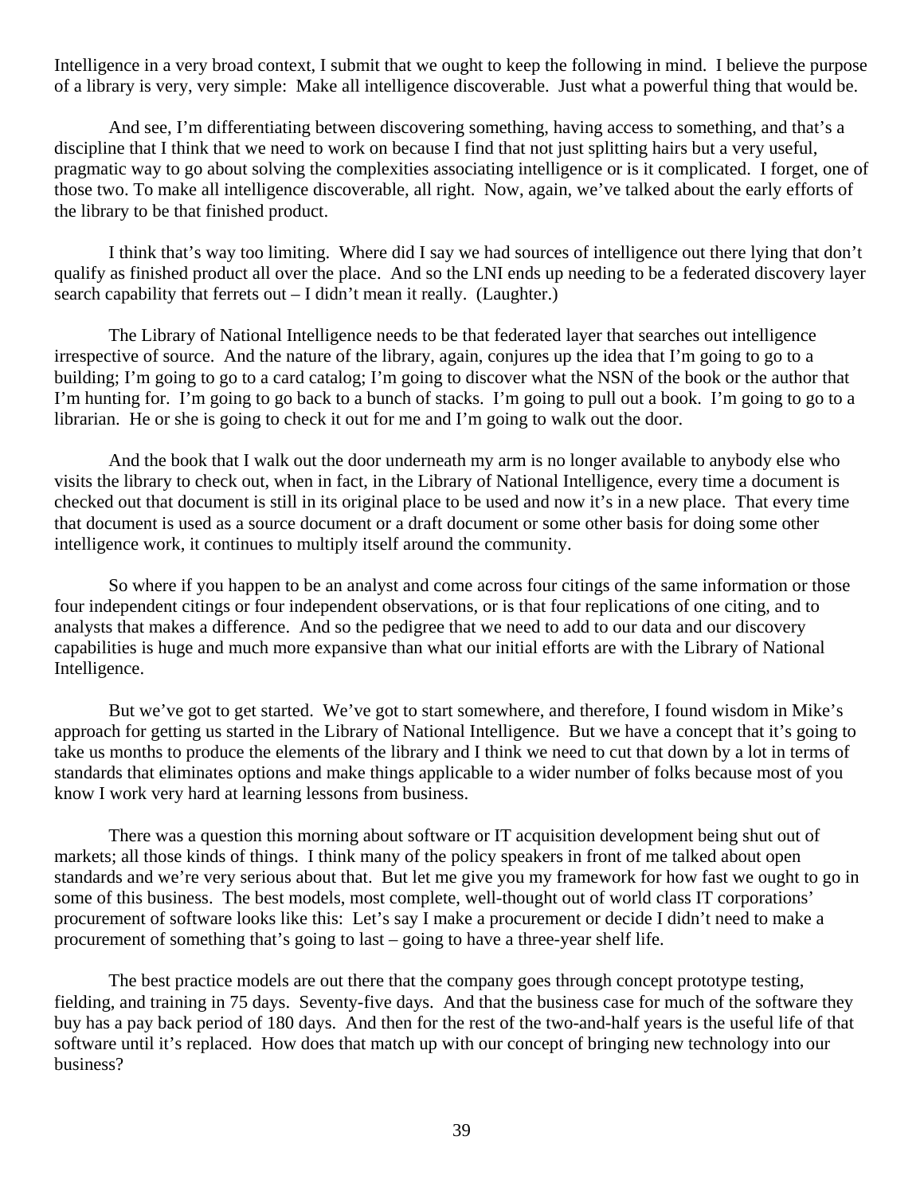Intelligence in a very broad context, I submit that we ought to keep the following in mind. I believe the purpose of a library is very, very simple: Make all intelligence discoverable. Just what a powerful thing that would be.

And see, I'm differentiating between discovering something, having access to something, and that's a discipline that I think that we need to work on because I find that not just splitting hairs but a very useful, pragmatic way to go about solving the complexities associating intelligence or is it complicated. I forget, one of those two. To make all intelligence discoverable, all right. Now, again, we've talked about the early efforts of the library to be that finished product.

I think that's way too limiting. Where did I say we had sources of intelligence out there lying that don't qualify as finished product all over the place. And so the LNI ends up needing to be a federated discovery layer search capability that ferrets out – I didn't mean it really. (Laughter.)

The Library of National Intelligence needs to be that federated layer that searches out intelligence irrespective of source. And the nature of the library, again, conjures up the idea that I'm going to go to a building; I'm going to go to a card catalog; I'm going to discover what the NSN of the book or the author that I'm hunting for. I'm going to go back to a bunch of stacks. I'm going to pull out a book. I'm going to go to a librarian. He or she is going to check it out for me and I'm going to walk out the door.

And the book that I walk out the door underneath my arm is no longer available to anybody else who visits the library to check out, when in fact, in the Library of National Intelligence, every time a document is checked out that document is still in its original place to be used and now it's in a new place. That every time that document is used as a source document or a draft document or some other basis for doing some other intelligence work, it continues to multiply itself around the community.

So where if you happen to be an analyst and come across four citings of the same information or those four independent citings or four independent observations, or is that four replications of one citing, and to analysts that makes a difference. And so the pedigree that we need to add to our data and our discovery capabilities is huge and much more expansive than what our initial efforts are with the Library of National Intelligence.

But we've got to get started. We've got to start somewhere, and therefore, I found wisdom in Mike's approach for getting us started in the Library of National Intelligence. But we have a concept that it's going to take us months to produce the elements of the library and I think we need to cut that down by a lot in terms of standards that eliminates options and make things applicable to a wider number of folks because most of you know I work very hard at learning lessons from business.

There was a question this morning about software or IT acquisition development being shut out of markets; all those kinds of things. I think many of the policy speakers in front of me talked about open standards and we're very serious about that. But let me give you my framework for how fast we ought to go in some of this business. The best models, most complete, well-thought out of world class IT corporations' procurement of software looks like this: Let's say I make a procurement or decide I didn't need to make a procurement of something that's going to last – going to have a three-year shelf life.

The best practice models are out there that the company goes through concept prototype testing, fielding, and training in 75 days. Seventy-five days. And that the business case for much of the software they buy has a pay back period of 180 days. And then for the rest of the two-and-half years is the useful life of that software until it's replaced. How does that match up with our concept of bringing new technology into our business?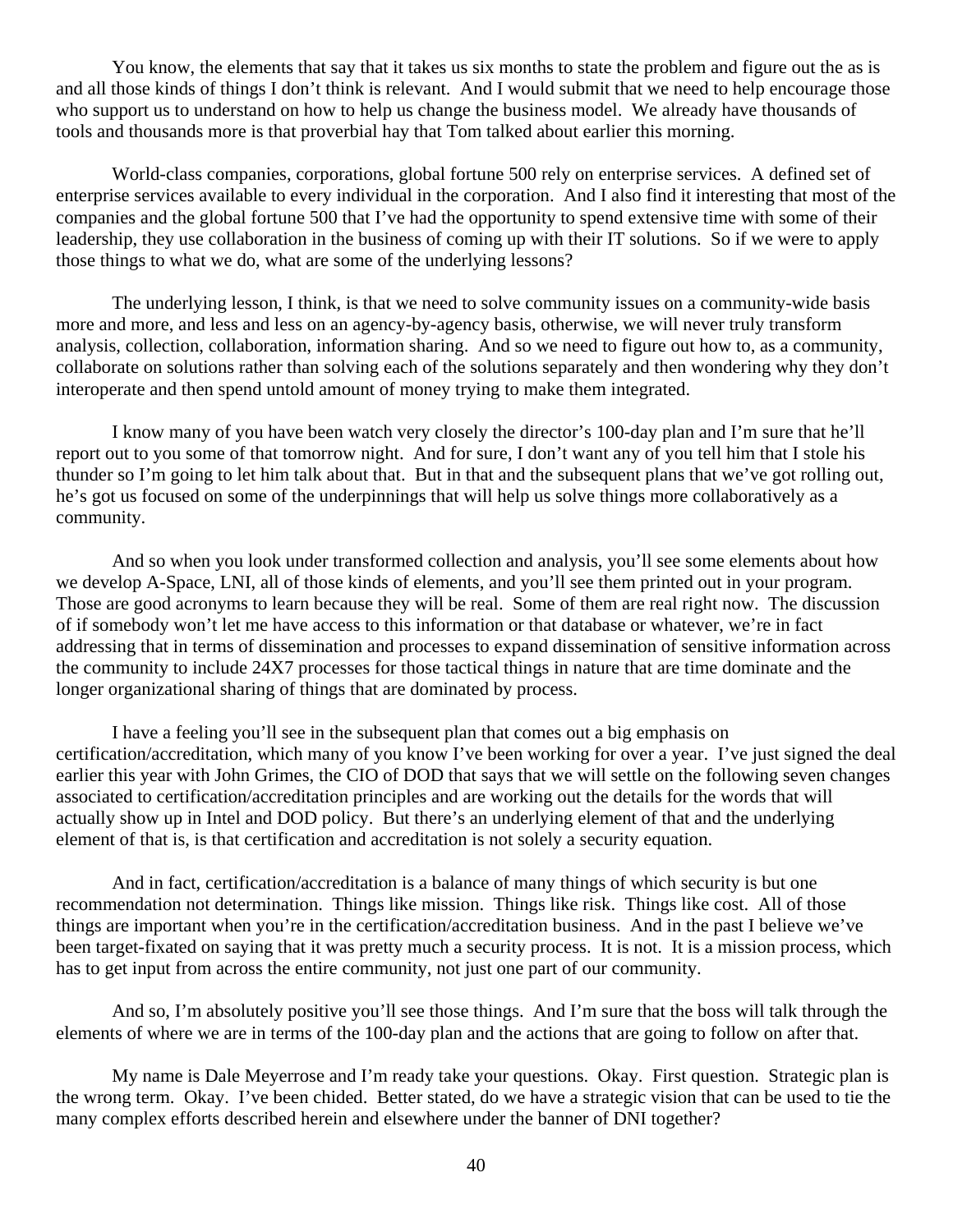You know, the elements that say that it takes us six months to state the problem and figure out the as is and all those kinds of things I don't think is relevant. And I would submit that we need to help encourage those who support us to understand on how to help us change the business model. We already have thousands of tools and thousands more is that proverbial hay that Tom talked about earlier this morning.

World-class companies, corporations, global fortune 500 rely on enterprise services. A defined set of enterprise services available to every individual in the corporation. And I also find it interesting that most of the companies and the global fortune 500 that I've had the opportunity to spend extensive time with some of their leadership, they use collaboration in the business of coming up with their IT solutions. So if we were to apply those things to what we do, what are some of the underlying lessons?

The underlying lesson, I think, is that we need to solve community issues on a community-wide basis more and more, and less and less on an agency-by-agency basis, otherwise, we will never truly transform analysis, collection, collaboration, information sharing. And so we need to figure out how to, as a community, collaborate on solutions rather than solving each of the solutions separately and then wondering why they don't interoperate and then spend untold amount of money trying to make them integrated.

I know many of you have been watch very closely the director's 100-day plan and I'm sure that he'll report out to you some of that tomorrow night. And for sure, I don't want any of you tell him that I stole his thunder so I'm going to let him talk about that. But in that and the subsequent plans that we've got rolling out, he's got us focused on some of the underpinnings that will help us solve things more collaboratively as a community.

And so when you look under transformed collection and analysis, you'll see some elements about how we develop A-Space, LNI, all of those kinds of elements, and you'll see them printed out in your program. Those are good acronyms to learn because they will be real. Some of them are real right now. The discussion of if somebody won't let me have access to this information or that database or whatever, we're in fact addressing that in terms of dissemination and processes to expand dissemination of sensitive information across the community to include 24X7 processes for those tactical things in nature that are time dominate and the longer organizational sharing of things that are dominated by process.

I have a feeling you'll see in the subsequent plan that comes out a big emphasis on certification/accreditation, which many of you know I've been working for over a year. I've just signed the deal earlier this year with John Grimes, the CIO of DOD that says that we will settle on the following seven changes associated to certification/accreditation principles and are working out the details for the words that will actually show up in Intel and DOD policy. But there's an underlying element of that and the underlying element of that is, is that certification and accreditation is not solely a security equation.

And in fact, certification/accreditation is a balance of many things of which security is but one recommendation not determination. Things like mission. Things like risk. Things like cost. All of those things are important when you're in the certification/accreditation business. And in the past I believe we've been target-fixated on saying that it was pretty much a security process. It is not. It is a mission process, which has to get input from across the entire community, not just one part of our community.

And so, I'm absolutely positive you'll see those things. And I'm sure that the boss will talk through the elements of where we are in terms of the 100-day plan and the actions that are going to follow on after that.

My name is Dale Meyerrose and I'm ready take your questions. Okay. First question. Strategic plan is the wrong term. Okay. I've been chided. Better stated, do we have a strategic vision that can be used to tie the many complex efforts described herein and elsewhere under the banner of DNI together?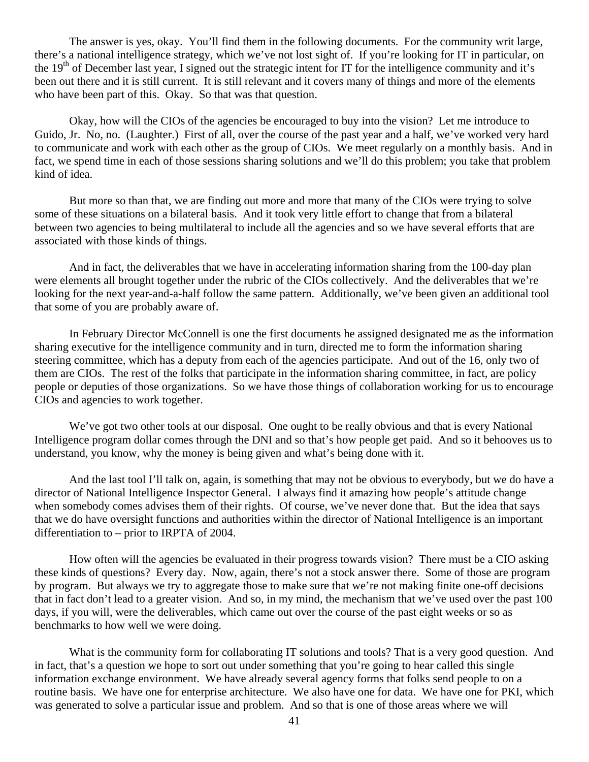The answer is yes, okay. You'll find them in the following documents. For the community writ large, there's a national intelligence strategy, which we've not lost sight of. If you're looking for IT in particular, on the 19th of December last year, I signed out the strategic intent for IT for the intelligence community and it's been out there and it is still current. It is still relevant and it covers many of things and more of the elements who have been part of this. Okay. So that was that question.

Okay, how will the CIOs of the agencies be encouraged to buy into the vision? Let me introduce to Guido, Jr. No, no. (Laughter.) First of all, over the course of the past year and a half, we've worked very hard to communicate and work with each other as the group of CIOs. We meet regularly on a monthly basis. And in fact, we spend time in each of those sessions sharing solutions and we'll do this problem; you take that problem kind of idea.

But more so than that, we are finding out more and more that many of the CIOs were trying to solve some of these situations on a bilateral basis. And it took very little effort to change that from a bilateral between two agencies to being multilateral to include all the agencies and so we have several efforts that are associated with those kinds of things.

And in fact, the deliverables that we have in accelerating information sharing from the 100-day plan were elements all brought together under the rubric of the CIOs collectively. And the deliverables that we're looking for the next year-and-a-half follow the same pattern. Additionally, we've been given an additional tool that some of you are probably aware of.

In February Director McConnell is one the first documents he assigned designated me as the information sharing executive for the intelligence community and in turn, directed me to form the information sharing steering committee, which has a deputy from each of the agencies participate. And out of the 16, only two of them are CIOs. The rest of the folks that participate in the information sharing committee, in fact, are policy people or deputies of those organizations. So we have those things of collaboration working for us to encourage CIOs and agencies to work together.

We've got two other tools at our disposal. One ought to be really obvious and that is every National Intelligence program dollar comes through the DNI and so that's how people get paid. And so it behooves us to understand, you know, why the money is being given and what's being done with it.

And the last tool I'll talk on, again, is something that may not be obvious to everybody, but we do have a director of National Intelligence Inspector General. I always find it amazing how people's attitude change when somebody comes advises them of their rights. Of course, we've never done that. But the idea that says that we do have oversight functions and authorities within the director of National Intelligence is an important differentiation to – prior to IRPTA of 2004.

How often will the agencies be evaluated in their progress towards vision? There must be a CIO asking these kinds of questions? Every day. Now, again, there's not a stock answer there. Some of those are program by program. But always we try to aggregate those to make sure that we're not making finite one-off decisions that in fact don't lead to a greater vision. And so, in my mind, the mechanism that we've used over the past 100 days, if you will, were the deliverables, which came out over the course of the past eight weeks or so as benchmarks to how well we were doing.

What is the community form for collaborating IT solutions and tools? That is a very good question. And in fact, that's a question we hope to sort out under something that you're going to hear called this single information exchange environment. We have already several agency forms that folks send people to on a routine basis. We have one for enterprise architecture. We also have one for data. We have one for PKI, which was generated to solve a particular issue and problem. And so that is one of those areas where we will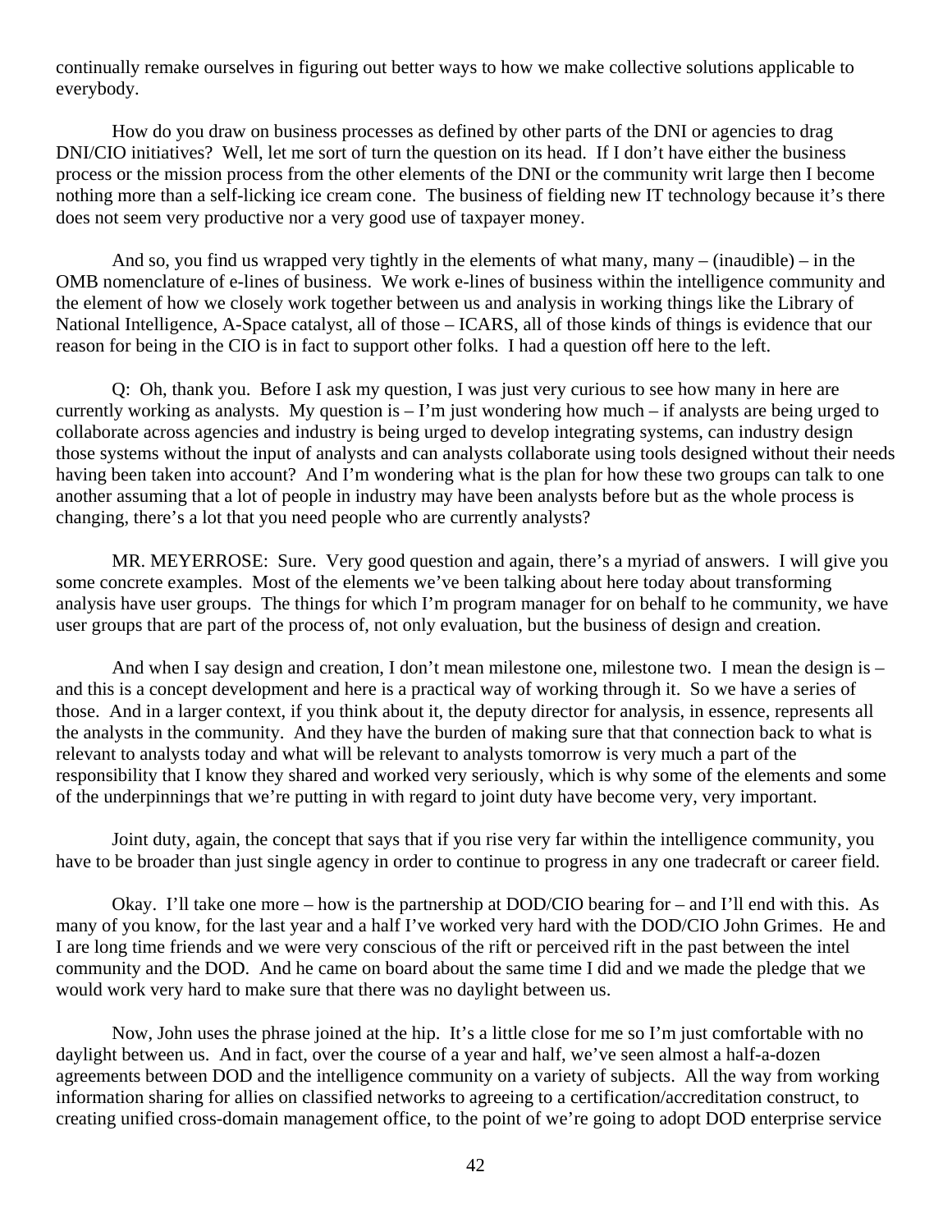continually remake ourselves in figuring out better ways to how we make collective solutions applicable to everybody.

How do you draw on business processes as defined by other parts of the DNI or agencies to drag DNI/CIO initiatives? Well, let me sort of turn the question on its head. If I don't have either the business process or the mission process from the other elements of the DNI or the community writ large then I become nothing more than a self-licking ice cream cone. The business of fielding new IT technology because it's there does not seem very productive nor a very good use of taxpayer money.

And so, you find us wrapped very tightly in the elements of what many, many – (inaudible) – in the OMB nomenclature of e-lines of business. We work e-lines of business within the intelligence community and the element of how we closely work together between us and analysis in working things like the Library of National Intelligence, A-Space catalyst, all of those – ICARS, all of those kinds of things is evidence that our reason for being in the CIO is in fact to support other folks. I had a question off here to the left.

Q: Oh, thank you. Before I ask my question, I was just very curious to see how many in here are currently working as analysts. My question is – I'm just wondering how much – if analysts are being urged to collaborate across agencies and industry is being urged to develop integrating systems, can industry design those systems without the input of analysts and can analysts collaborate using tools designed without their needs having been taken into account? And I'm wondering what is the plan for how these two groups can talk to one another assuming that a lot of people in industry may have been analysts before but as the whole process is changing, there's a lot that you need people who are currently analysts?

MR. MEYERROSE: Sure. Very good question and again, there's a myriad of answers. I will give you some concrete examples. Most of the elements we've been talking about here today about transforming analysis have user groups. The things for which I'm program manager for on behalf to he community, we have user groups that are part of the process of, not only evaluation, but the business of design and creation.

And when I say design and creation, I don't mean milestone one, milestone two. I mean the design is – and this is a concept development and here is a practical way of working through it. So we have a series of those. And in a larger context, if you think about it, the deputy director for analysis, in essence, represents all the analysts in the community. And they have the burden of making sure that that connection back to what is relevant to analysts today and what will be relevant to analysts tomorrow is very much a part of the responsibility that I know they shared and worked very seriously, which is why some of the elements and some of the underpinnings that we're putting in with regard to joint duty have become very, very important.

Joint duty, again, the concept that says that if you rise very far within the intelligence community, you have to be broader than just single agency in order to continue to progress in any one tradecraft or career field.

Okay. I'll take one more – how is the partnership at DOD/CIO bearing for – and I'll end with this. As many of you know, for the last year and a half I've worked very hard with the DOD/CIO John Grimes. He and I are long time friends and we were very conscious of the rift or perceived rift in the past between the intel community and the DOD. And he came on board about the same time I did and we made the pledge that we would work very hard to make sure that there was no daylight between us.

Now, John uses the phrase joined at the hip. It's a little close for me so I'm just comfortable with no daylight between us. And in fact, over the course of a year and half, we've seen almost a half-a-dozen agreements between DOD and the intelligence community on a variety of subjects. All the way from working information sharing for allies on classified networks to agreeing to a certification/accreditation construct, to creating unified cross-domain management office, to the point of we're going to adopt DOD enterprise service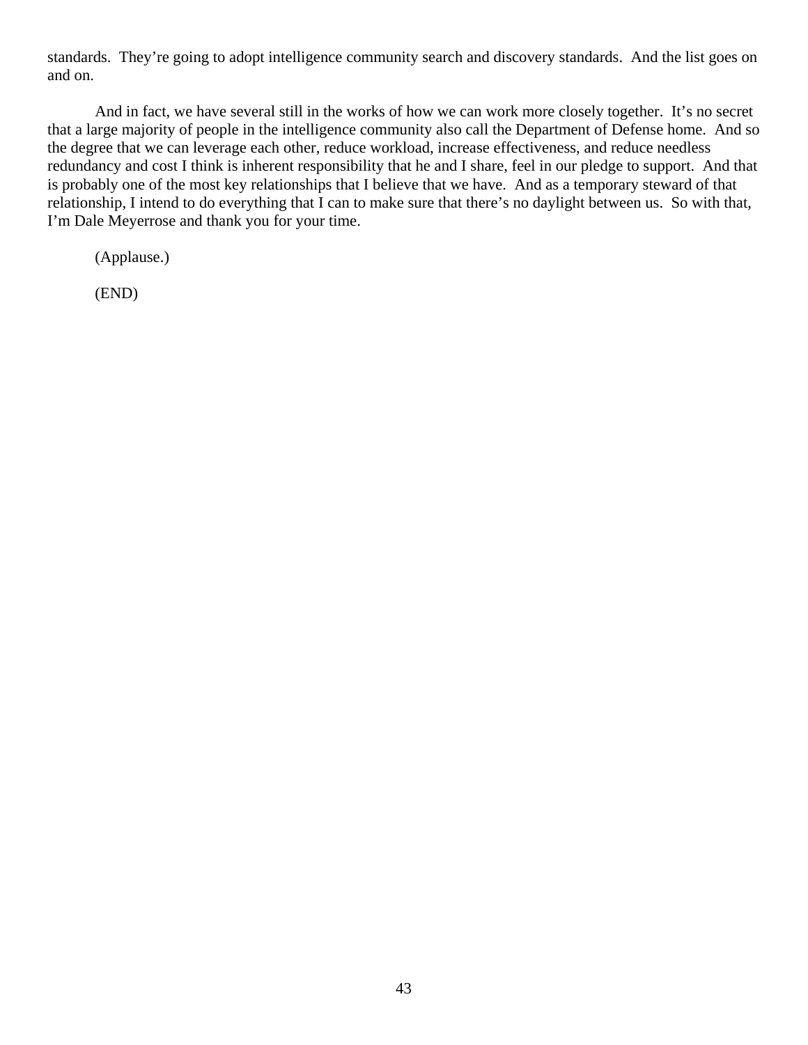standards. They're going to adopt intelligence community search and discovery standards. And the list goes on and on.

And in fact, we have several still in the works of how we can work more closely together. It's no secret that a large majority of people in the intelligence community also call the Department of Defense home. And so the degree that we can leverage each other, reduce workload, increase effectiveness, and reduce needless redundancy and cost I think is inherent responsibility that he and I share, feel in our pledge to support. And that is probably one of the most key relationships that I believe that we have. And as a temporary steward of that relationship, I intend to do everything that I can to make sure that there's no daylight between us. So with that, I'm Dale Meyerrose and thank you for your time.

(Applause.)

(END)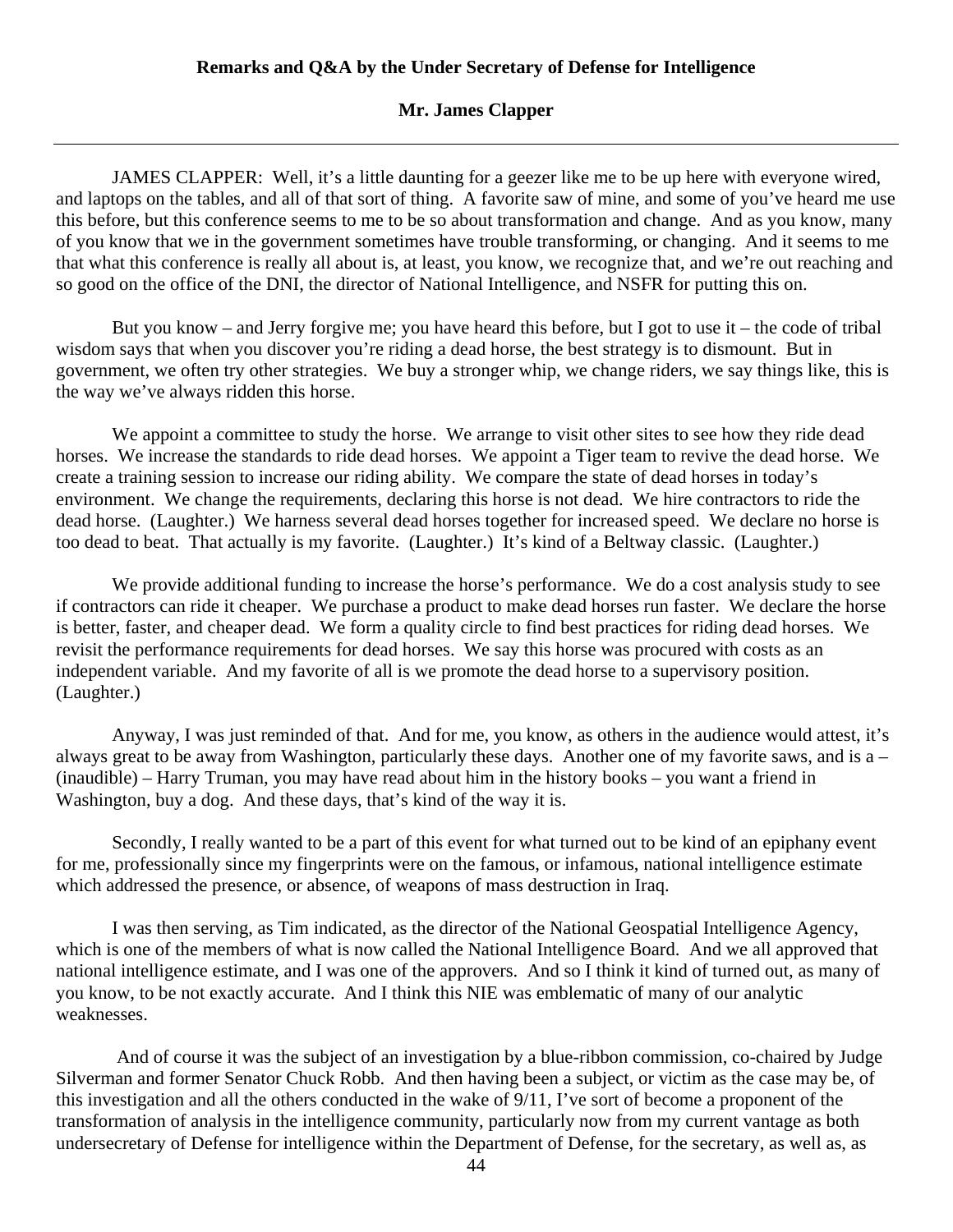**Remarks and Q&A by the Under Secretary of Defense for Intelligence**

**Mr. James Clapper**

---

JAMES CLAPPER: Well, it's a little daunting for a geezer like me to be up here with everyone wired, and laptops on the tables, and all of that sort of thing. A favorite saw of mine, and some of you've heard me use this before, but this conference seems to me to be so about transformation and change. And as you know, many of you know that we in the government sometimes have trouble transforming, or changing. And it seems to me that what this conference is really all about is, at least, you know, we recognize that, and we're out reaching and so good on the office of the DNI, the director of National Intelligence, and NSFR for putting this on.

But you know – and Jerry forgive me; you have heard this before, but I got to use it – the code of tribal wisdom says that when you discover you're riding a dead horse, the best strategy is to dismount. But in government, we often try other strategies. We buy a stronger whip, we change riders, we say things like, this is the way we've always ridden this horse.

We appoint a committee to study the horse. We arrange to visit other sites to see how they ride dead horses. We increase the standards to ride dead horses. We appoint a Tiger team to revive the dead horse. We create a training session to increase our riding ability. We compare the state of dead horses in today's environment. We change the requirements, declaring this horse is not dead. We hire contractors to ride the dead horse. (Laughter.) We harness several dead horses together for increased speed. We declare no horse is too dead to beat. That actually is my favorite. (Laughter.) It's kind of a Beltway classic. (Laughter.)

We provide additional funding to increase the horse's performance. We do a cost analysis study to see if contractors can ride it cheaper. We purchase a product to make dead horses run faster. We declare the horse is better, faster, and cheaper dead. We form a quality circle to find best practices for riding dead horses. We revisit the performance requirements for dead horses. We say this horse was procured with costs as an independent variable. And my favorite of all is we promote the dead horse to a supervisory position. (Laughter.)

Anyway, I was just reminded of that. And for me, you know, as others in the audience would attest, it's always great to be away from Washington, particularly these days. Another one of my favorite saws, and is a – (inaudible) – Harry Truman, you may have read about him in the history books – you want a friend in Washington, buy a dog. And these days, that's kind of the way it is.

Secondly, I really wanted to be a part of this event for what turned out to be kind of an epiphany event for me, professionally since my fingerprints were on the famous, or infamous, national intelligence estimate which addressed the presence, or absence, of weapons of mass destruction in Iraq.

I was then serving, as Tim indicated, as the director of the National Geospatial Intelligence Agency, which is one of the members of what is now called the National Intelligence Board. And we all approved that national intelligence estimate, and I was one of the approvers. And so I think it kind of turned out, as many of you know, to be not exactly accurate. And I think this NIE was emblematic of many of our analytic weaknesses.

And of course it was the subject of an investigation by a blue-ribbon commission, co-chaired by Judge Silverman and former Senator Chuck Robb. And then having been a subject, or victim as the case may be, of this investigation and all the others conducted in the wake of 9/11, I've sort of become a proponent of the transformation of analysis in the intelligence community, particularly now from my current vantage as both undersecretary of Defense for intelligence within the Department of Defense, for the secretary, as well as, as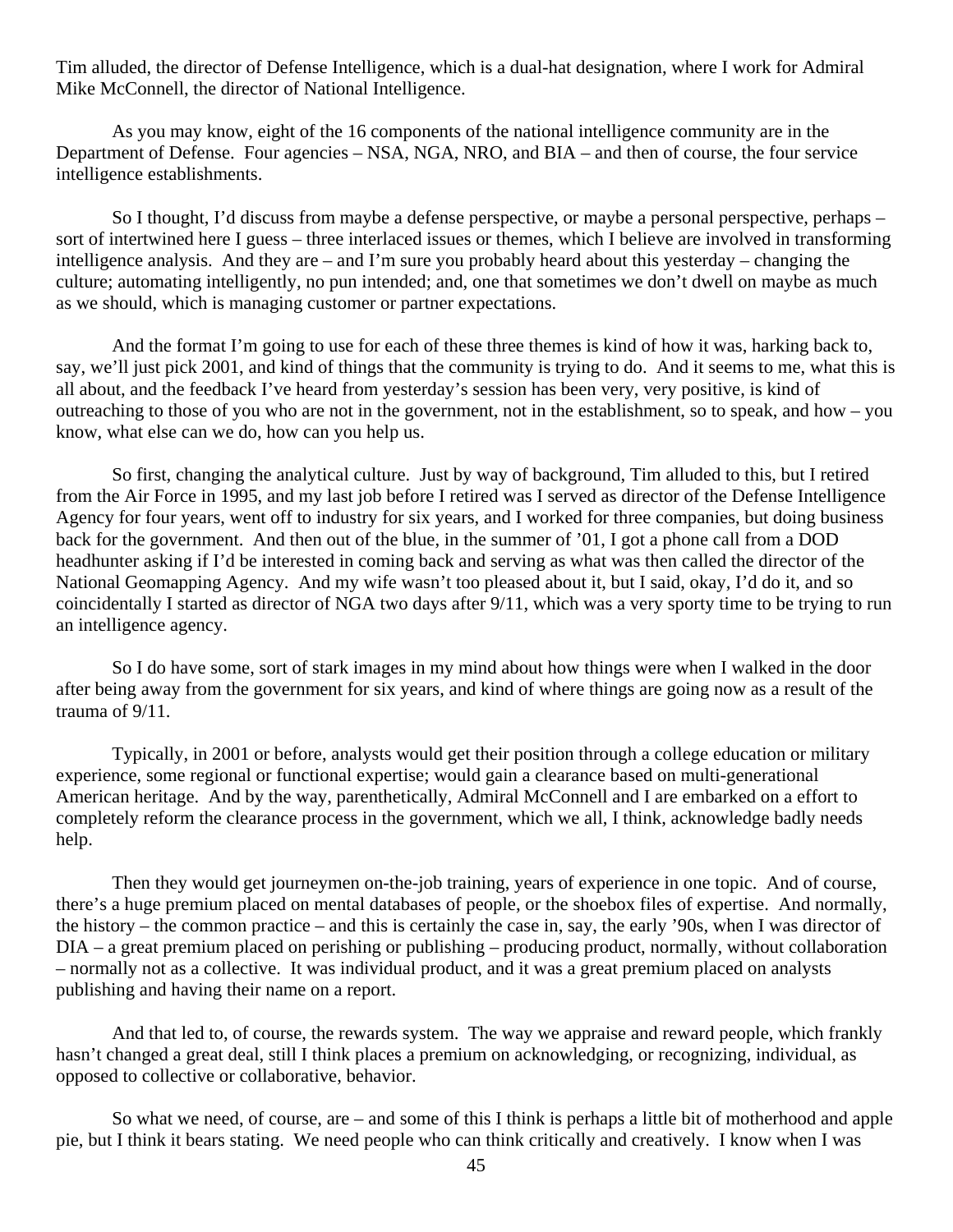Tim alluded, the director of Defense Intelligence, which is a dual-hat designation, where I work for Admiral Mike McConnell, the director of National Intelligence.

As you may know, eight of the 16 components of the national intelligence community are in the Department of Defense. Four agencies – NSA, NGA, NRO, and BIA – and then of course, the four service intelligence establishments.

So I thought, I'd discuss from maybe a defense perspective, or maybe a personal perspective, perhaps – sort of intertwined here I guess – three interlaced issues or themes, which I believe are involved in transforming intelligence analysis. And they are – and I'm sure you probably heard about this yesterday – changing the culture; automating intelligently, no pun intended; and, one that sometimes we don't dwell on maybe as much as we should, which is managing customer or partner expectations.

And the format I'm going to use for each of these three themes is kind of how it was, harking back to, say, we'll just pick 2001, and kind of things that the community is trying to do. And it seems to me, what this is all about, and the feedback I've heard from yesterday's session has been very, very positive, is kind of outreaching to those of you who are not in the government, not in the establishment, so to speak, and how – you know, what else can we do, how can you help us.

So first, changing the analytical culture. Just by way of background, Tim alluded to this, but I retired from the Air Force in 1995, and my last job before I retired was I served as director of the Defense Intelligence Agency for four years, went off to industry for six years, and I worked for three companies, but doing business back for the government. And then out of the blue, in the summer of '01, I got a phone call from a DOD headhunter asking if I'd be interested in coming back and serving as what was then called the director of the National Geomapping Agency. And my wife wasn't too pleased about it, but I said, okay, I'd do it, and so coincidentally I started as director of NGA two days after 9/11, which was a very sporty time to be trying to run an intelligence agency.

So I do have some, sort of stark images in my mind about how things were when I walked in the door after being away from the government for six years, and kind of where things are going now as a result of the trauma of 9/11.

Typically, in 2001 or before, analysts would get their position through a college education or military experience, some regional or functional expertise; would gain a clearance based on multi-generational American heritage. And by the way, parenthetically, Admiral McConnell and I are embarked on a effort to completely reform the clearance process in the government, which we all, I think, acknowledge badly needs help.

Then they would get journeymen on-the-job training, years of experience in one topic. And of course, there's a huge premium placed on mental databases of people, or the shoebox files of expertise. And normally, the history – the common practice – and this is certainly the case in, say, the early '90s, when I was director of DIA – a great premium placed on perishing or publishing – producing product, normally, without collaboration – normally not as a collective. It was individual product, and it was a great premium placed on analysts publishing and having their name on a report.

And that led to, of course, the rewards system. The way we appraise and reward people, which frankly hasn't changed a great deal, still I think places a premium on acknowledging, or recognizing, individual, as opposed to collective or collaborative, behavior.

So what we need, of course, are – and some of this I think is perhaps a little bit of motherhood and apple pie, but I think it bears stating. We need people who can think critically and creatively. I know when I was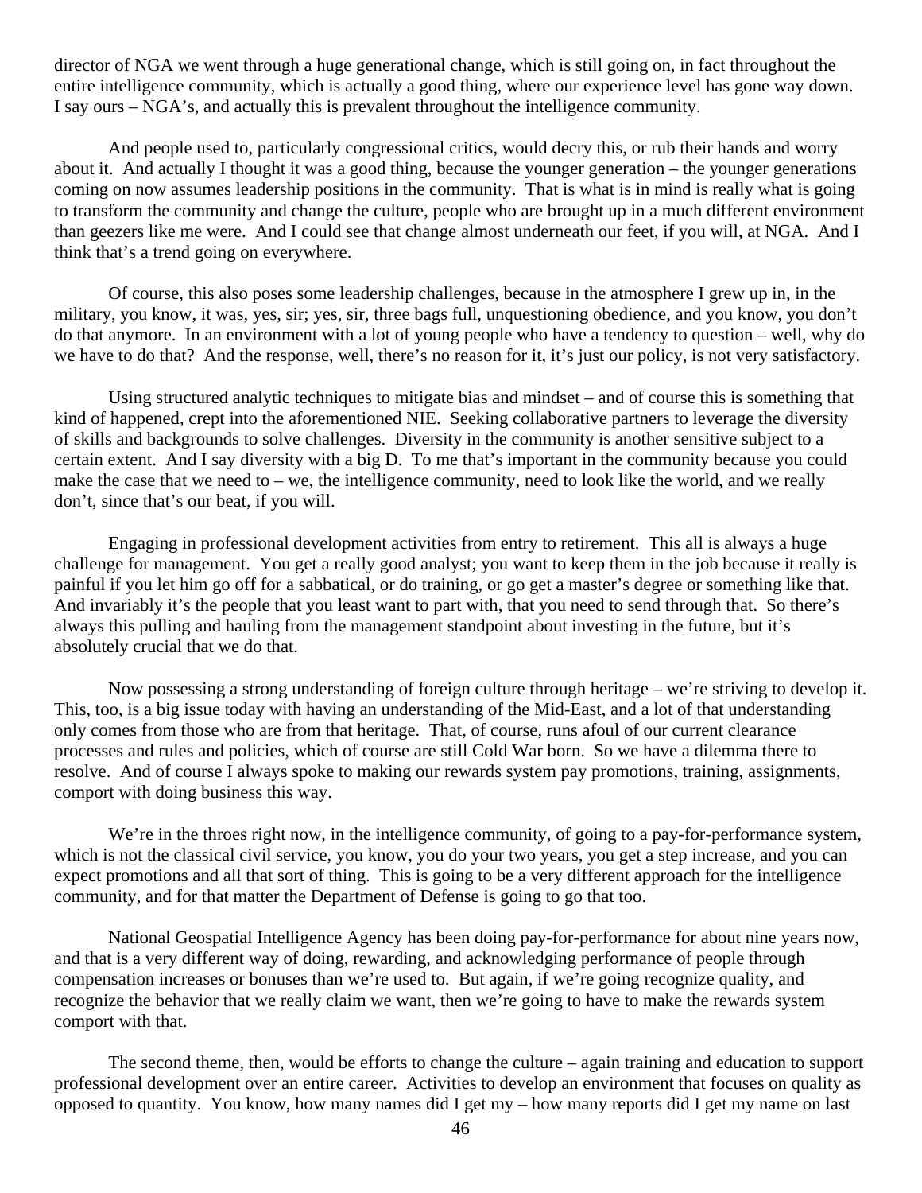director of NGA we went through a huge generational change, which is still going on, in fact throughout the entire intelligence community, which is actually a good thing, where our experience level has gone way down. I say ours – NGA's, and actually this is prevalent throughout the intelligence community.

And people used to, particularly congressional critics, would decry this, or rub their hands and worry about it. And actually I thought it was a good thing, because the younger generation – the younger generations coming on now assumes leadership positions in the community. That is what is in mind is really what is going to transform the community and change the culture, people who are brought up in a much different environment than geezers like me were. And I could see that change almost underneath our feet, if you will, at NGA. And I think that's a trend going on everywhere.

Of course, this also poses some leadership challenges, because in the atmosphere I grew up in, in the military, you know, it was, yes, sir; yes, sir, three bags full, unquestioning obedience, and you know, you don't do that anymore. In an environment with a lot of young people who have a tendency to question – well, why do we have to do that? And the response, well, there's no reason for it, it's just our policy, is not very satisfactory.

Using structured analytic techniques to mitigate bias and mindset – and of course this is something that kind of happened, crept into the aforementioned NIE. Seeking collaborative partners to leverage the diversity of skills and backgrounds to solve challenges. Diversity in the community is another sensitive subject to a certain extent. And I say diversity with a big D. To me that's important in the community because you could make the case that we need to – we, the intelligence community, need to look like the world, and we really don't, since that's our beat, if you will.

Engaging in professional development activities from entry to retirement. This all is always a huge challenge for management. You get a really good analyst; you want to keep them in the job because it really is painful if you let him go off for a sabbatical, or do training, or go get a master's degree or something like that. And invariably it's the people that you least want to part with, that you need to send through that. So there's always this pulling and hauling from the management standpoint about investing in the future, but it's absolutely crucial that we do that.

Now possessing a strong understanding of foreign culture through heritage – we're striving to develop it. This, too, is a big issue today with having an understanding of the Mid-East, and a lot of that understanding only comes from those who are from that heritage. That, of course, runs afoul of our current clearance processes and rules and policies, which of course are still Cold War born. So we have a dilemma there to resolve. And of course I always spoke to making our rewards system pay promotions, training, assignments, comport with doing business this way.

We're in the throes right now, in the intelligence community, of going to a pay-for-performance system, which is not the classical civil service, you know, you do your two years, you get a step increase, and you can expect promotions and all that sort of thing. This is going to be a very different approach for the intelligence community, and for that matter the Department of Defense is going to go that too.

National Geospatial Intelligence Agency has been doing pay-for-performance for about nine years now, and that is a very different way of doing, rewarding, and acknowledging performance of people through compensation increases or bonuses than we're used to. But again, if we're going recognize quality, and recognize the behavior that we really claim we want, then we're going to have to make the rewards system comport with that.

The second theme, then, would be efforts to change the culture – again training and education to support professional development over an entire career. Activities to develop an environment that focuses on quality as opposed to quantity. You know, how many names did I get my – how many reports did I get my name on last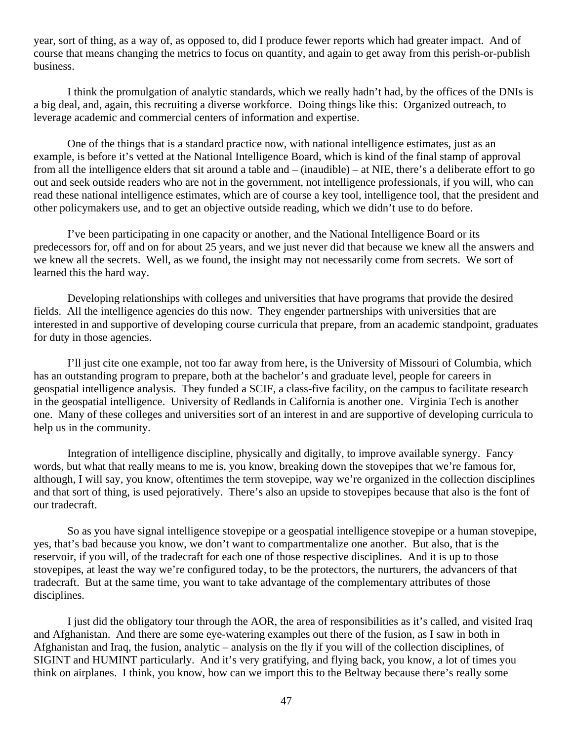year, sort of thing, as a way of, as opposed to, did I produce fewer reports which had greater impact. And of course that means changing the metrics to focus on quantity, and again to get away from this perish-or-publish business.

I think the promulgation of analytic standards, which we really hadn't had, by the offices of the DNIs is a big deal, and, again, this recruiting a diverse workforce. Doing things like this: Organized outreach, to leverage academic and commercial centers of information and expertise.

One of the things that is a standard practice now, with national intelligence estimates, just as an example, is before it's vetted at the National Intelligence Board, which is kind of the final stamp of approval from all the intelligence elders that sit around a table and – (inaudible) – at NIE, there's a deliberate effort to go out and seek outside readers who are not in the government, not intelligence professionals, if you will, who can read these national intelligence estimates, which are of course a key tool, intelligence tool, that the president and other policymakers use, and to get an objective outside reading, which we didn't use to do before.

I've been participating in one capacity or another, and the National Intelligence Board or its predecessors for, off and on for about 25 years, and we just never did that because we knew all the answers and we knew all the secrets. Well, as we found, the insight may not necessarily come from secrets. We sort of learned this the hard way.

Developing relationships with colleges and universities that have programs that provide the desired fields. All the intelligence agencies do this now. They engender partnerships with universities that are interested in and supportive of developing course curricula that prepare, from an academic standpoint, graduates for duty in those agencies.

I'll just cite one example, not too far away from here, is the University of Missouri of Columbia, which has an outstanding program to prepare, both at the bachelor's and graduate level, people for careers in geospatial intelligence analysis. They funded a SCIF, a class-five facility, on the campus to facilitate research in the geospatial intelligence. University of Redlands in California is another one. Virginia Tech is another one. Many of these colleges and universities sort of an interest in and are supportive of developing curricula to help us in the community.

Integration of intelligence discipline, physically and digitally, to improve available synergy. Fancy words, but what that really means to me is, you know, breaking down the stovepipes that we're famous for, although, I will say, you know, oftentimes the term stovepipe, way we're organized in the collection disciplines and that sort of thing, is used pejoratively. There's also an upside to stovepipes because that also is the font of our tradecraft.

So as you have signal intelligence stovepipe or a geospatial intelligence stovepipe or a human stovepipe, yes, that's bad because you know, we don't want to compartmentalize one another. But also, that is the reservoir, if you will, of the tradecraft for each one of those respective disciplines. And it is up to those stovepipes, at least the way we're configured today, to be the protectors, the nurturers, the advancers of that tradecraft. But at the same time, you want to take advantage of the complementary attributes of those disciplines.

I just did the obligatory tour through the AOR, the area of responsibilities as it's called, and visited Iraq and Afghanistan. And there are some eye-watering examples out there of the fusion, as I saw in both in Afghanistan and Iraq, the fusion, analytic – analysis on the fly if you will of the collection disciplines, of SIGINT and HUMINT particularly. And it's very gratifying, and flying back, you know, a lot of times you think on airplanes. I think, you know, how can we import this to the Beltway because there's really some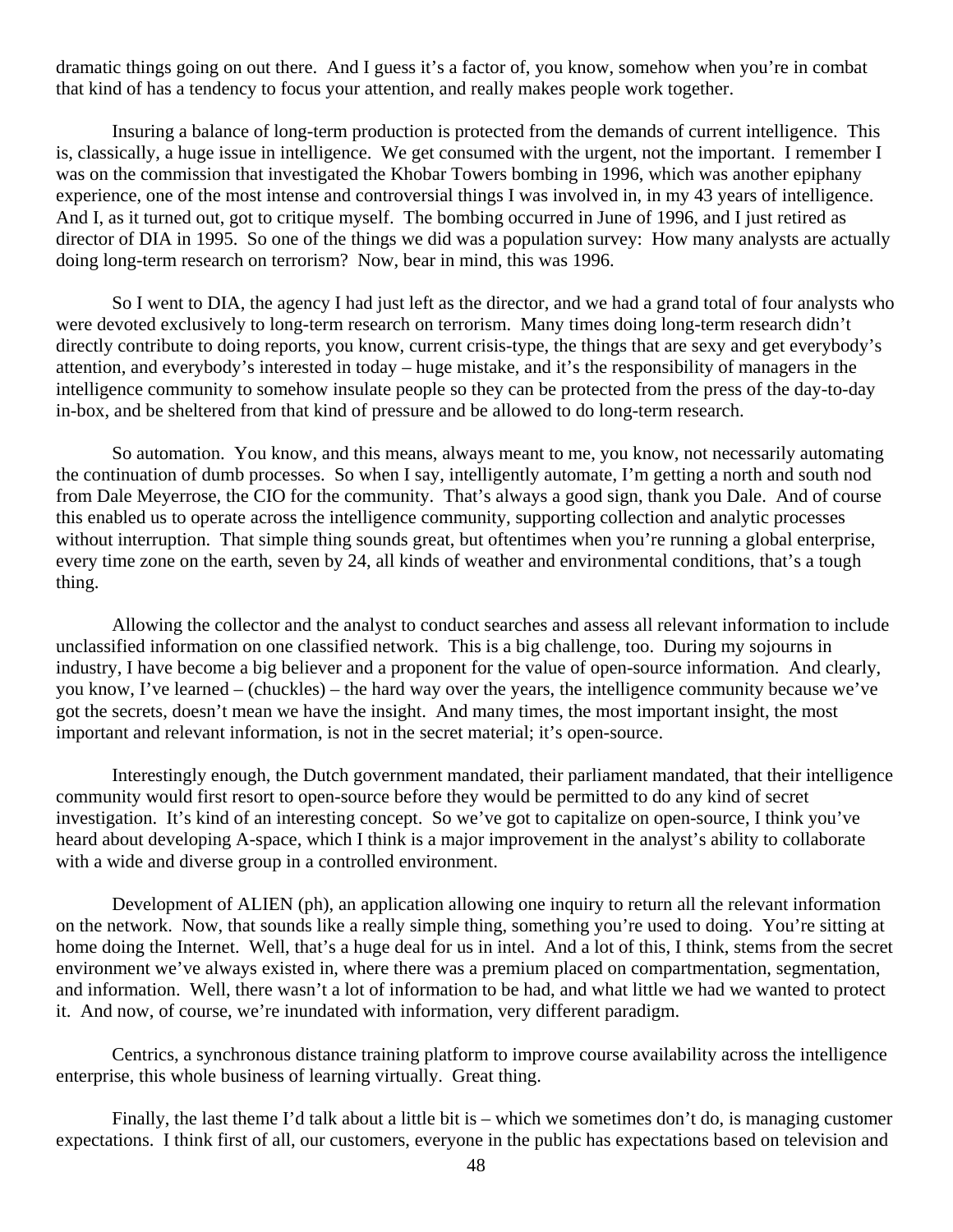dramatic things going on out there. And I guess it's a factor of, you know, somehow when you're in combat that kind of has a tendency to focus your attention, and really makes people work together.

Insuring a balance of long-term production is protected from the demands of current intelligence. This is, classically, a huge issue in intelligence. We get consumed with the urgent, not the important. I remember I was on the commission that investigated the Khobar Towers bombing in 1996, which was another epiphany experience, one of the most intense and controversial things I was involved in, in my 43 years of intelligence. And I, as it turned out, got to critique myself. The bombing occurred in June of 1996, and I just retired as director of DIA in 1995. So one of the things we did was a population survey: How many analysts are actually doing long-term research on terrorism? Now, bear in mind, this was 1996.

So I went to DIA, the agency I had just left as the director, and we had a grand total of four analysts who were devoted exclusively to long-term research on terrorism. Many times doing long-term research didn't directly contribute to doing reports, you know, current crisis-type, the things that are sexy and get everybody's attention, and everybody's interested in today – huge mistake, and it's the responsibility of managers in the intelligence community to somehow insulate people so they can be protected from the press of the day-to-day in-box, and be sheltered from that kind of pressure and be allowed to do long-term research.

So automation. You know, and this means, always meant to me, you know, not necessarily automating the continuation of dumb processes. So when I say, intelligently automate, I'm getting a north and south nod from Dale Meyerrose, the CIO for the community. That's always a good sign, thank you Dale. And of course this enabled us to operate across the intelligence community, supporting collection and analytic processes without interruption. That simple thing sounds great, but oftentimes when you're running a global enterprise, every time zone on the earth, seven by 24, all kinds of weather and environmental conditions, that's a tough thing.

Allowing the collector and the analyst to conduct searches and assess all relevant information to include unclassified information on one classified network. This is a big challenge, too. During my sojourns in industry, I have become a big believer and a proponent for the value of open-source information. And clearly, you know, I've learned – (chuckles) – the hard way over the years, the intelligence community because we've got the secrets, doesn't mean we have the insight. And many times, the most important insight, the most important and relevant information, is not in the secret material; it's open-source.

Interestingly enough, the Dutch government mandated, their parliament mandated, that their intelligence community would first resort to open-source before they would be permitted to do any kind of secret investigation. It's kind of an interesting concept. So we've got to capitalize on open-source, I think you've heard about developing A-space, which I think is a major improvement in the analyst's ability to collaborate with a wide and diverse group in a controlled environment.

Development of ALIEN (ph), an application allowing one inquiry to return all the relevant information on the network. Now, that sounds like a really simple thing, something you're used to doing. You're sitting at home doing the Internet. Well, that's a huge deal for us in intel. And a lot of this, I think, stems from the secret environment we've always existed in, where there was a premium placed on compartmentation, segmentation, and information. Well, there wasn't a lot of information to be had, and what little we had we wanted to protect it. And now, of course, we're inundated with information, very different paradigm.

Centrics, a synchronous distance training platform to improve course availability across the intelligence enterprise, this whole business of learning virtually. Great thing.

Finally, the last theme I'd talk about a little bit is – which we sometimes don't do, is managing customer expectations. I think first of all, our customers, everyone in the public has expectations based on television and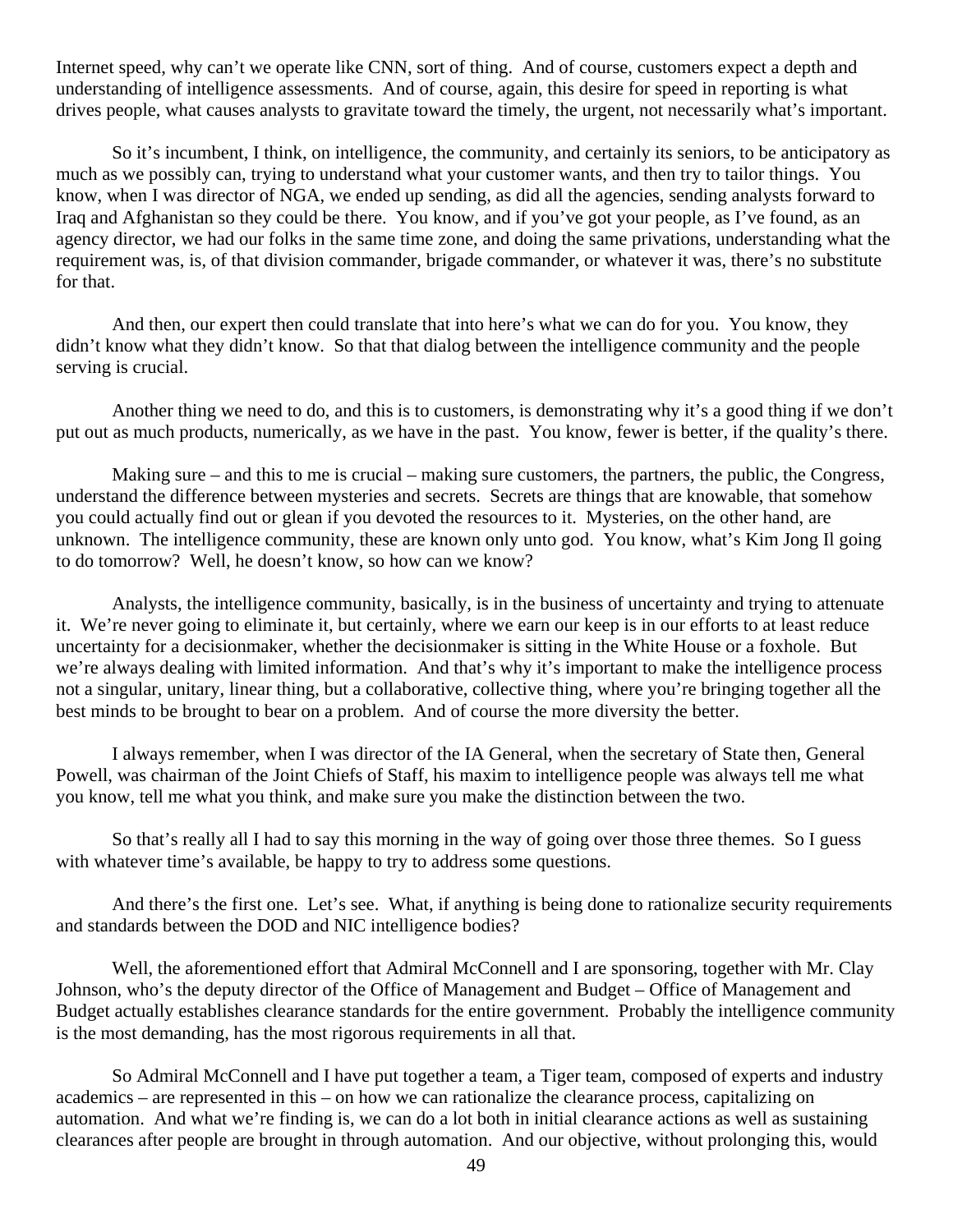Internet speed, why can't we operate like CNN, sort of thing. And of course, customers expect a depth and understanding of intelligence assessments. And of course, again, this desire for speed in reporting is what drives people, what causes analysts to gravitate toward the timely, the urgent, not necessarily what's important.

So it's incumbent, I think, on intelligence, the community, and certainly its seniors, to be anticipatory as much as we possibly can, trying to understand what your customer wants, and then try to tailor things. You know, when I was director of NGA, we ended up sending, as did all the agencies, sending analysts forward to Iraq and Afghanistan so they could be there. You know, and if you've got your people, as I've found, as an agency director, we had our folks in the same time zone, and doing the same privations, understanding what the requirement was, is, of that division commander, brigade commander, or whatever it was, there's no substitute for that.

And then, our expert then could translate that into here's what we can do for you. You know, they didn't know what they didn't know. So that that dialog between the intelligence community and the people serving is crucial.

Another thing we need to do, and this is to customers, is demonstrating why it's a good thing if we don't put out as much products, numerically, as we have in the past. You know, fewer is better, if the quality's there.

Making sure – and this to me is crucial – making sure customers, the partners, the public, the Congress, understand the difference between mysteries and secrets. Secrets are things that are knowable, that somehow you could actually find out or glean if you devoted the resources to it. Mysteries, on the other hand, are unknown. The intelligence community, these are known only unto god. You know, what's Kim Jong Il going to do tomorrow? Well, he doesn't know, so how can we know?

Analysts, the intelligence community, basically, is in the business of uncertainty and trying to attenuate it. We're never going to eliminate it, but certainly, where we earn our keep is in our efforts to at least reduce uncertainty for a decisionmaker, whether the decisionmaker is sitting in the White House or a foxhole. But we're always dealing with limited information. And that's why it's important to make the intelligence process not a singular, unitary, linear thing, but a collaborative, collective thing, where you're bringing together all the best minds to be brought to bear on a problem. And of course the more diversity the better.

I always remember, when I was director of the IA General, when the secretary of State then, General Powell, was chairman of the Joint Chiefs of Staff, his maxim to intelligence people was always tell me what you know, tell me what you think, and make sure you make the distinction between the two.

So that's really all I had to say this morning in the way of going over those three themes. So I guess with whatever time's available, be happy to try to address some questions.

And there's the first one. Let's see. What, if anything is being done to rationalize security requirements and standards between the DOD and NIC intelligence bodies?

Well, the aforementioned effort that Admiral McConnell and I are sponsoring, together with Mr. Clay Johnson, who's the deputy director of the Office of Management and Budget – Office of Management and Budget actually establishes clearance standards for the entire government. Probably the intelligence community is the most demanding, has the most rigorous requirements in all that.

So Admiral McConnell and I have put together a team, a Tiger team, composed of experts and industry academics – are represented in this – on how we can rationalize the clearance process, capitalizing on automation. And what we're finding is, we can do a lot both in initial clearance actions as well as sustaining clearances after people are brought in through automation. And our objective, without prolonging this, would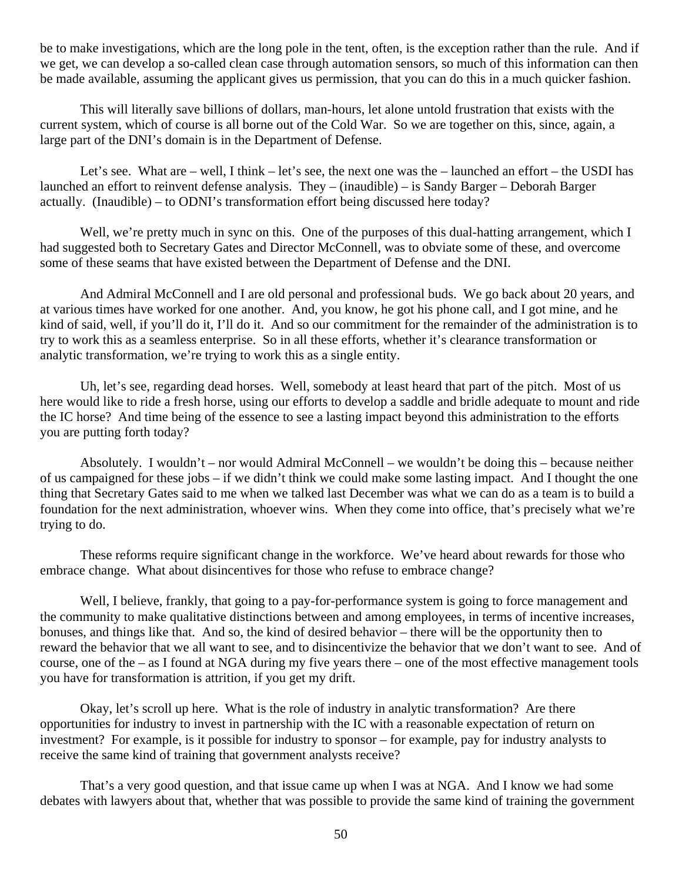be to make investigations, which are the long pole in the tent, often, is the exception rather than the rule. And if we get, we can develop a so-called clean case through automation sensors, so much of this information can then be made available, assuming the applicant gives us permission, that you can do this in a much quicker fashion.

This will literally save billions of dollars, man-hours, let alone untold frustration that exists with the current system, which of course is all borne out of the Cold War. So we are together on this, since, again, a large part of the DNI's domain is in the Department of Defense.

Let's see. What are – well, I think – let's see, the next one was the – launched an effort – the USDI has launched an effort to reinvent defense analysis. They – (inaudible) – is Sandy Barger – Deborah Barger actually. (Inaudible) – to ODNI's transformation effort being discussed here today?

Well, we're pretty much in sync on this. One of the purposes of this dual-hatting arrangement, which I had suggested both to Secretary Gates and Director McConnell, was to obviate some of these, and overcome some of these seams that have existed between the Department of Defense and the DNI.

And Admiral McConnell and I are old personal and professional buds. We go back about 20 years, and at various times have worked for one another. And, you know, he got his phone call, and I got mine, and he kind of said, well, if you'll do it, I'll do it. And so our commitment for the remainder of the administration is to try to work this as a seamless enterprise. So in all these efforts, whether it's clearance transformation or analytic transformation, we're trying to work this as a single entity.

Uh, let's see, regarding dead horses. Well, somebody at least heard that part of the pitch. Most of us here would like to ride a fresh horse, using our efforts to develop a saddle and bridle adequate to mount and ride the IC horse? And time being of the essence to see a lasting impact beyond this administration to the efforts you are putting forth today?

Absolutely. I wouldn't – nor would Admiral McConnell – we wouldn't be doing this – because neither of us campaigned for these jobs – if we didn't think we could make some lasting impact. And I thought the one thing that Secretary Gates said to me when we talked last December was what we can do as a team is to build a foundation for the next administration, whoever wins. When they come into office, that's precisely what we're trying to do.

These reforms require significant change in the workforce. We've heard about rewards for those who embrace change. What about disincentives for those who refuse to embrace change?

Well, I believe, frankly, that going to a pay-for-performance system is going to force management and the community to make qualitative distinctions between and among employees, in terms of incentive increases, bonuses, and things like that. And so, the kind of desired behavior – there will be the opportunity then to reward the behavior that we all want to see, and to disincentivize the behavior that we don't want to see. And of course, one of the – as I found at NGA during my five years there – one of the most effective management tools you have for transformation is attrition, if you get my drift.

Okay, let's scroll up here. What is the role of industry in analytic transformation? Are there opportunities for industry to invest in partnership with the IC with a reasonable expectation of return on investment? For example, is it possible for industry to sponsor – for example, pay for industry analysts to receive the same kind of training that government analysts receive?

That's a very good question, and that issue came up when I was at NGA. And I know we had some debates with lawyers about that, whether that was possible to provide the same kind of training the government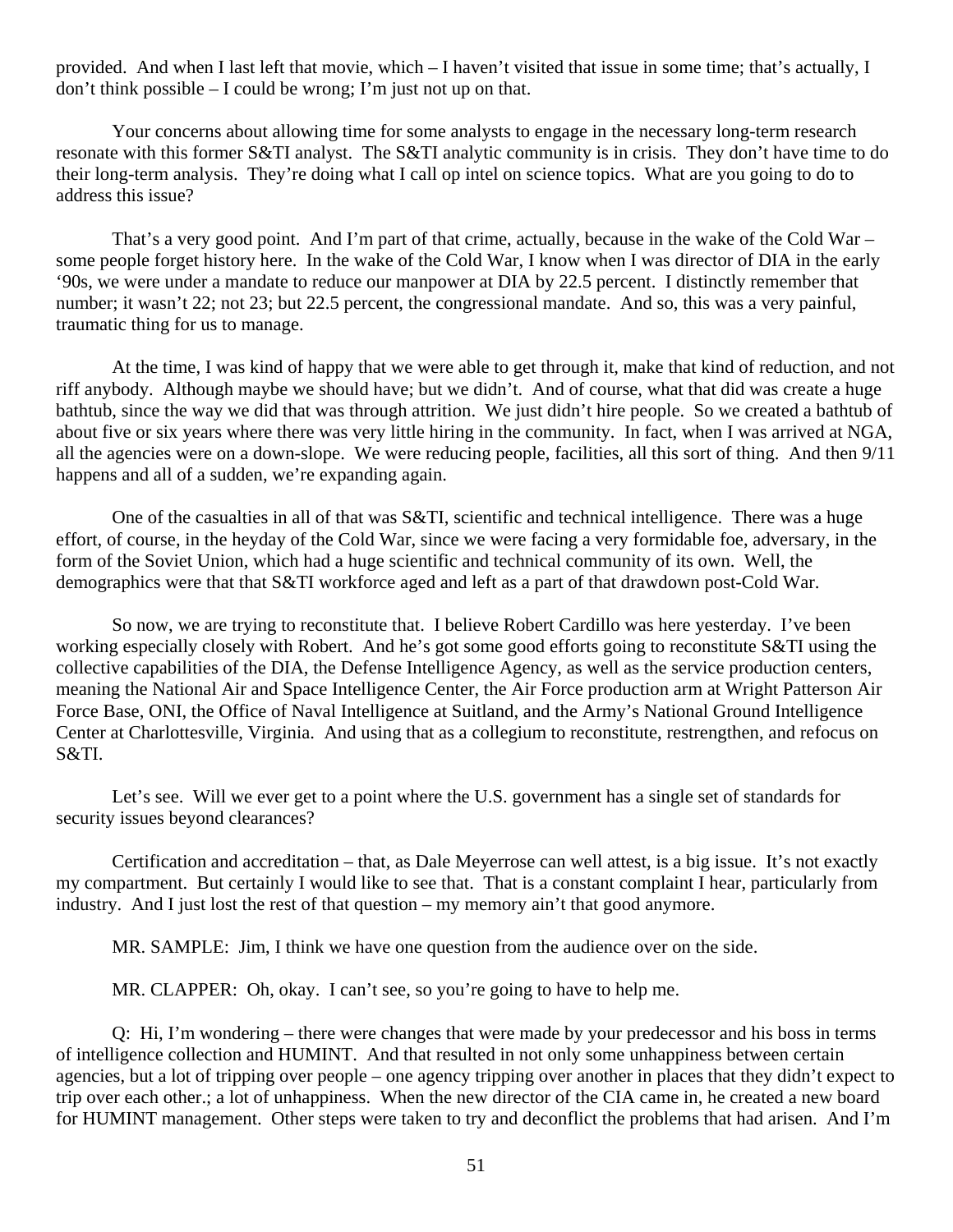provided. And when I last left that movie, which – I haven't visited that issue in some time; that's actually, I don't think possible – I could be wrong; I'm just not up on that.

Your concerns about allowing time for some analysts to engage in the necessary long-term research resonate with this former S&TI analyst. The S&TI analytic community is in crisis. They don't have time to do their long-term analysis. They're doing what I call op intel on science topics. What are you going to do to address this issue?

That's a very good point. And I'm part of that crime, actually, because in the wake of the Cold War – some people forget history here. In the wake of the Cold War, I know when I was director of DIA in the early '90s, we were under a mandate to reduce our manpower at DIA by 22.5 percent. I distinctly remember that number; it wasn't 22; not 23; but 22.5 percent, the congressional mandate. And so, this was a very painful, traumatic thing for us to manage.

At the time, I was kind of happy that we were able to get through it, make that kind of reduction, and not riff anybody. Although maybe we should have; but we didn't. And of course, what that did was create a huge bathtub, since the way we did that was through attrition. We just didn't hire people. So we created a bathtub of about five or six years where there was very little hiring in the community. In fact, when I was arrived at NGA, all the agencies were on a down-slope. We were reducing people, facilities, all this sort of thing. And then 9/11 happens and all of a sudden, we're expanding again.

One of the casualties in all of that was S&TI, scientific and technical intelligence. There was a huge effort, of course, in the heyday of the Cold War, since we were facing a very formidable foe, adversary, in the form of the Soviet Union, which had a huge scientific and technical community of its own. Well, the demographics were that that S&TI workforce aged and left as a part of that drawdown post-Cold War.

So now, we are trying to reconstitute that. I believe Robert Cardillo was here yesterday. I've been working especially closely with Robert. And he's got some good efforts going to reconstitute S&TI using the collective capabilities of the DIA, the Defense Intelligence Agency, as well as the service production centers, meaning the National Air and Space Intelligence Center, the Air Force production arm at Wright Patterson Air Force Base, ONI, the Office of Naval Intelligence at Suitland, and the Army's National Ground Intelligence Center at Charlottesville, Virginia. And using that as a collegium to reconstitute, restrengthen, and refocus on S&TI.

Let's see. Will we ever get to a point where the U.S. government has a single set of standards for security issues beyond clearances?

Certification and accreditation – that, as Dale Meyerrose can well attest, is a big issue. It's not exactly my compartment. But certainly I would like to see that. That is a constant complaint I hear, particularly from industry. And I just lost the rest of that question – my memory ain't that good anymore.

MR. SAMPLE: Jim, I think we have one question from the audience over on the side.

MR. CLAPPER: Oh, okay. I can't see, so you're going to have to help me.

Q: Hi, I'm wondering – there were changes that were made by your predecessor and his boss in terms of intelligence collection and HUMINT. And that resulted in not only some unhappiness between certain agencies, but a lot of tripping over people – one agency tripping over another in places that they didn't expect to trip over each other.; a lot of unhappiness. When the new director of the CIA came in, he created a new board for HUMINT management. Other steps were taken to try and deconflict the problems that had arisen. And I'm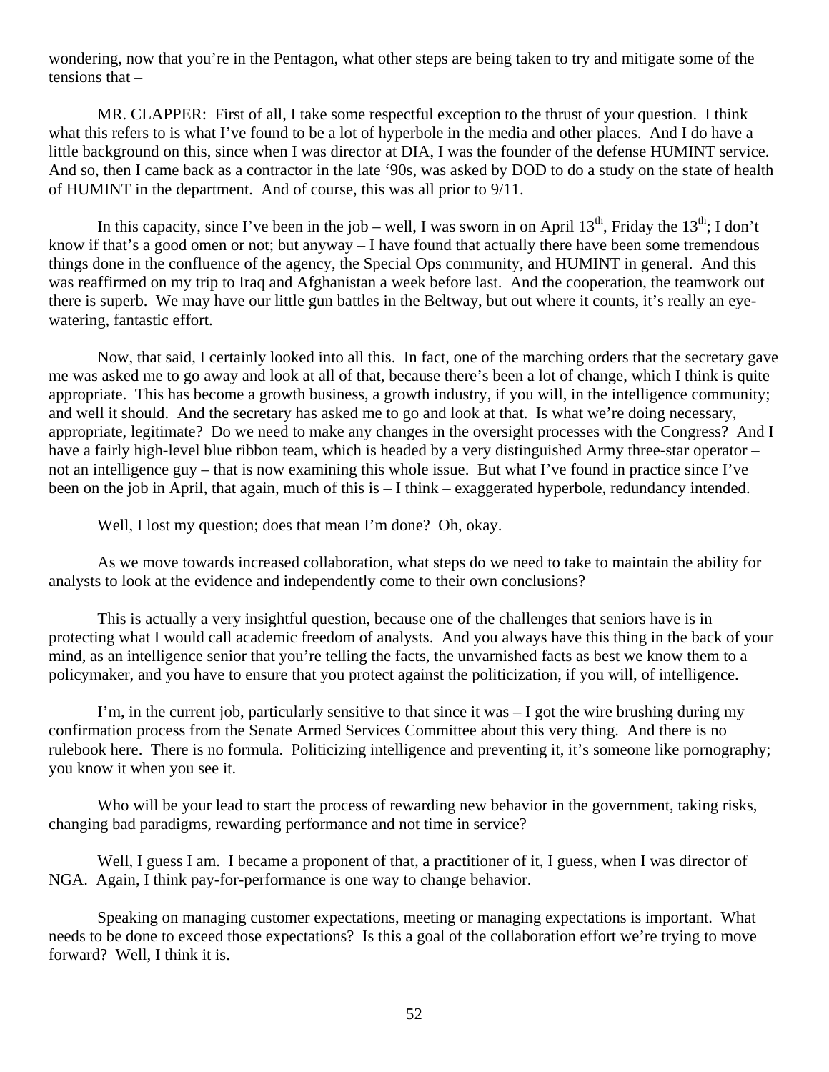wondering, now that you're in the Pentagon, what other steps are being taken to try and mitigate some of the tensions that –

MR. CLAPPER: First of all, I take some respectful exception to the thrust of your question. I think what this refers to is what I've found to be a lot of hyperbole in the media and other places. And I do have a little background on this, since when I was director at DIA, I was the founder of the defense HUMINT service. And so, then I came back as a contractor in the late '90s, was asked by DOD to do a study on the state of health of HUMINT in the department. And of course, this was all prior to 9/11.

In this capacity, since I've been in the job – well, I was sworn in on April 13th, Friday the 13th; I don't know if that's a good omen or not; but anyway – I have found that actually there have been some tremendous things done in the confluence of the agency, the Special Ops community, and HUMINT in general. And this was reaffirmed on my trip to Iraq and Afghanistan a week before last. And the cooperation, the teamwork out there is superb. We may have our little gun battles in the Beltway, but out where it counts, it's really an eye-watering, fantastic effort.

Now, that said, I certainly looked into all this. In fact, one of the marching orders that the secretary gave me was asked me to go away and look at all of that, because there's been a lot of change, which I think is quite appropriate. This has become a growth business, a growth industry, if you will, in the intelligence community; and well it should. And the secretary has asked me to go and look at that. Is what we're doing necessary, appropriate, legitimate? Do we need to make any changes in the oversight processes with the Congress? And I have a fairly high-level blue ribbon team, which is headed by a very distinguished Army three-star operator – not an intelligence guy – that is now examining this whole issue. But what I've found in practice since I've been on the job in April, that again, much of this is – I think – exaggerated hyperbole, redundancy intended.

Well, I lost my question; does that mean I'm done? Oh, okay.

As we move towards increased collaboration, what steps do we need to take to maintain the ability for analysts to look at the evidence and independently come to their own conclusions?

This is actually a very insightful question, because one of the challenges that seniors have is in protecting what I would call academic freedom of analysts. And you always have this thing in the back of your mind, as an intelligence senior that you're telling the facts, the unvarnished facts as best we know them to a policymaker, and you have to ensure that you protect against the politicization, if you will, of intelligence.

I'm, in the current job, particularly sensitive to that since it was – I got the wire brushing during my confirmation process from the Senate Armed Services Committee about this very thing. And there is no rulebook here. There is no formula. Politicizing intelligence and preventing it, it's someone like pornography; you know it when you see it.

Who will be your lead to start the process of rewarding new behavior in the government, taking risks, changing bad paradigms, rewarding performance and not time in service?

Well, I guess I am. I became a proponent of that, a practitioner of it, I guess, when I was director of NGA. Again, I think pay-for-performance is one way to change behavior.

Speaking on managing customer expectations, meeting or managing expectations is important. What needs to be done to exceed those expectations? Is this a goal of the collaboration effort we're trying to move forward? Well, I think it is.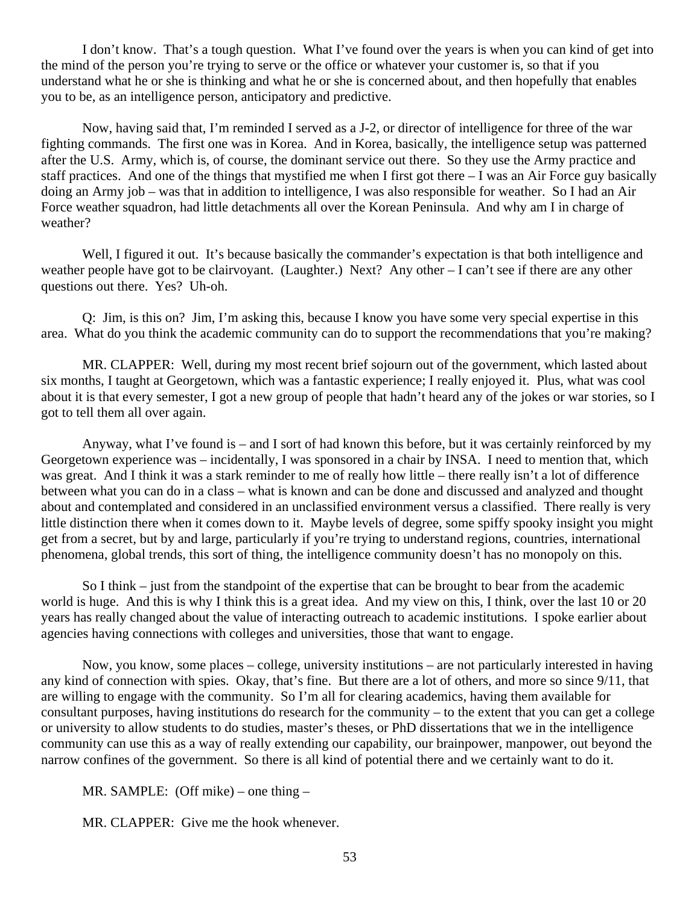I don't know. That's a tough question. What I've found over the years is when you can kind of get into the mind of the person you're trying to serve or the office or whatever your customer is, so that if you understand what he or she is thinking and what he or she is concerned about, and then hopefully that enables you to be, as an intelligence person, anticipatory and predictive.

Now, having said that, I'm reminded I served as a J-2, or director of intelligence for three of the war fighting commands. The first one was in Korea. And in Korea, basically, the intelligence setup was patterned after the U.S. Army, which is, of course, the dominant service out there. So they use the Army practice and staff practices. And one of the things that mystified me when I first got there – I was an Air Force guy basically doing an Army job – was that in addition to intelligence, I was also responsible for weather. So I had an Air Force weather squadron, had little detachments all over the Korean Peninsula. And why am I in charge of weather?

Well, I figured it out. It's because basically the commander's expectation is that both intelligence and weather people have got to be clairvoyant. (Laughter.) Next? Any other – I can't see if there are any other questions out there. Yes? Uh-oh.

Q: Jim, is this on? Jim, I'm asking this, because I know you have some very special expertise in this area. What do you think the academic community can do to support the recommendations that you're making?

MR. CLAPPER: Well, during my most recent brief sojourn out of the government, which lasted about six months, I taught at Georgetown, which was a fantastic experience; I really enjoyed it. Plus, what was cool about it is that every semester, I got a new group of people that hadn't heard any of the jokes or war stories, so I got to tell them all over again.

Anyway, what I've found is – and I sort of had known this before, but it was certainly reinforced by my Georgetown experience was – incidentally, I was sponsored in a chair by INSA. I need to mention that, which was great. And I think it was a stark reminder to me of really how little – there really isn't a lot of difference between what you can do in a class – what is known and can be done and discussed and analyzed and thought about and contemplated and considered in an unclassified environment versus a classified. There really is very little distinction there when it comes down to it. Maybe levels of degree, some spiffy spooky insight you might get from a secret, but by and large, particularly if you're trying to understand regions, countries, international phenomena, global trends, this sort of thing, the intelligence community doesn't has no monopoly on this.

So I think – just from the standpoint of the expertise that can be brought to bear from the academic world is huge. And this is why I think this is a great idea. And my view on this, I think, over the last 10 or 20 years has really changed about the value of interacting outreach to academic institutions. I spoke earlier about agencies having connections with colleges and universities, those that want to engage.

Now, you know, some places – college, university institutions – are not particularly interested in having any kind of connection with spies. Okay, that's fine. But there are a lot of others, and more so since 9/11, that are willing to engage with the community. So I'm all for clearing academics, having them available for consultant purposes, having institutions do research for the community – to the extent that you can get a college or university to allow students to do studies, master's theses, or PhD dissertations that we in the intelligence community can use this as a way of really extending our capability, our brainpower, manpower, out beyond the narrow confines of the government. So there is all kind of potential there and we certainly want to do it.

MR. SAMPLE: (Off mike) – one thing –

MR. CLAPPER: Give me the hook whenever.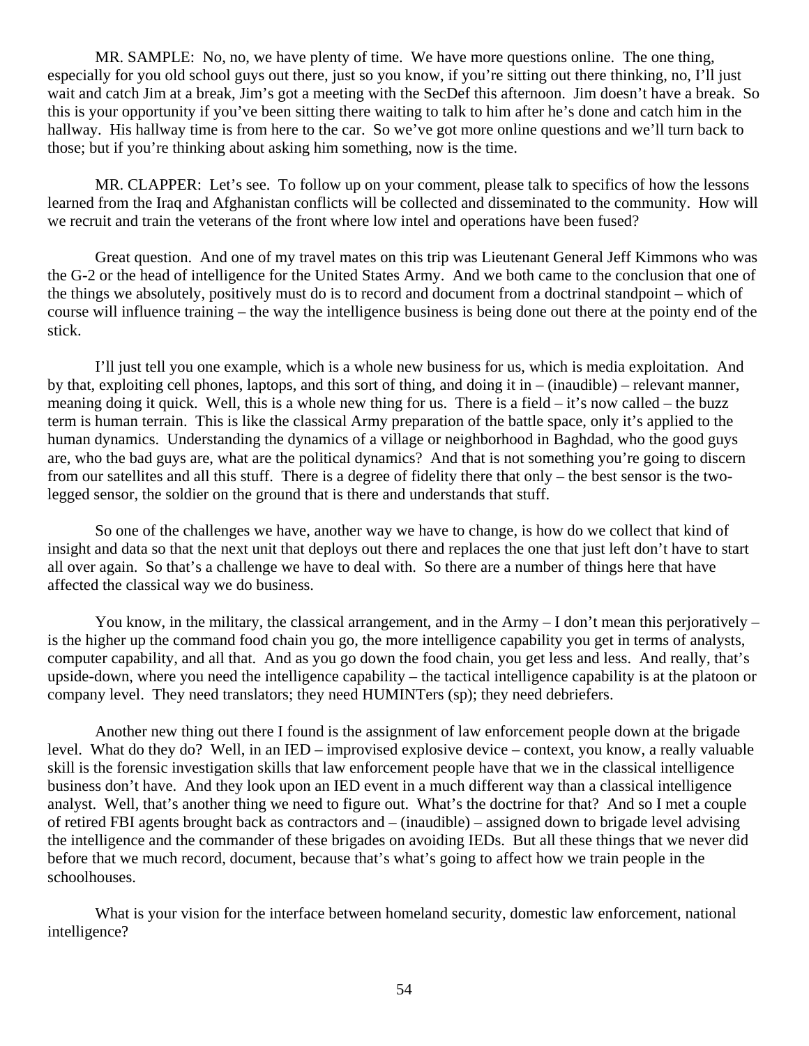MR. SAMPLE: No, no, we have plenty of time. We have more questions online. The one thing, especially for you old school guys out there, just so you know, if you're sitting out there thinking, no, I'll just wait and catch Jim at a break, Jim's got a meeting with the SecDef this afternoon. Jim doesn't have a break. So this is your opportunity if you've been sitting there waiting to talk to him after he's done and catch him in the hallway. His hallway time is from here to the car. So we've got more online questions and we'll turn back to those; but if you're thinking about asking him something, now is the time.

MR. CLAPPER: Let's see. To follow up on your comment, please talk to specifics of how the lessons learned from the Iraq and Afghanistan conflicts will be collected and disseminated to the community. How will we recruit and train the veterans of the front where low intel and operations have been fused?

Great question. And one of my travel mates on this trip was Lieutenant General Jeff Kimmons who was the G-2 or the head of intelligence for the United States Army. And we both came to the conclusion that one of the things we absolutely, positively must do is to record and document from a doctrinal standpoint – which of course will influence training – the way the intelligence business is being done out there at the pointy end of the stick.

I'll just tell you one example, which is a whole new business for us, which is media exploitation. And by that, exploiting cell phones, laptops, and this sort of thing, and doing it in – (inaudible) – relevant manner, meaning doing it quick. Well, this is a whole new thing for us. There is a field – it's now called – the buzz term is human terrain. This is like the classical Army preparation of the battle space, only it's applied to the human dynamics. Understanding the dynamics of a village or neighborhood in Baghdad, who the good guys are, who the bad guys are, what are the political dynamics? And that is not something you're going to discern from our satellites and all this stuff. There is a degree of fidelity there that only – the best sensor is the two-legged sensor, the soldier on the ground that is there and understands that stuff.

So one of the challenges we have, another way we have to change, is how do we collect that kind of insight and data so that the next unit that deploys out there and replaces the one that just left don't have to start all over again. So that's a challenge we have to deal with. So there are a number of things here that have affected the classical way we do business.

You know, in the military, the classical arrangement, and in the Army – I don't mean this perjoratively – is the higher up the command food chain you go, the more intelligence capability you get in terms of analysts, computer capability, and all that. And as you go down the food chain, you get less and less. And really, that's upside-down, where you need the intelligence capability – the tactical intelligence capability is at the platoon or company level. They need translators; they need HUMINTers (sp); they need debriefers.

Another new thing out there I found is the assignment of law enforcement people down at the brigade level. What do they do? Well, in an IED – improvised explosive device – context, you know, a really valuable skill is the forensic investigation skills that law enforcement people have that we in the classical intelligence business don't have. And they look upon an IED event in a much different way than a classical intelligence analyst. Well, that's another thing we need to figure out. What's the doctrine for that? And so I met a couple of retired FBI agents brought back as contractors and – (inaudible) – assigned down to brigade level advising the intelligence and the commander of these brigades on avoiding IEDs. But all these things that we never did before that we much record, document, because that's what's going to affect how we train people in the schoolhouses.

What is your vision for the interface between homeland security, domestic law enforcement, national intelligence?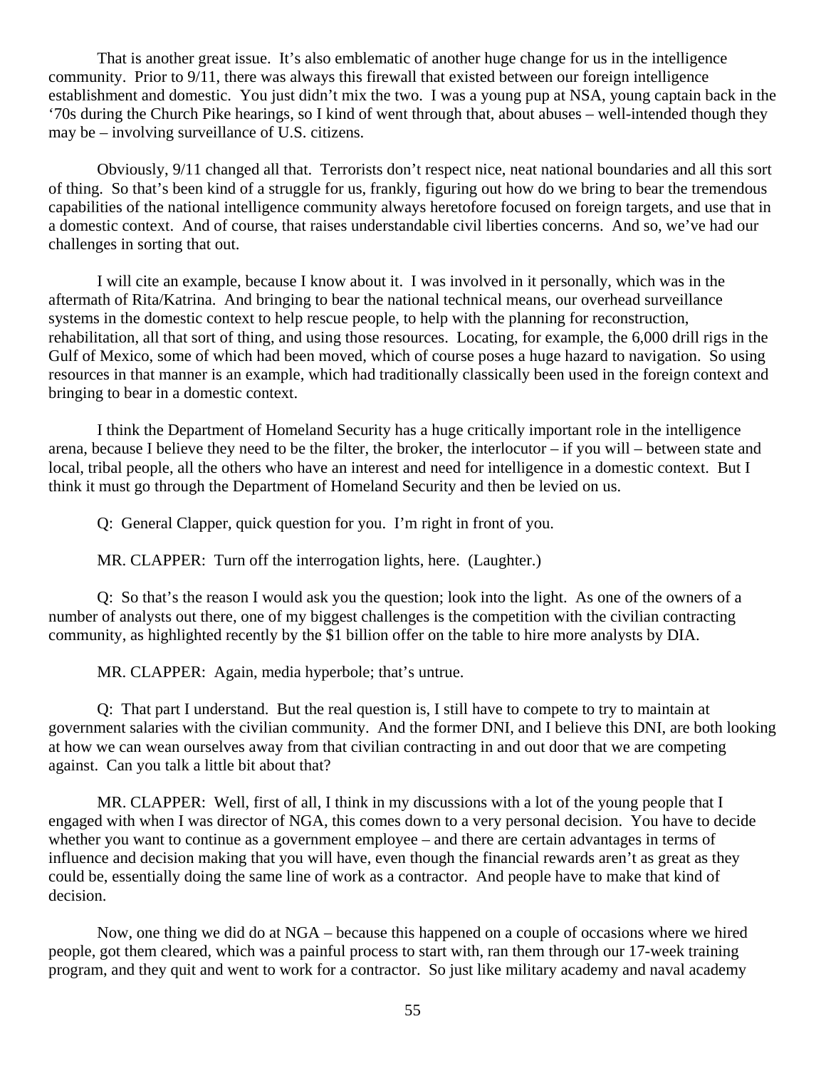That is another great issue. It's also emblematic of another huge change for us in the intelligence community. Prior to 9/11, there was always this firewall that existed between our foreign intelligence establishment and domestic. You just didn't mix the two. I was a young pup at NSA, young captain back in the '70s during the Church Pike hearings, so I kind of went through that, about abuses – well-intended though they may be – involving surveillance of U.S. citizens.

Obviously, 9/11 changed all that. Terrorists don't respect nice, neat national boundaries and all this sort of thing. So that's been kind of a struggle for us, frankly, figuring out how do we bring to bear the tremendous capabilities of the national intelligence community always heretofore focused on foreign targets, and use that in a domestic context. And of course, that raises understandable civil liberties concerns. And so, we've had our challenges in sorting that out.

I will cite an example, because I know about it. I was involved in it personally, which was in the aftermath of Rita/Katrina. And bringing to bear the national technical means, our overhead surveillance systems in the domestic context to help rescue people, to help with the planning for reconstruction, rehabilitation, all that sort of thing, and using those resources. Locating, for example, the 6,000 drill rigs in the Gulf of Mexico, some of which had been moved, which of course poses a huge hazard to navigation. So using resources in that manner is an example, which had traditionally classically been used in the foreign context and bringing to bear in a domestic context.

I think the Department of Homeland Security has a huge critically important role in the intelligence arena, because I believe they need to be the filter, the broker, the interlocutor – if you will – between state and local, tribal people, all the others who have an interest and need for intelligence in a domestic context. But I think it must go through the Department of Homeland Security and then be levied on us.

Q: General Clapper, quick question for you. I'm right in front of you.

MR. CLAPPER: Turn off the interrogation lights, here. (Laughter.)

Q: So that's the reason I would ask you the question; look into the light. As one of the owners of a number of analysts out there, one of my biggest challenges is the competition with the civilian contracting community, as highlighted recently by the $1 billion offer on the table to hire more analysts by DIA.

MR. CLAPPER: Again, media hyperbole; that's untrue.

Q: That part I understand. But the real question is, I still have to compete to try to maintain at government salaries with the civilian community. And the former DNI, and I believe this DNI, are both looking at how we can wean ourselves away from that civilian contracting in and out door that we are competing against. Can you talk a little bit about that?

MR. CLAPPER: Well, first of all, I think in my discussions with a lot of the young people that I engaged with when I was director of NGA, this comes down to a very personal decision. You have to decide whether you want to continue as a government employee – and there are certain advantages in terms of influence and decision making that you will have, even though the financial rewards aren't as great as they could be, essentially doing the same line of work as a contractor. And people have to make that kind of decision.

Now, one thing we did do at NGA – because this happened on a couple of occasions where we hired people, got them cleared, which was a painful process to start with, ran them through our 17-week training program, and they quit and went to work for a contractor. So just like military academy and naval academy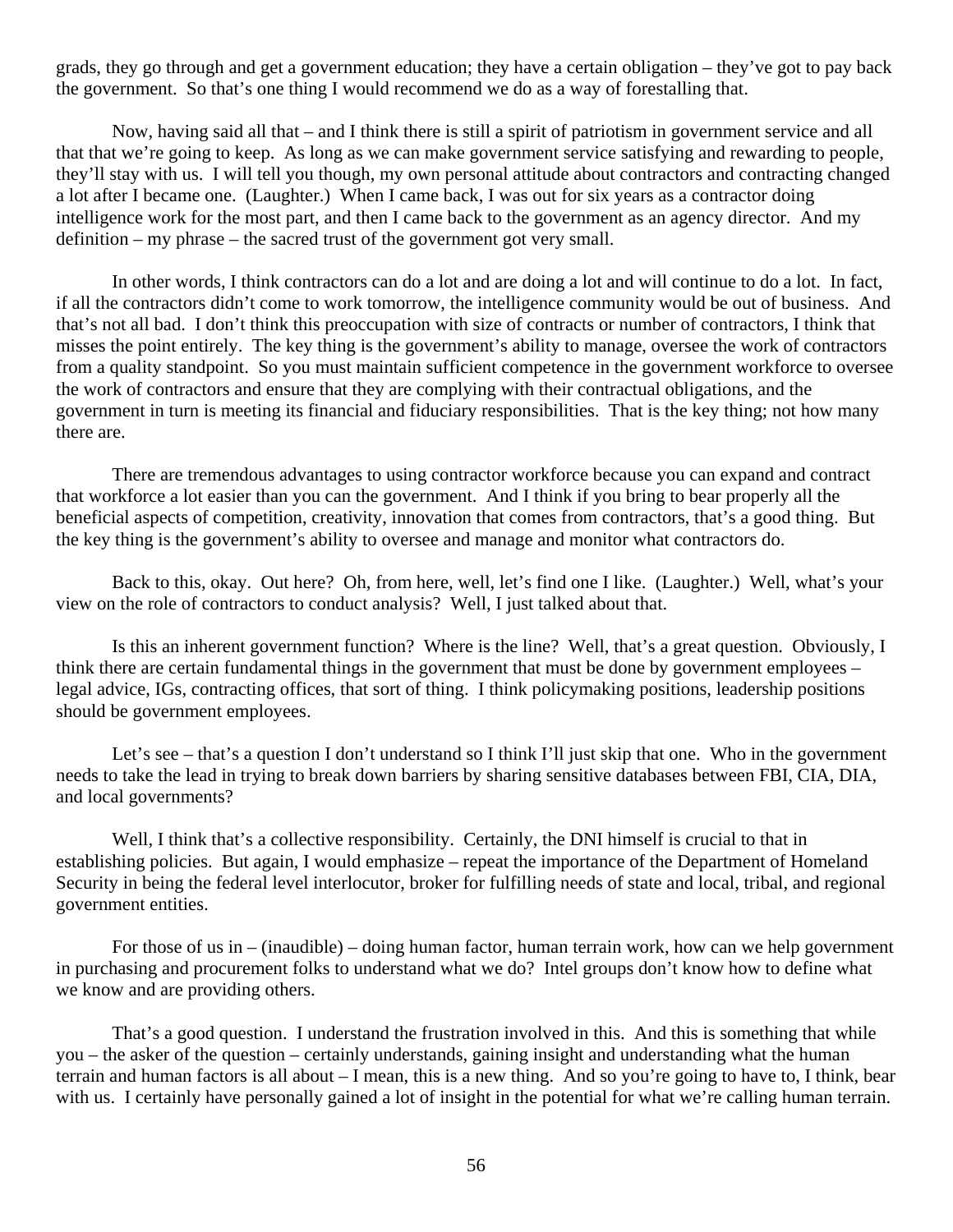grads, they go through and get a government education; they have a certain obligation – they've got to pay back the government. So that's one thing I would recommend we do as a way of forestalling that.

Now, having said all that – and I think there is still a spirit of patriotism in government service and all that that we're going to keep. As long as we can make government service satisfying and rewarding to people, they'll stay with us. I will tell you though, my own personal attitude about contractors and contracting changed a lot after I became one. (Laughter.) When I came back, I was out for six years as a contractor doing intelligence work for the most part, and then I came back to the government as an agency director. And my definition – my phrase – the sacred trust of the government got very small.

In other words, I think contractors can do a lot and are doing a lot and will continue to do a lot. In fact, if all the contractors didn't come to work tomorrow, the intelligence community would be out of business. And that's not all bad. I don't think this preoccupation with size of contracts or number of contractors, I think that misses the point entirely. The key thing is the government's ability to manage, oversee the work of contractors from a quality standpoint. So you must maintain sufficient competence in the government workforce to oversee the work of contractors and ensure that they are complying with their contractual obligations, and the government in turn is meeting its financial and fiduciary responsibilities. That is the key thing; not how many there are.

There are tremendous advantages to using contractor workforce because you can expand and contract that workforce a lot easier than you can the government. And I think if you bring to bear properly all the beneficial aspects of competition, creativity, innovation that comes from contractors, that's a good thing. But the key thing is the government's ability to oversee and manage and monitor what contractors do.

Back to this, okay. Out here? Oh, from here, well, let's find one I like. (Laughter.) Well, what's your view on the role of contractors to conduct analysis? Well, I just talked about that.

Is this an inherent government function? Where is the line? Well, that's a great question. Obviously, I think there are certain fundamental things in the government that must be done by government employees – legal advice, IGs, contracting offices, that sort of thing. I think policymaking positions, leadership positions should be government employees.

Let's see – that's a question I don't understand so I think I'll just skip that one. Who in the government needs to take the lead in trying to break down barriers by sharing sensitive databases between FBI, CIA, DIA, and local governments?

Well, I think that's a collective responsibility. Certainly, the DNI himself is crucial to that in establishing policies. But again, I would emphasize – repeat the importance of the Department of Homeland Security in being the federal level interlocutor, broker for fulfilling needs of state and local, tribal, and regional government entities.

For those of us in – (inaudible) – doing human factor, human terrain work, how can we help government in purchasing and procurement folks to understand what we do? Intel groups don't know how to define what we know and are providing others.

That's a good question. I understand the frustration involved in this. And this is something that while you – the asker of the question – certainly understands, gaining insight and understanding what the human terrain and human factors is all about – I mean, this is a new thing. And so you're going to have to, I think, bear with us. I certainly have personally gained a lot of insight in the potential for what we're calling human terrain.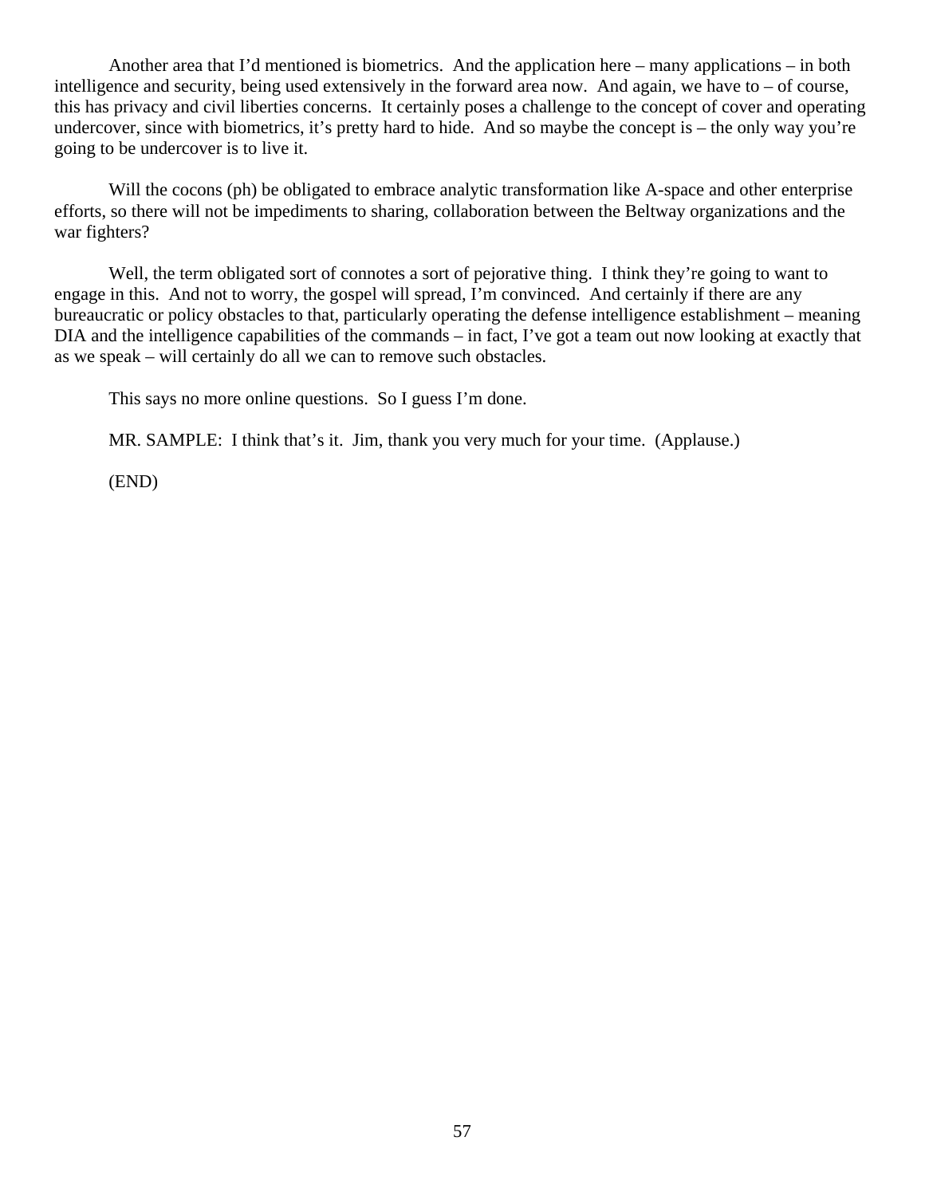Another area that I'd mentioned is biometrics. And the application here – many applications – in both intelligence and security, being used extensively in the forward area now. And again, we have to – of course, this has privacy and civil liberties concerns. It certainly poses a challenge to the concept of cover and operating undercover, since with biometrics, it's pretty hard to hide. And so maybe the concept is – the only way you're going to be undercover is to live it.

Will the cocons (ph) be obligated to embrace analytic transformation like A-space and other enterprise efforts, so there will not be impediments to sharing, collaboration between the Beltway organizations and the war fighters?

Well, the term obligated sort of connotes a sort of pejorative thing. I think they're going to want to engage in this. And not to worry, the gospel will spread, I'm convinced. And certainly if there are any bureaucratic or policy obstacles to that, particularly operating the defense intelligence establishment – meaning DIA and the intelligence capabilities of the commands – in fact, I've got a team out now looking at exactly that as we speak – will certainly do all we can to remove such obstacles.

This says no more online questions. So I guess I'm done.

MR. SAMPLE: I think that's it. Jim, thank you very much for your time. (Applause.)

(END)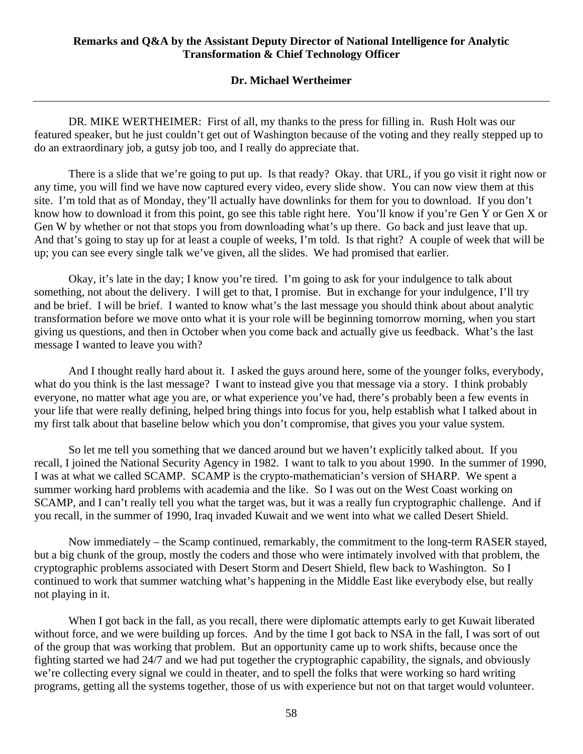**Remarks and Q&A by the Assistant Deputy Director of National Intelligence for Analytic Transformation & Chief Technology Officer**

**Dr. Michael Wertheimer**

---

DR. MIKE WERTHEIMER: First of all, my thanks to the press for filling in. Rush Holt was our featured speaker, but he just couldn't get out of Washington because of the voting and they really stepped up to do an extraordinary job, a gutsy job too, and I really do appreciate that.

There is a slide that we're going to put up. Is that ready? Okay. that URL, if you go visit it right now or any time, you will find we have now captured every video, every slide show. You can now view them at this site. I'm told that as of Monday, they'll actually have downlinks for them for you to download. If you don't know how to download it from this point, go see this table right here. You'll know if you're Gen Y or Gen X or Gen W by whether or not that stops you from downloading what's up there. Go back and just leave that up. And that's going to stay up for at least a couple of weeks, I'm told. Is that right? A couple of week that will be up; you can see every single talk we've given, all the slides. We had promised that earlier.

Okay, it's late in the day; I know you're tired. I'm going to ask for your indulgence to talk about something, not about the delivery. I will get to that, I promise. But in exchange for your indulgence, I'll try and be brief. I will be brief. I wanted to know what's the last message you should think about about analytic transformation before we move onto what it is your role will be beginning tomorrow morning, when you start giving us questions, and then in October when you come back and actually give us feedback. What's the last message I wanted to leave you with?

And I thought really hard about it. I asked the guys around here, some of the younger folks, everybody, what do you think is the last message? I want to instead give you that message via a story. I think probably everyone, no matter what age you are, or what experience you've had, there's probably been a few events in your life that were really defining, helped bring things into focus for you, help establish what I talked about in my first talk about that baseline below which you don't compromise, that gives you your value system.

So let me tell you something that we danced around but we haven't explicitly talked about. If you recall, I joined the National Security Agency in 1982. I want to talk to you about 1990. In the summer of 1990, I was at what we called SCAMP. SCAMP is the crypto-mathematician's version of SHARP. We spent a summer working hard problems with academia and the like. So I was out on the West Coast working on SCAMP, and I can't really tell you what the target was, but it was a really fun cryptographic challenge. And if you recall, in the summer of 1990, Iraq invaded Kuwait and we went into what we called Desert Shield.

Now immediately – the Scamp continued, remarkably, the commitment to the long-term RASER stayed, but a big chunk of the group, mostly the coders and those who were intimately involved with that problem, the cryptographic problems associated with Desert Storm and Desert Shield, flew back to Washington. So I continued to work that summer watching what's happening in the Middle East like everybody else, but really not playing in it.

When I got back in the fall, as you recall, there were diplomatic attempts early to get Kuwait liberated without force, and we were building up forces. And by the time I got back to NSA in the fall, I was sort of out of the group that was working that problem. But an opportunity came up to work shifts, because once the fighting started we had 24/7 and we had put together the cryptographic capability, the signals, and obviously we're collecting every signal we could in theater, and to spell the folks that were working so hard writing programs, getting all the systems together, those of us with experience but not on that target would volunteer.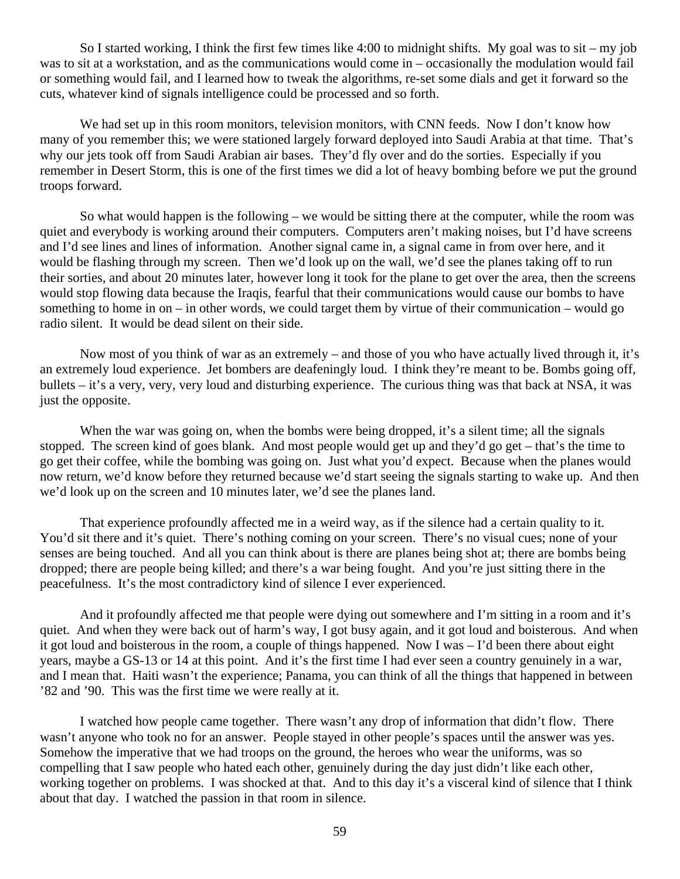So I started working, I think the first few times like 4:00 to midnight shifts. My goal was to sit – my job was to sit at a workstation, and as the communications would come in – occasionally the modulation would fail or something would fail, and I learned how to tweak the algorithms, re-set some dials and get it forward so the cuts, whatever kind of signals intelligence could be processed and so forth.

We had set up in this room monitors, television monitors, with CNN feeds. Now I don't know how many of you remember this; we were stationed largely forward deployed into Saudi Arabia at that time. That's why our jets took off from Saudi Arabian air bases. They'd fly over and do the sorties. Especially if you remember in Desert Storm, this is one of the first times we did a lot of heavy bombing before we put the ground troops forward.

So what would happen is the following – we would be sitting there at the computer, while the room was quiet and everybody is working around their computers. Computers aren't making noises, but I'd have screens and I'd see lines and lines of information. Another signal came in, a signal came in from over here, and it would be flashing through my screen. Then we'd look up on the wall, we'd see the planes taking off to run their sorties, and about 20 minutes later, however long it took for the plane to get over the area, then the screens would stop flowing data because the Iraqis, fearful that their communications would cause our bombs to have something to home in on – in other words, we could target them by virtue of their communication – would go radio silent. It would be dead silent on their side.

Now most of you think of war as an extremely – and those of you who have actually lived through it, it's an extremely loud experience. Jet bombers are deafeningly loud. I think they're meant to be. Bombs going off, bullets – it's a very, very, very loud and disturbing experience. The curious thing was that back at NSA, it was just the opposite.

When the war was going on, when the bombs were being dropped, it's a silent time; all the signals stopped. The screen kind of goes blank. And most people would get up and they'd go get – that's the time to go get their coffee, while the bombing was going on. Just what you'd expect. Because when the planes would now return, we'd know before they returned because we'd start seeing the signals starting to wake up. And then we'd look up on the screen and 10 minutes later, we'd see the planes land.

That experience profoundly affected me in a weird way, as if the silence had a certain quality to it. You'd sit there and it's quiet. There's nothing coming on your screen. There's no visual cues; none of your senses are being touched. And all you can think about is there are planes being shot at; there are bombs being dropped; there are people being killed; and there's a war being fought. And you're just sitting there in the peacefulness. It's the most contradictory kind of silence I ever experienced.

And it profoundly affected me that people were dying out somewhere and I'm sitting in a room and it's quiet. And when they were back out of harm's way, I got busy again, and it got loud and boisterous. And when it got loud and boisterous in the room, a couple of things happened. Now I was – I'd been there about eight years, maybe a GS-13 or 14 at this point. And it's the first time I had ever seen a country genuinely in a war, and I mean that. Haiti wasn't the experience; Panama, you can think of all the things that happened in between '82 and '90. This was the first time we were really at it.

I watched how people came together. There wasn't any drop of information that didn't flow. There wasn't anyone who took no for an answer. People stayed in other people's spaces until the answer was yes. Somehow the imperative that we had troops on the ground, the heroes who wear the uniforms, was so compelling that I saw people who hated each other, genuinely during the day just didn't like each other, working together on problems. I was shocked at that. And to this day it's a visceral kind of silence that I think about that day. I watched the passion in that room in silence.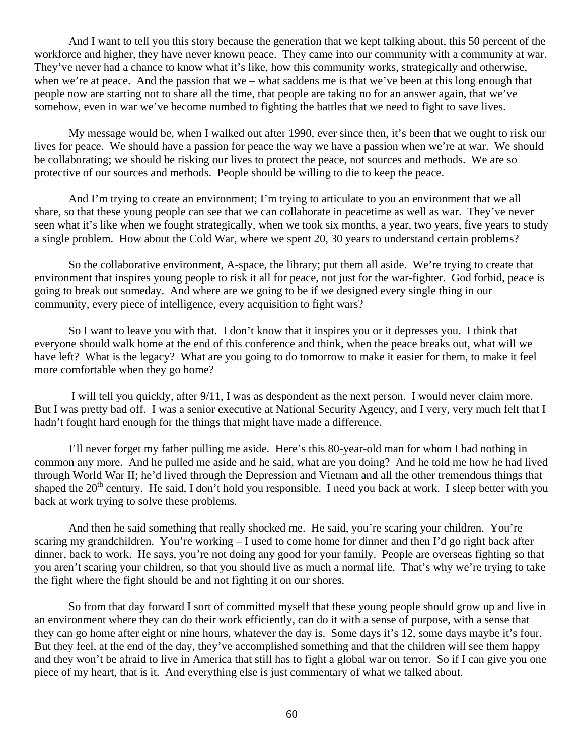And I want to tell you this story because the generation that we kept talking about, this 50 percent of the workforce and higher, they have never known peace. They came into our community with a community at war. They've never had a chance to know what it's like, how this community works, strategically and otherwise, when we're at peace. And the passion that we – what saddens me is that we've been at this long enough that people now are starting not to share all the time, that people are taking no for an answer again, that we've somehow, even in war we've become numbed to fighting the battles that we need to fight to save lives.

My message would be, when I walked out after 1990, ever since then, it's been that we ought to risk our lives for peace. We should have a passion for peace the way we have a passion when we're at war. We should be collaborating; we should be risking our lives to protect the peace, not sources and methods. We are so protective of our sources and methods. People should be willing to die to keep the peace.

And I'm trying to create an environment; I'm trying to articulate to you an environment that we all share, so that these young people can see that we can collaborate in peacetime as well as war. They've never seen what it's like when we fought strategically, when we took six months, a year, two years, five years to study a single problem. How about the Cold War, where we spent 20, 30 years to understand certain problems?

So the collaborative environment, A-space, the library; put them all aside. We're trying to create that environment that inspires young people to risk it all for peace, not just for the war-fighter. God forbid, peace is going to break out someday. And where are we going to be if we designed every single thing in our community, every piece of intelligence, every acquisition to fight wars?

So I want to leave you with that. I don't know that it inspires you or it depresses you. I think that everyone should walk home at the end of this conference and think, when the peace breaks out, what will we have left? What is the legacy? What are you going to do tomorrow to make it easier for them, to make it feel more comfortable when they go home?

I will tell you quickly, after 9/11, I was as despondent as the next person. I would never claim more. But I was pretty bad off. I was a senior executive at National Security Agency, and I very, very much felt that I hadn't fought hard enough for the things that might have made a difference.

I'll never forget my father pulling me aside. Here's this 80-year-old man for whom I had nothing in common any more. And he pulled me aside and he said, what are you doing? And he told me how he had lived through World War II; he'd lived through the Depression and Vietnam and all the other tremendous things that shaped the 20th century. He said, I don't hold you responsible. I need you back at work. I sleep better with you back at work trying to solve these problems.

And then he said something that really shocked me. He said, you're scaring your children. You're scaring my grandchildren. You're working – I used to come home for dinner and then I'd go right back after dinner, back to work. He says, you're not doing any good for your family. People are overseas fighting so that you aren't scaring your children, so that you should live as much a normal life. That's why we're trying to take the fight where the fight should be and not fighting it on our shores.

So from that day forward I sort of committed myself that these young people should grow up and live in an environment where they can do their work efficiently, can do it with a sense of purpose, with a sense that they can go home after eight or nine hours, whatever the day is. Some days it's 12, some days maybe it's four. But they feel, at the end of the day, they've accomplished something and that the children will see them happy and they won't be afraid to live in America that still has to fight a global war on terror. So if I can give you one piece of my heart, that is it. And everything else is just commentary of what we talked about.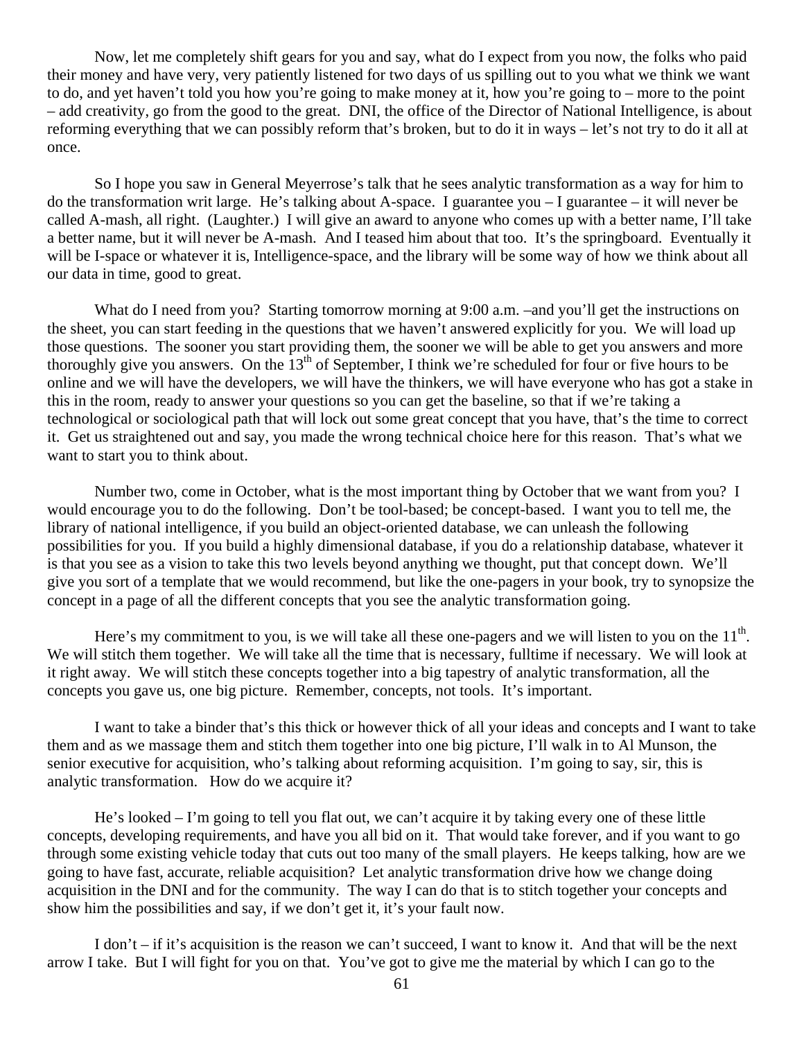Now, let me completely shift gears for you and say, what do I expect from you now, the folks who paid their money and have very, very patiently listened for two days of us spilling out to you what we think we want to do, and yet haven't told you how you're going to make money at it, how you're going to – more to the point – add creativity, go from the good to the great. DNI, the office of the Director of National Intelligence, is about reforming everything that we can possibly reform that's broken, but to do it in ways – let's not try to do it all at once.

So I hope you saw in General Meyerrose's talk that he sees analytic transformation as a way for him to do the transformation writ large. He's talking about A-space. I guarantee you – I guarantee – it will never be called A-mash, all right. (Laughter.) I will give an award to anyone who comes up with a better name, I'll take a better name, but it will never be A-mash. And I teased him about that too. It's the springboard. Eventually it will be I-space or whatever it is, Intelligence-space, and the library will be some way of how we think about all our data in time, good to great.

What do I need from you? Starting tomorrow morning at 9:00 a.m. –and you'll get the instructions on the sheet, you can start feeding in the questions that we haven't answered explicitly for you. We will load up those questions. The sooner you start providing them, the sooner we will be able to get you answers and more thoroughly give you answers. On the 13th of September, I think we're scheduled for four or five hours to be online and we will have the developers, we will have the thinkers, we will have everyone who has got a stake in this in the room, ready to answer your questions so you can get the baseline, so that if we're taking a technological or sociological path that will lock out some great concept that you have, that's the time to correct it. Get us straightened out and say, you made the wrong technical choice here for this reason. That's what we want to start you to think about.

Number two, come in October, what is the most important thing by October that we want from you? I would encourage you to do the following. Don't be tool-based; be concept-based. I want you to tell me, the library of national intelligence, if you build an object-oriented database, we can unleash the following possibilities for you. If you build a highly dimensional database, if you do a relationship database, whatever it is that you see as a vision to take this two levels beyond anything we thought, put that concept down. We'll give you sort of a template that we would recommend, but like the one-pagers in your book, try to synopsize the concept in a page of all the different concepts that you see the analytic transformation going.

Here's my commitment to you, is we will take all these one-pagers and we will listen to you on the 11th. We will stitch them together. We will take all the time that is necessary, fulltime if necessary. We will look at it right away. We will stitch these concepts together into a big tapestry of analytic transformation, all the concepts you gave us, one big picture. Remember, concepts, not tools. It's important.

I want to take a binder that's this thick or however thick of all your ideas and concepts and I want to take them and as we massage them and stitch them together into one big picture, I'll walk in to Al Munson, the senior executive for acquisition, who's talking about reforming acquisition. I'm going to say, sir, this is analytic transformation. How do we acquire it?

He's looked – I'm going to tell you flat out, we can't acquire it by taking every one of these little concepts, developing requirements, and have you all bid on it. That would take forever, and if you want to go through some existing vehicle today that cuts out too many of the small players. He keeps talking, how are we going to have fast, accurate, reliable acquisition? Let analytic transformation drive how we change doing acquisition in the DNI and for the community. The way I can do that is to stitch together your concepts and show him the possibilities and say, if we don't get it, it's your fault now.

I don't – if it's acquisition is the reason we can't succeed, I want to know it. And that will be the next arrow I take. But I will fight for you on that. You've got to give me the material by which I can go to the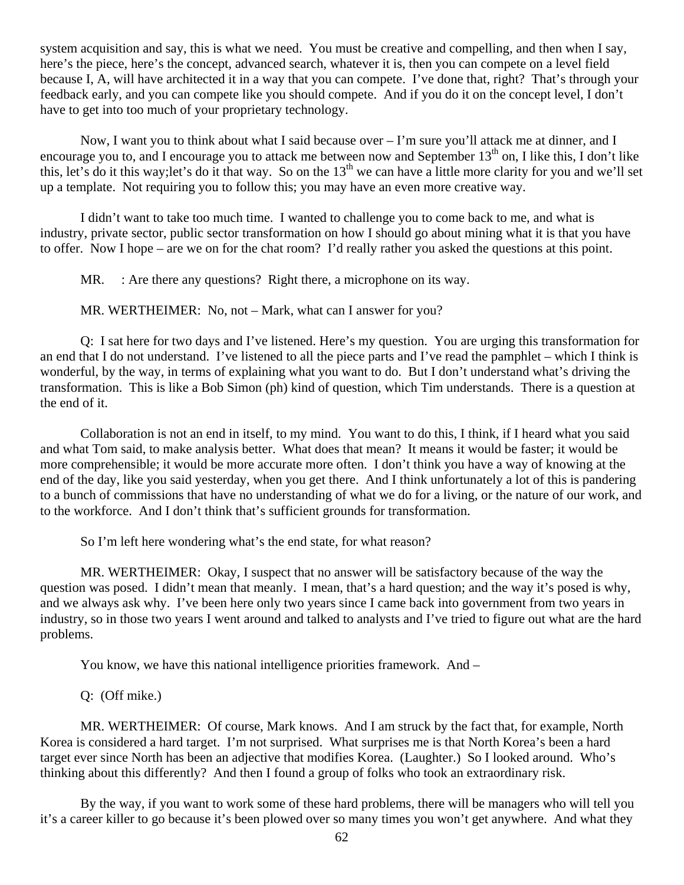system acquisition and say, this is what we need. You must be creative and compelling, and then when I say, here's the piece, here's the concept, advanced search, whatever it is, then you can compete on a level field because I, A, will have architected it in a way that you can compete. I've done that, right? That's through your feedback early, and you can compete like you should compete. And if you do it on the concept level, I don't have to get into too much of your proprietary technology.

Now, I want you to think about what I said because over – I'm sure you'll attack me at dinner, and I encourage you to, and I encourage you to attack me between now and September 13th on, I like this, I don't like this, let's do it this way;let's do it that way. So on the 13th we can have a little more clarity for you and we'll set up a template. Not requiring you to follow this; you may have an even more creative way.

I didn't want to take too much time. I wanted to challenge you to come back to me, and what is industry, private sector, public sector transformation on how I should go about mining what it is that you have to offer. Now I hope – are we on for the chat room? I'd really rather you asked the questions at this point.

MR. : Are there any questions? Right there, a microphone on its way.

MR. WERTHEIMER: No, not – Mark, what can I answer for you?

Q: I sat here for two days and I've listened. Here's my question. You are urging this transformation for an end that I do not understand. I've listened to all the piece parts and I've read the pamphlet – which I think is wonderful, by the way, in terms of explaining what you want to do. But I don't understand what's driving the transformation. This is like a Bob Simon (ph) kind of question, which Tim understands. There is a question at the end of it.

Collaboration is not an end in itself, to my mind. You want to do this, I think, if I heard what you said and what Tom said, to make analysis better. What does that mean? It means it would be faster; it would be more comprehensible; it would be more accurate more often. I don't think you have a way of knowing at the end of the day, like you said yesterday, when you get there. And I think unfortunately a lot of this is pandering to a bunch of commissions that have no understanding of what we do for a living, or the nature of our work, and to the workforce. And I don't think that's sufficient grounds for transformation.

So I'm left here wondering what's the end state, for what reason?

MR. WERTHEIMER: Okay, I suspect that no answer will be satisfactory because of the way the question was posed. I didn't mean that meanly. I mean, that's a hard question; and the way it's posed is why, and we always ask why. I've been here only two years since I came back into government from two years in industry, so in those two years I went around and talked to analysts and I've tried to figure out what are the hard problems.

You know, we have this national intelligence priorities framework. And –

Q: (Off mike.)

MR. WERTHEIMER: Of course, Mark knows. And I am struck by the fact that, for example, North Korea is considered a hard target. I'm not surprised. What surprises me is that North Korea's been a hard target ever since North has been an adjective that modifies Korea. (Laughter.) So I looked around. Who's thinking about this differently? And then I found a group of folks who took an extraordinary risk.

By the way, if you want to work some of these hard problems, there will be managers who will tell you it's a career killer to go because it's been plowed over so many times you won't get anywhere. And what they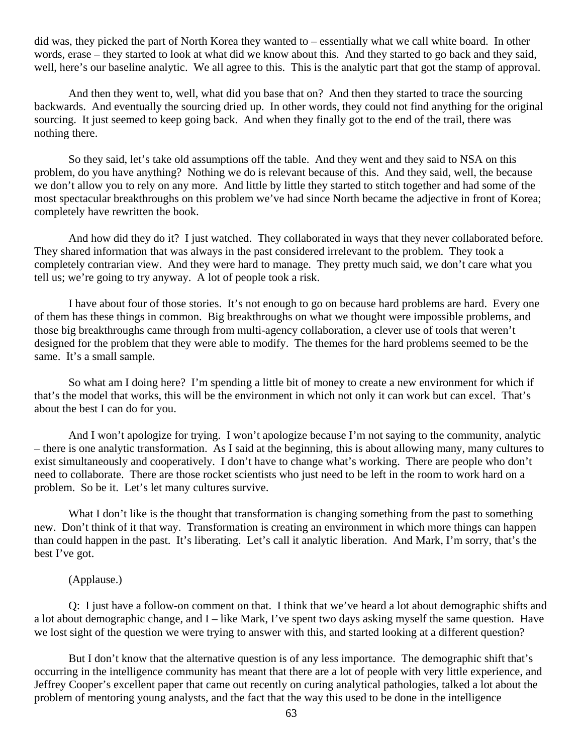did was, they picked the part of North Korea they wanted to – essentially what we call white board. In other words, erase – they started to look at what did we know about this. And they started to go back and they said, well, here's our baseline analytic. We all agree to this. This is the analytic part that got the stamp of approval.

And then they went to, well, what did you base that on? And then they started to trace the sourcing backwards. And eventually the sourcing dried up. In other words, they could not find anything for the original sourcing. It just seemed to keep going back. And when they finally got to the end of the trail, there was nothing there.

So they said, let's take old assumptions off the table. And they went and they said to NSA on this problem, do you have anything? Nothing we do is relevant because of this. And they said, well, the because we don't allow you to rely on any more. And little by little they started to stitch together and had some of the most spectacular breakthroughs on this problem we've had since North became the adjective in front of Korea; completely have rewritten the book.

And how did they do it? I just watched. They collaborated in ways that they never collaborated before. They shared information that was always in the past considered irrelevant to the problem. They took a completely contrarian view. And they were hard to manage. They pretty much said, we don't care what you tell us; we're going to try anyway. A lot of people took a risk.

I have about four of those stories. It's not enough to go on because hard problems are hard. Every one of them has these things in common. Big breakthroughs on what we thought were impossible problems, and those big breakthroughs came through from multi-agency collaboration, a clever use of tools that weren't designed for the problem that they were able to modify. The themes for the hard problems seemed to be the same. It's a small sample.

So what am I doing here? I'm spending a little bit of money to create a new environment for which if that's the model that works, this will be the environment in which not only it can work but can excel. That's about the best I can do for you.

And I won't apologize for trying. I won't apologize because I'm not saying to the community, analytic – there is one analytic transformation. As I said at the beginning, this is about allowing many, many cultures to exist simultaneously and cooperatively. I don't have to change what's working. There are people who don't need to collaborate. There are those rocket scientists who just need to be left in the room to work hard on a problem. So be it. Let's let many cultures survive.

What I don't like is the thought that transformation is changing something from the past to something new. Don't think of it that way. Transformation is creating an environment in which more things can happen than could happen in the past. It's liberating. Let's call it analytic liberation. And Mark, I'm sorry, that's the best I've got.

(Applause.)

Q: I just have a follow-on comment on that. I think that we've heard a lot about demographic shifts and a lot about demographic change, and I – like Mark, I've spent two days asking myself the same question. Have we lost sight of the question we were trying to answer with this, and started looking at a different question?

But I don't know that the alternative question is of any less importance. The demographic shift that's occurring in the intelligence community has meant that there are a lot of people with very little experience, and Jeffrey Cooper's excellent paper that came out recently on curing analytical pathologies, talked a lot about the problem of mentoring young analysts, and the fact that the way this used to be done in the intelligence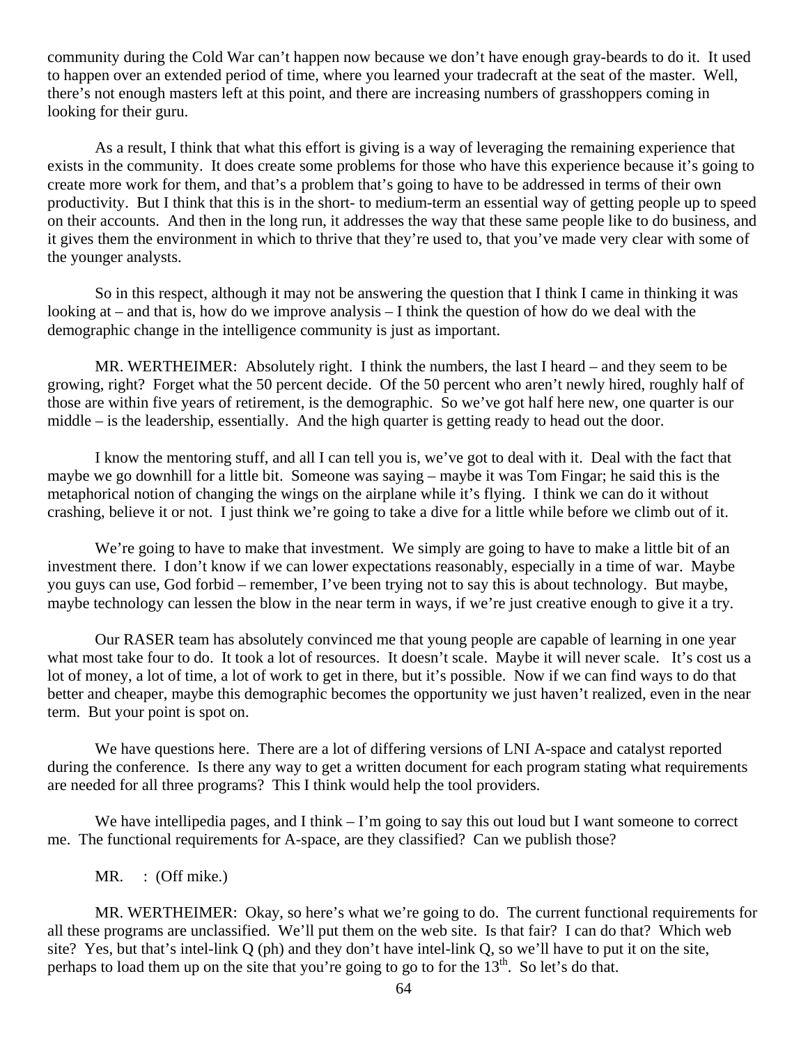community during the Cold War can't happen now because we don't have enough gray-beards to do it. It used to happen over an extended period of time, where you learned your tradecraft at the seat of the master. Well, there's not enough masters left at this point, and there are increasing numbers of grasshoppers coming in looking for their guru.

As a result, I think that what this effort is giving is a way of leveraging the remaining experience that exists in the community. It does create some problems for those who have this experience because it's going to create more work for them, and that's a problem that's going to have to be addressed in terms of their own productivity. But I think that this is in the short- to medium-term an essential way of getting people up to speed on their accounts. And then in the long run, it addresses the way that these same people like to do business, and it gives them the environment in which to thrive that they're used to, that you've made very clear with some of the younger analysts.

So in this respect, although it may not be answering the question that I think I came in thinking it was looking at – and that is, how do we improve analysis – I think the question of how do we deal with the demographic change in the intelligence community is just as important.

MR. WERTHEIMER: Absolutely right. I think the numbers, the last I heard – and they seem to be growing, right? Forget what the 50 percent decide. Of the 50 percent who aren't newly hired, roughly half of those are within five years of retirement, is the demographic. So we've got half here new, one quarter is our middle – is the leadership, essentially. And the high quarter is getting ready to head out the door.

I know the mentoring stuff, and all I can tell you is, we've got to deal with it. Deal with the fact that maybe we go downhill for a little bit. Someone was saying – maybe it was Tom Fingar; he said this is the metaphorical notion of changing the wings on the airplane while it's flying. I think we can do it without crashing, believe it or not. I just think we're going to take a dive for a little while before we climb out of it.

We're going to have to make that investment. We simply are going to have to make a little bit of an investment there. I don't know if we can lower expectations reasonably, especially in a time of war. Maybe you guys can use, God forbid – remember, I've been trying not to say this is about technology. But maybe, maybe technology can lessen the blow in the near term in ways, if we're just creative enough to give it a try.

Our RASER team has absolutely convinced me that young people are capable of learning in one year what most take four to do. It took a lot of resources. It doesn't scale. Maybe it will never scale. It's cost us a lot of money, a lot of time, a lot of work to get in there, but it's possible. Now if we can find ways to do that better and cheaper, maybe this demographic becomes the opportunity we just haven't realized, even in the near term. But your point is spot on.

We have questions here. There are a lot of differing versions of LNI A-space and catalyst reported during the conference. Is there any way to get a written document for each program stating what requirements are needed for all three programs? This I think would help the tool providers.

We have intellipedia pages, and I think – I'm going to say this out loud but I want someone to correct me. The functional requirements for A-space, are they classified? Can we publish those?

MR. : (Off mike.)

MR. WERTHEIMER: Okay, so here's what we're going to do. The current functional requirements for all these programs are unclassified. We'll put them on the web site. Is that fair? I can do that? Which web site? Yes, but that's intel-link Q (ph) and they don't have intel-link Q, so we'll have to put it on the site, perhaps to load them up on the site that you're going to go to for the 13th. So let's do that.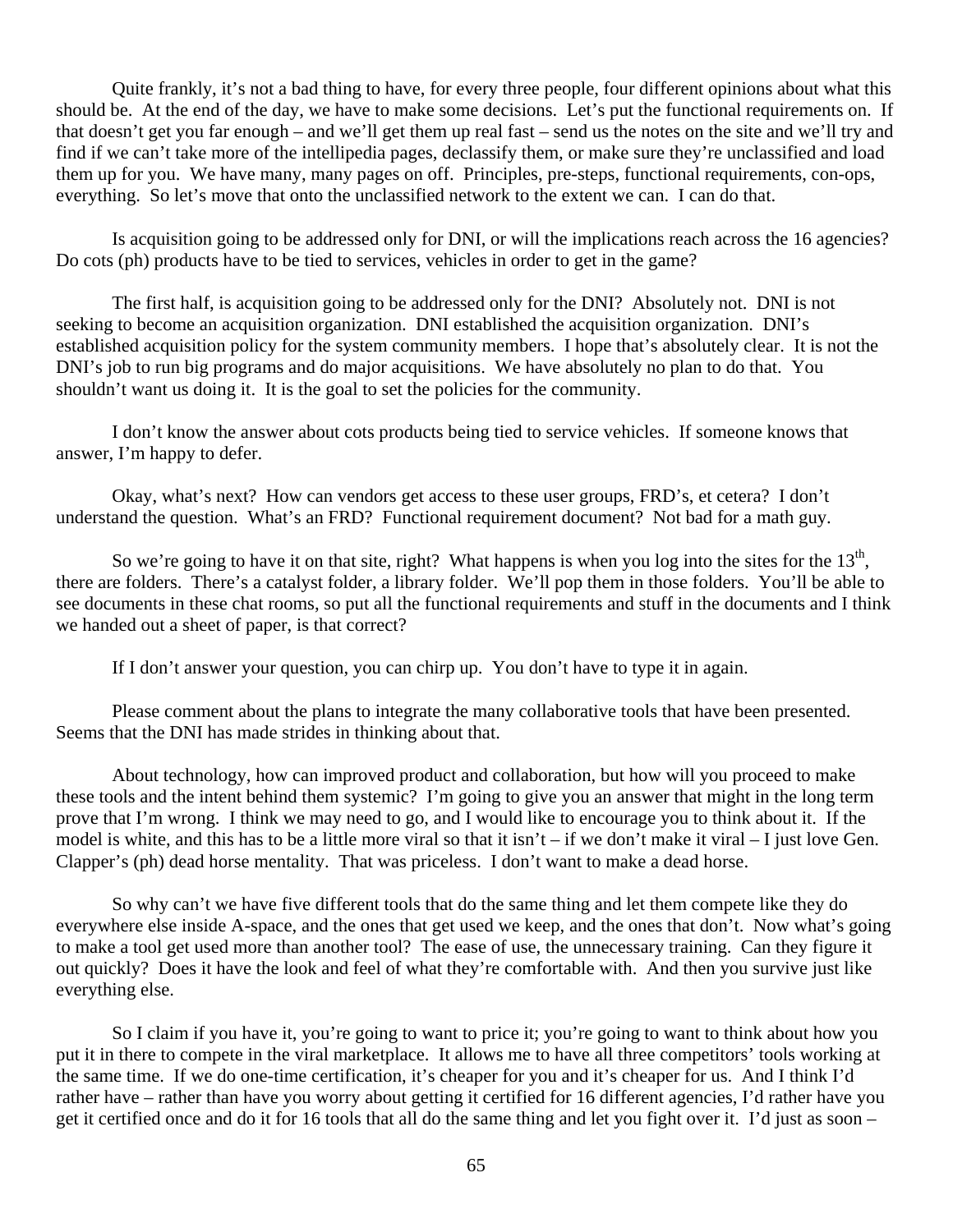Quite frankly, it's not a bad thing to have, for every three people, four different opinions about what this should be. At the end of the day, we have to make some decisions. Let's put the functional requirements on. If that doesn't get you far enough – and we'll get them up real fast – send us the notes on the site and we'll try and find if we can't take more of the intellipedia pages, declassify them, or make sure they're unclassified and load them up for you. We have many, many pages on off. Principles, pre-steps, functional requirements, con-ops, everything. So let's move that onto the unclassified network to the extent we can. I can do that.

Is acquisition going to be addressed only for DNI, or will the implications reach across the 16 agencies? Do cots (ph) products have to be tied to services, vehicles in order to get in the game?

The first half, is acquisition going to be addressed only for the DNI? Absolutely not. DNI is not seeking to become an acquisition organization. DNI established the acquisition organization. DNI's established acquisition policy for the system community members. I hope that's absolutely clear. It is not the DNI's job to run big programs and do major acquisitions. We have absolutely no plan to do that. You shouldn't want us doing it. It is the goal to set the policies for the community.

I don't know the answer about cots products being tied to service vehicles. If someone knows that answer, I'm happy to defer.

Okay, what's next? How can vendors get access to these user groups, FRD's, et cetera? I don't understand the question. What's an FRD? Functional requirement document? Not bad for a math guy.

So we're going to have it on that site, right? What happens is when you log into the sites for the 13th, there are folders. There's a catalyst folder, a library folder. We'll pop them in those folders. You'll be able to see documents in these chat rooms, so put all the functional requirements and stuff in the documents and I think we handed out a sheet of paper, is that correct?

If I don't answer your question, you can chirp up. You don't have to type it in again.

Please comment about the plans to integrate the many collaborative tools that have been presented. Seems that the DNI has made strides in thinking about that.

About technology, how can improved product and collaboration, but how will you proceed to make these tools and the intent behind them systemic? I'm going to give you an answer that might in the long term prove that I'm wrong. I think we may need to go, and I would like to encourage you to think about it. If the model is white, and this has to be a little more viral so that it isn't – if we don't make it viral – I just love Gen. Clapper's (ph) dead horse mentality. That was priceless. I don't want to make a dead horse.

So why can't we have five different tools that do the same thing and let them compete like they do everywhere else inside A-space, and the ones that get used we keep, and the ones that don't. Now what's going to make a tool get used more than another tool? The ease of use, the unnecessary training. Can they figure it out quickly? Does it have the look and feel of what they're comfortable with. And then you survive just like everything else.

So I claim if you have it, you're going to want to price it; you're going to want to think about how you put it in there to compete in the viral marketplace. It allows me to have all three competitors' tools working at the same time. If we do one-time certification, it's cheaper for you and it's cheaper for us. And I think I'd rather have – rather than have you worry about getting it certified for 16 different agencies, I'd rather have you get it certified once and do it for 16 tools that all do the same thing and let you fight over it. I'd just as soon –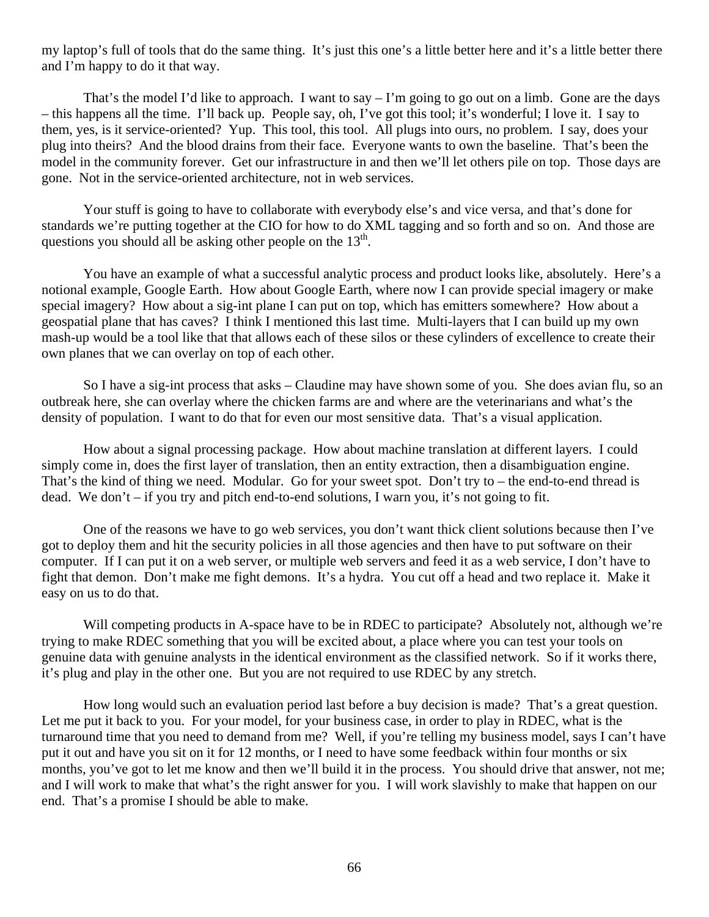my laptop's full of tools that do the same thing. It's just this one's a little better here and it's a little better there and I'm happy to do it that way.

That's the model I'd like to approach. I want to say – I'm going to go out on a limb. Gone are the days – this happens all the time. I'll back up. People say, oh, I've got this tool; it's wonderful; I love it. I say to them, yes, is it service-oriented? Yup. This tool, this tool. All plugs into ours, no problem. I say, does your plug into theirs? And the blood drains from their face. Everyone wants to own the baseline. That's been the model in the community forever. Get our infrastructure in and then we'll let others pile on top. Those days are gone. Not in the service-oriented architecture, not in web services.

Your stuff is going to have to collaborate with everybody else's and vice versa, and that's done for standards we're putting together at the CIO for how to do XML tagging and so forth and so on. And those are questions you should all be asking other people on the 13th.

You have an example of what a successful analytic process and product looks like, absolutely. Here's a notional example, Google Earth. How about Google Earth, where now I can provide special imagery or make special imagery? How about a sig-int plane I can put on top, which has emitters somewhere? How about a geospatial plane that has caves? I think I mentioned this last time. Multi-layers that I can build up my own mash-up would be a tool like that that allows each of these silos or these cylinders of excellence to create their own planes that we can overlay on top of each other.

So I have a sig-int process that asks – Claudine may have shown some of you. She does avian flu, so an outbreak here, she can overlay where the chicken farms are and where are the veterinarians and what's the density of population. I want to do that for even our most sensitive data. That's a visual application.

How about a signal processing package. How about machine translation at different layers. I could simply come in, does the first layer of translation, then an entity extraction, then a disambiguation engine. That's the kind of thing we need. Modular. Go for your sweet spot. Don't try to – the end-to-end thread is dead. We don't – if you try and pitch end-to-end solutions, I warn you, it's not going to fit.

One of the reasons we have to go web services, you don't want thick client solutions because then I've got to deploy them and hit the security policies in all those agencies and then have to put software on their computer. If I can put it on a web server, or multiple web servers and feed it as a web service, I don't have to fight that demon. Don't make me fight demons. It's a hydra. You cut off a head and two replace it. Make it easy on us to do that.

Will competing products in A-space have to be in RDEC to participate? Absolutely not, although we're trying to make RDEC something that you will be excited about, a place where you can test your tools on genuine data with genuine analysts in the identical environment as the classified network. So if it works there, it's plug and play in the other one. But you are not required to use RDEC by any stretch.

How long would such an evaluation period last before a buy decision is made? That's a great question. Let me put it back to you. For your model, for your business case, in order to play in RDEC, what is the turnaround time that you need to demand from me? Well, if you're telling my business model, says I can't have put it out and have you sit on it for 12 months, or I need to have some feedback within four months or six months, you've got to let me know and then we'll build it in the process. You should drive that answer, not me; and I will work to make that what's the right answer for you. I will work slavishly to make that happen on our end. That's a promise I should be able to make.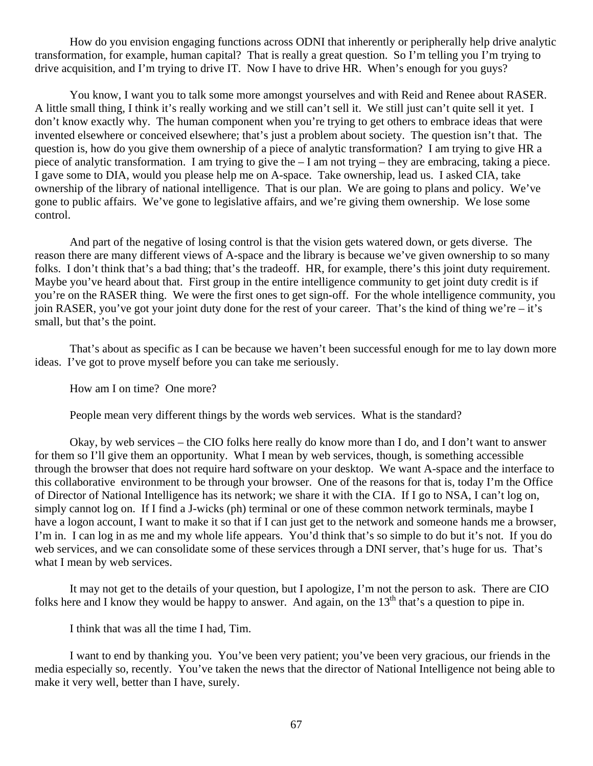How do you envision engaging functions across ODNI that inherently or peripherally help drive analytic transformation, for example, human capital? That is really a great question. So I'm telling you I'm trying to drive acquisition, and I'm trying to drive IT. Now I have to drive HR. When's enough for you guys?

You know, I want you to talk some more amongst yourselves and with Reid and Renee about RASER. A little small thing, I think it's really working and we still can't sell it. We still just can't quite sell it yet. I don't know exactly why. The human component when you're trying to get others to embrace ideas that were invented elsewhere or conceived elsewhere; that's just a problem about society. The question isn't that. The question is, how do you give them ownership of a piece of analytic transformation? I am trying to give HR a piece of analytic transformation. I am trying to give the – I am not trying – they are embracing, taking a piece. I gave some to DIA, would you please help me on A-space. Take ownership, lead us. I asked CIA, take ownership of the library of national intelligence. That is our plan. We are going to plans and policy. We've gone to public affairs. We've gone to legislative affairs, and we're giving them ownership. We lose some control.

And part of the negative of losing control is that the vision gets watered down, or gets diverse. The reason there are many different views of A-space and the library is because we've given ownership to so many folks. I don't think that's a bad thing; that's the tradeoff. HR, for example, there's this joint duty requirement. Maybe you've heard about that. First group in the entire intelligence community to get joint duty credit is if you're on the RASER thing. We were the first ones to get sign-off. For the whole intelligence community, you join RASER, you've got your joint duty done for the rest of your career. That's the kind of thing we're – it's small, but that's the point.

That's about as specific as I can be because we haven't been successful enough for me to lay down more ideas. I've got to prove myself before you can take me seriously.

How am I on time? One more?

People mean very different things by the words web services. What is the standard?

Okay, by web services – the CIO folks here really do know more than I do, and I don't want to answer for them so I'll give them an opportunity. What I mean by web services, though, is something accessible through the browser that does not require hard software on your desktop. We want A-space and the interface to this collaborative environment to be through your browser. One of the reasons for that is, today I'm the Office of Director of National Intelligence has its network; we share it with the CIA. If I go to NSA, I can't log on, simply cannot log on. If I find a J-wicks (ph) terminal or one of these common network terminals, maybe I have a logon account, I want to make it so that if I can just get to the network and someone hands me a browser, I'm in. I can log in as me and my whole life appears. You'd think that's so simple to do but it's not. If you do web services, and we can consolidate some of these services through a DNI server, that's huge for us. That's what I mean by web services.

It may not get to the details of your question, but I apologize, I'm not the person to ask. There are CIO folks here and I know they would be happy to answer. And again, on the 13th that's a question to pipe in.

I think that was all the time I had, Tim.

I want to end by thanking you. You've been very patient; you've been very gracious, our friends in the media especially so, recently. You've taken the news that the director of National Intelligence not being able to make it very well, better than I have, surely.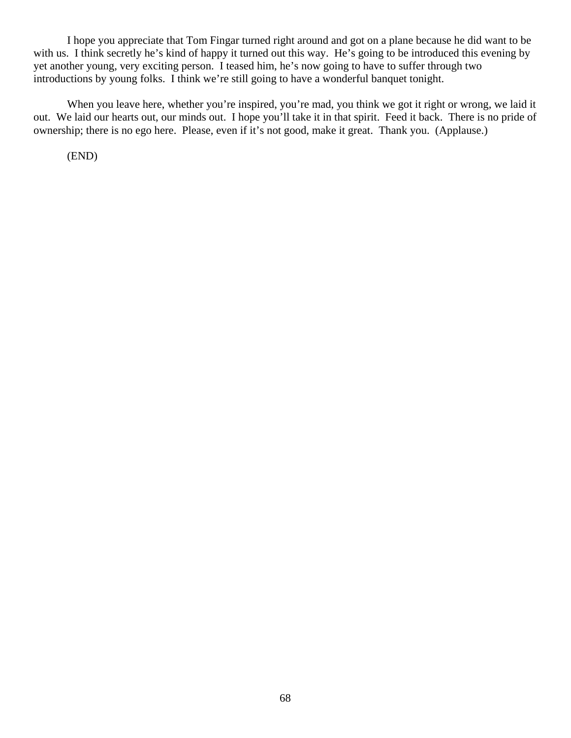I hope you appreciate that Tom Fingar turned right around and got on a plane because he did want to be with us. I think secretly he's kind of happy it turned out this way. He's going to be introduced this evening by yet another young, very exciting person. I teased him, he's now going to have to suffer through two introductions by young folks. I think we're still going to have a wonderful banquet tonight.

When you leave here, whether you're inspired, you're mad, you think we got it right or wrong, we laid it out. We laid our hearts out, our minds out. I hope you'll take it in that spirit. Feed it back. There is no pride of ownership; there is no ego here. Please, even if it's not good, make it great. Thank you. (Applause.)

(END)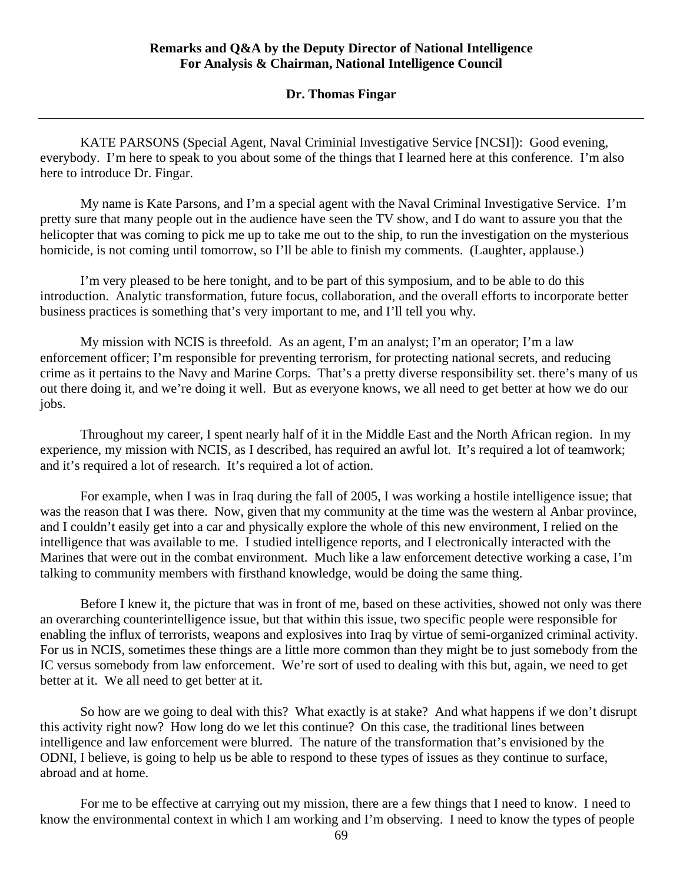**Remarks and Q&A by the Deputy Director of National Intelligence For Analysis & Chairman, National Intelligence Council**

**Dr. Thomas Fingar**

---

KATE PARSONS (Special Agent, Naval Criminial Investigative Service [NCSI]): Good evening, everybody. I'm here to speak to you about some of the things that I learned here at this conference. I'm also here to introduce Dr. Fingar.

My name is Kate Parsons, and I'm a special agent with the Naval Criminal Investigative Service. I'm pretty sure that many people out in the audience have seen the TV show, and I do want to assure you that the helicopter that was coming to pick me up to take me out to the ship, to run the investigation on the mysterious homicide, is not coming until tomorrow, so I'll be able to finish my comments. (Laughter, applause.)

I'm very pleased to be here tonight, and to be part of this symposium, and to be able to do this introduction. Analytic transformation, future focus, collaboration, and the overall efforts to incorporate better business practices is something that's very important to me, and I'll tell you why.

My mission with NCIS is threefold. As an agent, I'm an analyst; I'm an operator; I'm a law enforcement officer; I'm responsible for preventing terrorism, for protecting national secrets, and reducing crime as it pertains to the Navy and Marine Corps. That's a pretty diverse responsibility set. there's many of us out there doing it, and we're doing it well. But as everyone knows, we all need to get better at how we do our jobs.

Throughout my career, I spent nearly half of it in the Middle East and the North African region. In my experience, my mission with NCIS, as I described, has required an awful lot. It's required a lot of teamwork; and it's required a lot of research. It's required a lot of action.

For example, when I was in Iraq during the fall of 2005, I was working a hostile intelligence issue; that was the reason that I was there. Now, given that my community at the time was the western al Anbar province, and I couldn't easily get into a car and physically explore the whole of this new environment, I relied on the intelligence that was available to me. I studied intelligence reports, and I electronically interacted with the Marines that were out in the combat environment. Much like a law enforcement detective working a case, I'm talking to community members with firsthand knowledge, would be doing the same thing.

Before I knew it, the picture that was in front of me, based on these activities, showed not only was there an overarching counterintelligence issue, but that within this issue, two specific people were responsible for enabling the influx of terrorists, weapons and explosives into Iraq by virtue of semi-organized criminal activity. For us in NCIS, sometimes these things are a little more common than they might be to just somebody from the IC versus somebody from law enforcement. We're sort of used to dealing with this but, again, we need to get better at it. We all need to get better at it.

So how are we going to deal with this? What exactly is at stake? And what happens if we don't disrupt this activity right now? How long do we let this continue? On this case, the traditional lines between intelligence and law enforcement were blurred. The nature of the transformation that's envisioned by the ODNI, I believe, is going to help us be able to respond to these types of issues as they continue to surface, abroad and at home.

For me to be effective at carrying out my mission, there are a few things that I need to know. I need to know the environmental context in which I am working and I'm observing. I need to know the types of people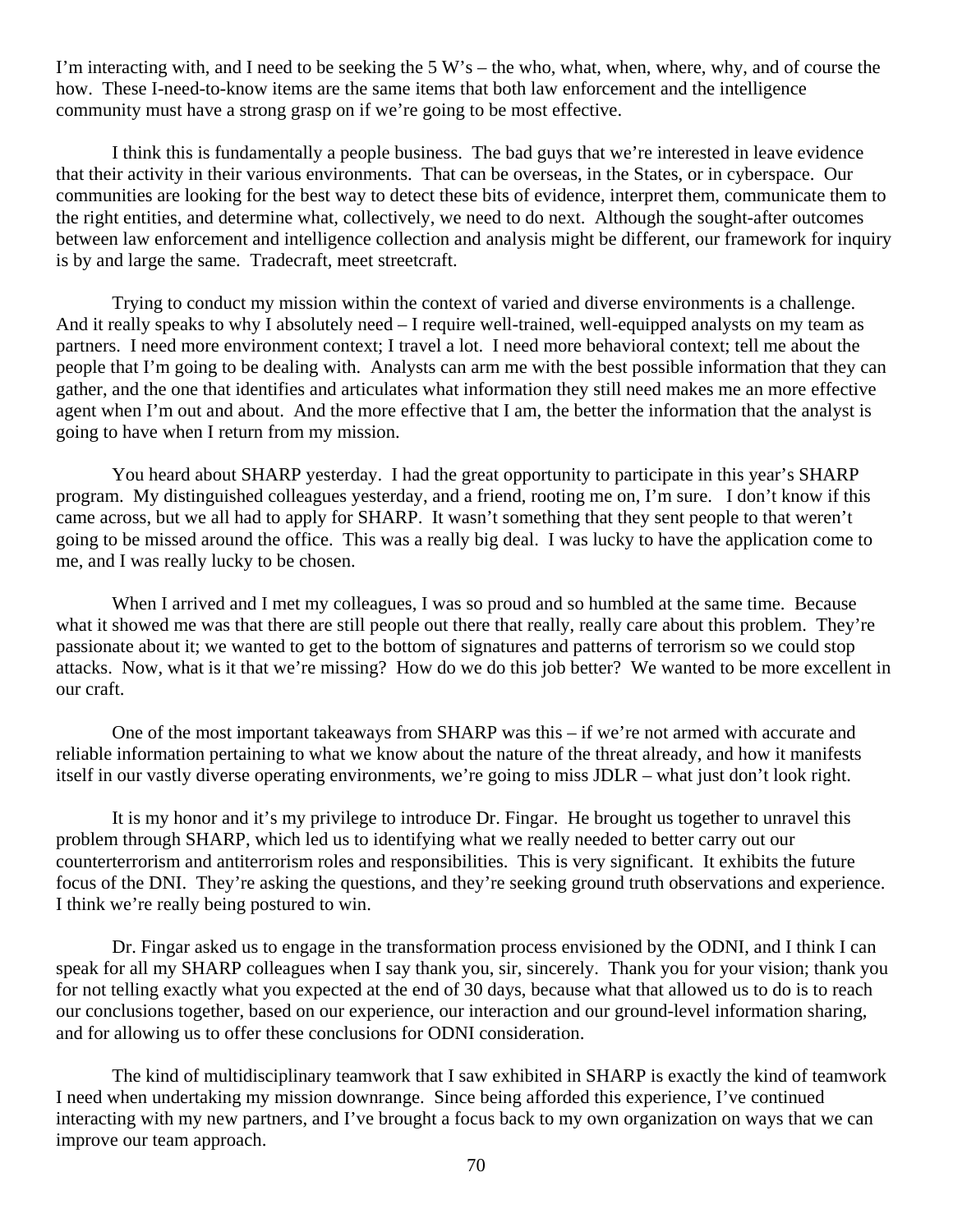I'm interacting with, and I need to be seeking the 5 W's – the who, what, when, where, why, and of course the how. These I-need-to-know items are the same items that both law enforcement and the intelligence community must have a strong grasp on if we're going to be most effective.

I think this is fundamentally a people business. The bad guys that we're interested in leave evidence that their activity in their various environments. That can be overseas, in the States, or in cyberspace. Our communities are looking for the best way to detect these bits of evidence, interpret them, communicate them to the right entities, and determine what, collectively, we need to do next. Although the sought-after outcomes between law enforcement and intelligence collection and analysis might be different, our framework for inquiry is by and large the same. Tradecraft, meet streetcraft.

Trying to conduct my mission within the context of varied and diverse environments is a challenge. And it really speaks to why I absolutely need – I require well-trained, well-equipped analysts on my team as partners. I need more environment context; I travel a lot. I need more behavioral context; tell me about the people that I'm going to be dealing with. Analysts can arm me with the best possible information that they can gather, and the one that identifies and articulates what information they still need makes me an more effective agent when I'm out and about. And the more effective that I am, the better the information that the analyst is going to have when I return from my mission.

You heard about SHARP yesterday. I had the great opportunity to participate in this year's SHARP program. My distinguished colleagues yesterday, and a friend, rooting me on, I'm sure. I don't know if this came across, but we all had to apply for SHARP. It wasn't something that they sent people to that weren't going to be missed around the office. This was a really big deal. I was lucky to have the application come to me, and I was really lucky to be chosen.

When I arrived and I met my colleagues, I was so proud and so humbled at the same time. Because what it showed me was that there are still people out there that really, really care about this problem. They're passionate about it; we wanted to get to the bottom of signatures and patterns of terrorism so we could stop attacks. Now, what is it that we're missing? How do we do this job better? We wanted to be more excellent in our craft.

One of the most important takeaways from SHARP was this – if we're not armed with accurate and reliable information pertaining to what we know about the nature of the threat already, and how it manifests itself in our vastly diverse operating environments, we're going to miss JDLR – what just don't look right.

It is my honor and it's my privilege to introduce Dr. Fingar. He brought us together to unravel this problem through SHARP, which led us to identifying what we really needed to better carry out our counterterrorism and antiterrorism roles and responsibilities. This is very significant. It exhibits the future focus of the DNI. They're asking the questions, and they're seeking ground truth observations and experience. I think we're really being postured to win.

Dr. Fingar asked us to engage in the transformation process envisioned by the ODNI, and I think I can speak for all my SHARP colleagues when I say thank you, sir, sincerely. Thank you for your vision; thank you for not telling exactly what you expected at the end of 30 days, because what that allowed us to do is to reach our conclusions together, based on our experience, our interaction and our ground-level information sharing, and for allowing us to offer these conclusions for ODNI consideration.

The kind of multidisciplinary teamwork that I saw exhibited in SHARP is exactly the kind of teamwork I need when undertaking my mission downrange. Since being afforded this experience, I've continued interacting with my new partners, and I've brought a focus back to my own organization on ways that we can improve our team approach.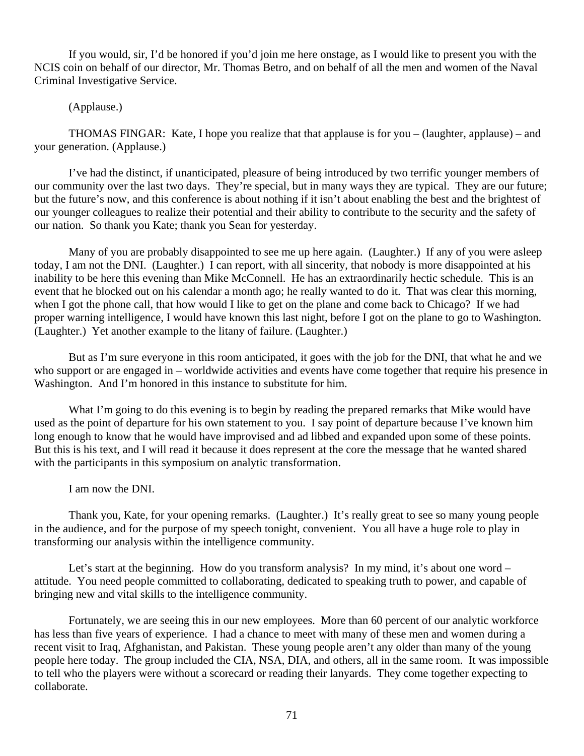If you would, sir, I'd be honored if you'd join me here onstage, as I would like to present you with the NCIS coin on behalf of our director, Mr. Thomas Betro, and on behalf of all the men and women of the Naval Criminal Investigative Service.

(Applause.)

THOMAS FINGAR: Kate, I hope you realize that that applause is for you – (laughter, applause) – and your generation. (Applause.)

I've had the distinct, if unanticipated, pleasure of being introduced by two terrific younger members of our community over the last two days. They're special, but in many ways they are typical. They are our future; but the future's now, and this conference is about nothing if it isn't about enabling the best and the brightest of our younger colleagues to realize their potential and their ability to contribute to the security and the safety of our nation. So thank you Kate; thank you Sean for yesterday.

Many of you are probably disappointed to see me up here again. (Laughter.) If any of you were asleep today, I am not the DNI. (Laughter.) I can report, with all sincerity, that nobody is more disappointed at his inability to be here this evening than Mike McConnell. He has an extraordinarily hectic schedule. This is an event that he blocked out on his calendar a month ago; he really wanted to do it. That was clear this morning, when I got the phone call, that how would I like to get on the plane and come back to Chicago? If we had proper warning intelligence, I would have known this last night, before I got on the plane to go to Washington. (Laughter.) Yet another example to the litany of failure. (Laughter.)

But as I'm sure everyone in this room anticipated, it goes with the job for the DNI, that what he and we who support or are engaged in – worldwide activities and events have come together that require his presence in Washington. And I'm honored in this instance to substitute for him.

What I'm going to do this evening is to begin by reading the prepared remarks that Mike would have used as the point of departure for his own statement to you. I say point of departure because I've known him long enough to know that he would have improvised and ad libbed and expanded upon some of these points. But this is his text, and I will read it because it does represent at the core the message that he wanted shared with the participants in this symposium on analytic transformation.

I am now the DNI.

Thank you, Kate, for your opening remarks. (Laughter.) It's really great to see so many young people in the audience, and for the purpose of my speech tonight, convenient. You all have a huge role to play in transforming our analysis within the intelligence community.

Let's start at the beginning. How do you transform analysis? In my mind, it's about one word – attitude. You need people committed to collaborating, dedicated to speaking truth to power, and capable of bringing new and vital skills to the intelligence community.

Fortunately, we are seeing this in our new employees. More than 60 percent of our analytic workforce has less than five years of experience. I had a chance to meet with many of these men and women during a recent visit to Iraq, Afghanistan, and Pakistan. These young people aren't any older than many of the young people here today. The group included the CIA, NSA, DIA, and others, all in the same room. It was impossible to tell who the players were without a scorecard or reading their lanyards. They come together expecting to collaborate.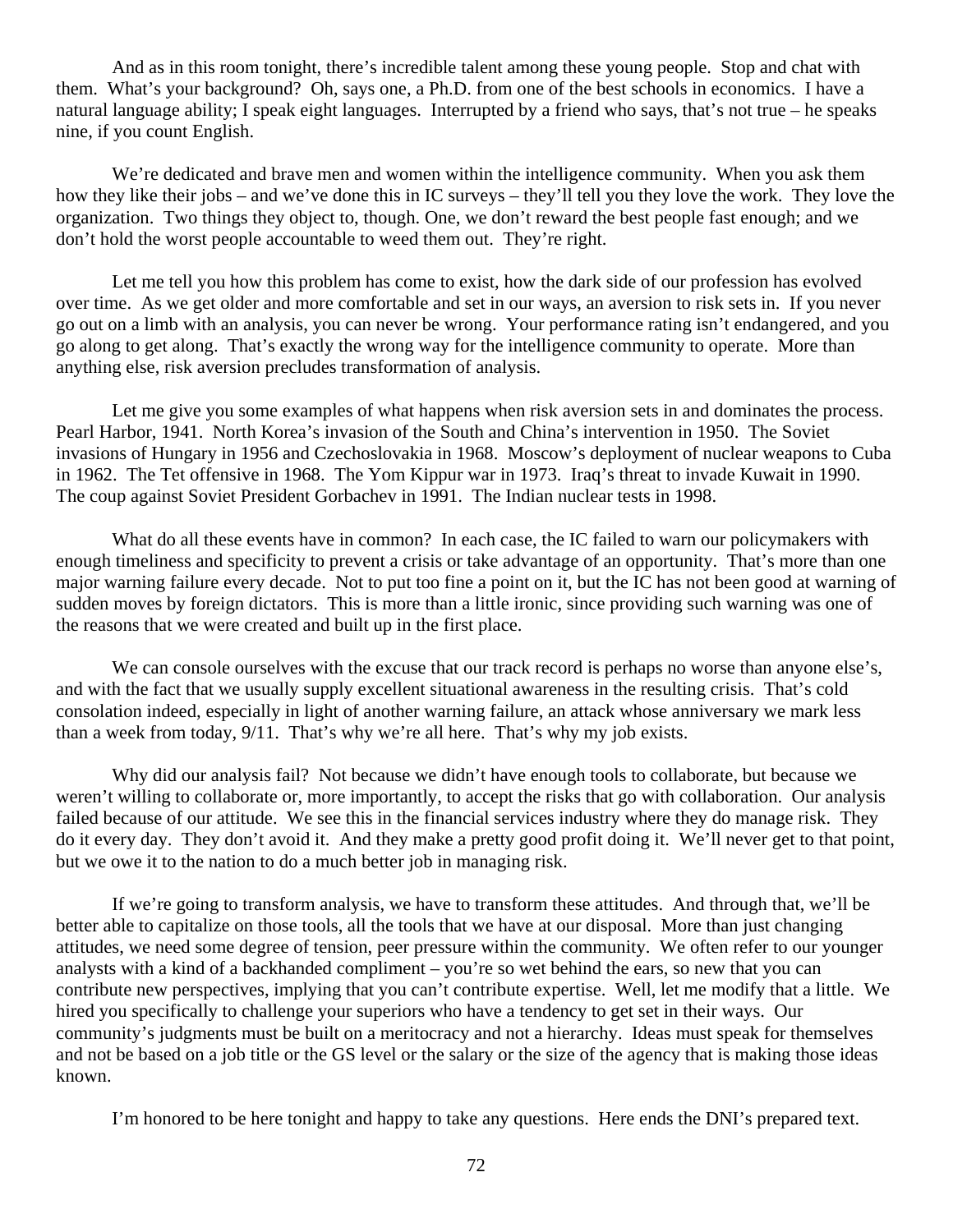And as in this room tonight, there's incredible talent among these young people. Stop and chat with them. What's your background? Oh, says one, a Ph.D. from one of the best schools in economics. I have a natural language ability; I speak eight languages. Interrupted by a friend who says, that's not true – he speaks nine, if you count English.

We're dedicated and brave men and women within the intelligence community. When you ask them how they like their jobs – and we've done this in IC surveys – they'll tell you they love the work. They love the organization. Two things they object to, though. One, we don't reward the best people fast enough; and we don't hold the worst people accountable to weed them out. They're right.

Let me tell you how this problem has come to exist, how the dark side of our profession has evolved over time. As we get older and more comfortable and set in our ways, an aversion to risk sets in. If you never go out on a limb with an analysis, you can never be wrong. Your performance rating isn't endangered, and you go along to get along. That's exactly the wrong way for the intelligence community to operate. More than anything else, risk aversion precludes transformation of analysis.

Let me give you some examples of what happens when risk aversion sets in and dominates the process. Pearl Harbor, 1941. North Korea's invasion of the South and China's intervention in 1950. The Soviet invasions of Hungary in 1956 and Czechoslovakia in 1968. Moscow's deployment of nuclear weapons to Cuba in 1962. The Tet offensive in 1968. The Yom Kippur war in 1973. Iraq's threat to invade Kuwait in 1990. The coup against Soviet President Gorbachev in 1991. The Indian nuclear tests in 1998.

What do all these events have in common? In each case, the IC failed to warn our policymakers with enough timeliness and specificity to prevent a crisis or take advantage of an opportunity. That's more than one major warning failure every decade. Not to put too fine a point on it, but the IC has not been good at warning of sudden moves by foreign dictators. This is more than a little ironic, since providing such warning was one of the reasons that we were created and built up in the first place.

We can console ourselves with the excuse that our track record is perhaps no worse than anyone else's, and with the fact that we usually supply excellent situational awareness in the resulting crisis. That's cold consolation indeed, especially in light of another warning failure, an attack whose anniversary we mark less than a week from today, 9/11. That's why we're all here. That's why my job exists.

Why did our analysis fail? Not because we didn't have enough tools to collaborate, but because we weren't willing to collaborate or, more importantly, to accept the risks that go with collaboration. Our analysis failed because of our attitude. We see this in the financial services industry where they do manage risk. They do it every day. They don't avoid it. And they make a pretty good profit doing it. We'll never get to that point, but we owe it to the nation to do a much better job in managing risk.

If we're going to transform analysis, we have to transform these attitudes. And through that, we'll be better able to capitalize on those tools, all the tools that we have at our disposal. More than just changing attitudes, we need some degree of tension, peer pressure within the community. We often refer to our younger analysts with a kind of a backhanded compliment – you're so wet behind the ears, so new that you can contribute new perspectives, implying that you can't contribute expertise. Well, let me modify that a little. We hired you specifically to challenge your superiors who have a tendency to get set in their ways. Our community's judgments must be built on a meritocracy and not a hierarchy. Ideas must speak for themselves and not be based on a job title or the GS level or the salary or the size of the agency that is making those ideas known.

I'm honored to be here tonight and happy to take any questions. Here ends the DNI's prepared text.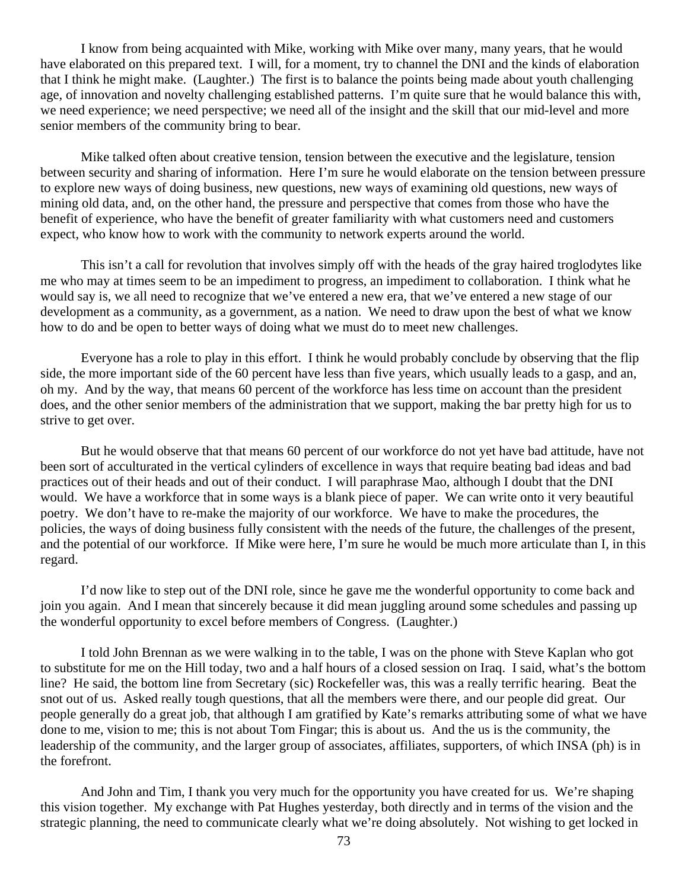I know from being acquainted with Mike, working with Mike over many, many years, that he would have elaborated on this prepared text. I will, for a moment, try to channel the DNI and the kinds of elaboration that I think he might make. (Laughter.) The first is to balance the points being made about youth challenging age, of innovation and novelty challenging established patterns. I'm quite sure that he would balance this with, we need experience; we need perspective; we need all of the insight and the skill that our mid-level and more senior members of the community bring to bear.

Mike talked often about creative tension, tension between the executive and the legislature, tension between security and sharing of information. Here I'm sure he would elaborate on the tension between pressure to explore new ways of doing business, new questions, new ways of examining old questions, new ways of mining old data, and, on the other hand, the pressure and perspective that comes from those who have the benefit of experience, who have the benefit of greater familiarity with what customers need and customers expect, who know how to work with the community to network experts around the world.

This isn't a call for revolution that involves simply off with the heads of the gray haired troglodytes like me who may at times seem to be an impediment to progress, an impediment to collaboration. I think what he would say is, we all need to recognize that we've entered a new era, that we've entered a new stage of our development as a community, as a government, as a nation. We need to draw upon the best of what we know how to do and be open to better ways of doing what we must do to meet new challenges.

Everyone has a role to play in this effort. I think he would probably conclude by observing that the flip side, the more important side of the 60 percent have less than five years, which usually leads to a gasp, and an, oh my. And by the way, that means 60 percent of the workforce has less time on account than the president does, and the other senior members of the administration that we support, making the bar pretty high for us to strive to get over.

But he would observe that that means 60 percent of our workforce do not yet have bad attitude, have not been sort of acculturated in the vertical cylinders of excellence in ways that require beating bad ideas and bad practices out of their heads and out of their conduct. I will paraphrase Mao, although I doubt that the DNI would. We have a workforce that in some ways is a blank piece of paper. We can write onto it very beautiful poetry. We don't have to re-make the majority of our workforce. We have to make the procedures, the policies, the ways of doing business fully consistent with the needs of the future, the challenges of the present, and the potential of our workforce. If Mike were here, I'm sure he would be much more articulate than I, in this regard.

I'd now like to step out of the DNI role, since he gave me the wonderful opportunity to come back and join you again. And I mean that sincerely because it did mean juggling around some schedules and passing up the wonderful opportunity to excel before members of Congress. (Laughter.)

I told John Brennan as we were walking in to the table, I was on the phone with Steve Kaplan who got to substitute for me on the Hill today, two and a half hours of a closed session on Iraq. I said, what's the bottom line? He said, the bottom line from Secretary (sic) Rockefeller was, this was a really terrific hearing. Beat the snot out of us. Asked really tough questions, that all the members were there, and our people did great. Our people generally do a great job, that although I am gratified by Kate's remarks attributing some of what we have done to me, vision to me; this is not about Tom Fingar; this is about us. And the us is the community, the leadership of the community, and the larger group of associates, affiliates, supporters, of which INSA (ph) is in the forefront.

And John and Tim, I thank you very much for the opportunity you have created for us. We're shaping this vision together. My exchange with Pat Hughes yesterday, both directly and in terms of the vision and the strategic planning, the need to communicate clearly what we're doing absolutely. Not wishing to get locked in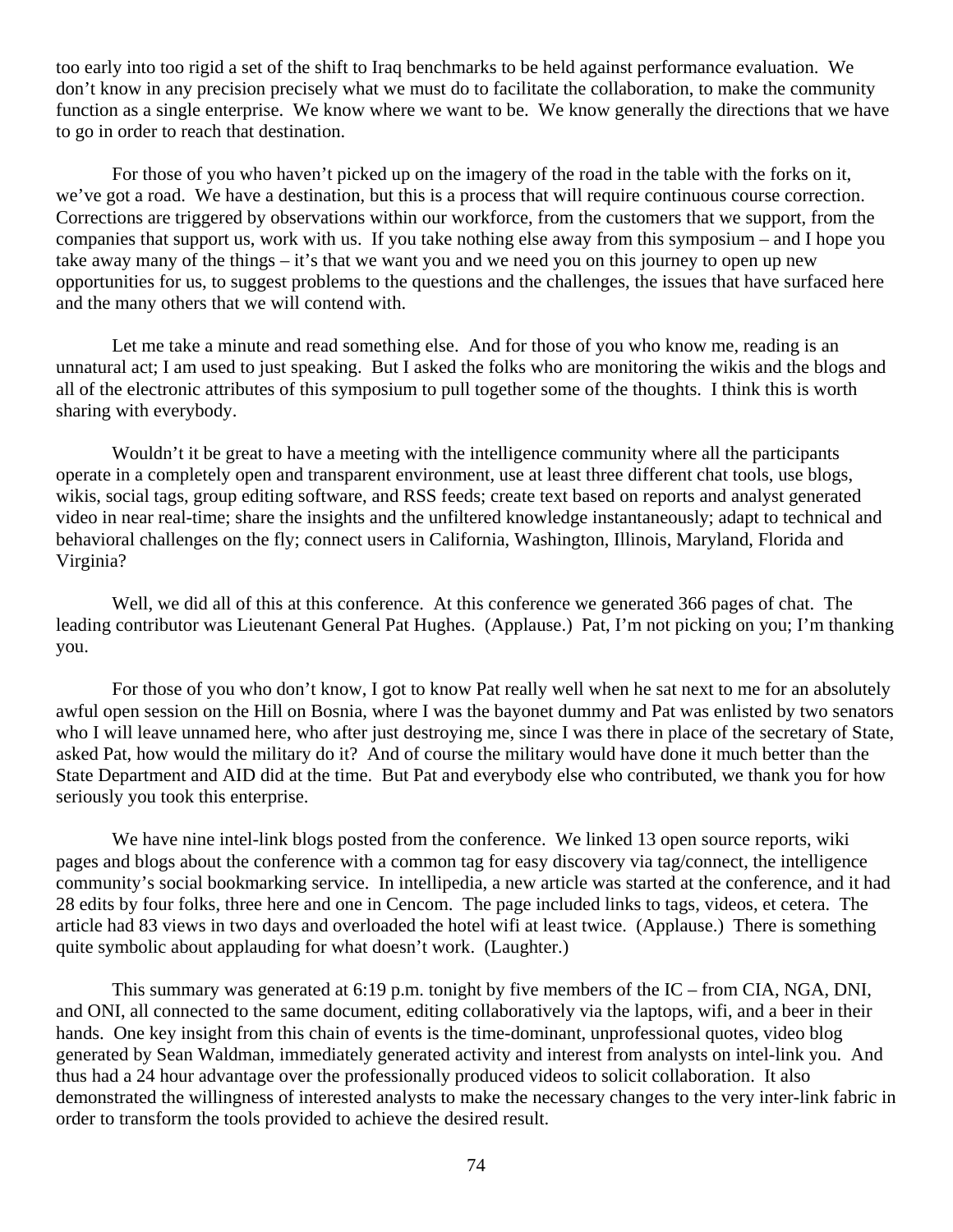too early into too rigid a set of the shift to Iraq benchmarks to be held against performance evaluation. We don't know in any precision precisely what we must do to facilitate the collaboration, to make the community function as a single enterprise. We know where we want to be. We know generally the directions that we have to go in order to reach that destination.

For those of you who haven't picked up on the imagery of the road in the table with the forks on it, we've got a road. We have a destination, but this is a process that will require continuous course correction. Corrections are triggered by observations within our workforce, from the customers that we support, from the companies that support us, work with us. If you take nothing else away from this symposium – and I hope you take away many of the things – it's that we want you and we need you on this journey to open up new opportunities for us, to suggest problems to the questions and the challenges, the issues that have surfaced here and the many others that we will contend with.

Let me take a minute and read something else. And for those of you who know me, reading is an unnatural act; I am used to just speaking. But I asked the folks who are monitoring the wikis and the blogs and all of the electronic attributes of this symposium to pull together some of the thoughts. I think this is worth sharing with everybody.

Wouldn't it be great to have a meeting with the intelligence community where all the participants operate in a completely open and transparent environment, use at least three different chat tools, use blogs, wikis, social tags, group editing software, and RSS feeds; create text based on reports and analyst generated video in near real-time; share the insights and the unfiltered knowledge instantaneously; adapt to technical and behavioral challenges on the fly; connect users in California, Washington, Illinois, Maryland, Florida and Virginia?

Well, we did all of this at this conference. At this conference we generated 366 pages of chat. The leading contributor was Lieutenant General Pat Hughes. (Applause.) Pat, I'm not picking on you; I'm thanking you.

For those of you who don't know, I got to know Pat really well when he sat next to me for an absolutely awful open session on the Hill on Bosnia, where I was the bayonet dummy and Pat was enlisted by two senators who I will leave unnamed here, who after just destroying me, since I was there in place of the secretary of State, asked Pat, how would the military do it? And of course the military would have done it much better than the State Department and AID did at the time. But Pat and everybody else who contributed, we thank you for how seriously you took this enterprise.

We have nine intel-link blogs posted from the conference. We linked 13 open source reports, wiki pages and blogs about the conference with a common tag for easy discovery via tag/connect, the intelligence community's social bookmarking service. In intellipedia, a new article was started at the conference, and it had 28 edits by four folks, three here and one in Cencom. The page included links to tags, videos, et cetera. The article had 83 views in two days and overloaded the hotel wifi at least twice. (Applause.) There is something quite symbolic about applauding for what doesn't work. (Laughter.)

This summary was generated at 6:19 p.m. tonight by five members of the IC – from CIA, NGA, DNI, and ONI, all connected to the same document, editing collaboratively via the laptops, wifi, and a beer in their hands. One key insight from this chain of events is the time-dominant, unprofessional quotes, video blog generated by Sean Waldman, immediately generated activity and interest from analysts on intel-link you. And thus had a 24 hour advantage over the professionally produced videos to solicit collaboration. It also demonstrated the willingness of interested analysts to make the necessary changes to the very inter-link fabric in order to transform the tools provided to achieve the desired result.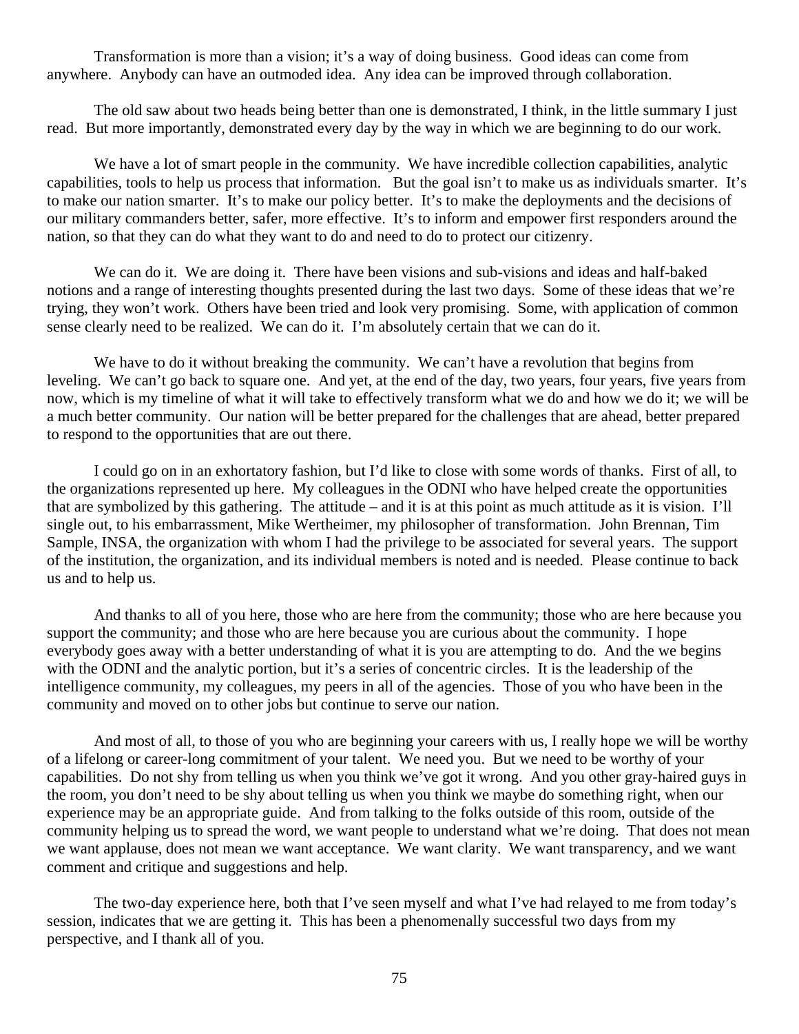Transformation is more than a vision; it's a way of doing business. Good ideas can come from anywhere. Anybody can have an outmoded idea. Any idea can be improved through collaboration.

The old saw about two heads being better than one is demonstrated, I think, in the little summary I just read. But more importantly, demonstrated every day by the way in which we are beginning to do our work.

We have a lot of smart people in the community. We have incredible collection capabilities, analytic capabilities, tools to help us process that information. But the goal isn't to make us as individuals smarter. It's to make our nation smarter. It's to make our policy better. It's to make the deployments and the decisions of our military commanders better, safer, more effective. It's to inform and empower first responders around the nation, so that they can do what they want to do and need to do to protect our citizenry.

We can do it. We are doing it. There have been visions and sub-visions and ideas and half-baked notions and a range of interesting thoughts presented during the last two days. Some of these ideas that we're trying, they won't work. Others have been tried and look very promising. Some, with application of common sense clearly need to be realized. We can do it. I'm absolutely certain that we can do it.

We have to do it without breaking the community. We can't have a revolution that begins from leveling. We can't go back to square one. And yet, at the end of the day, two years, four years, five years from now, which is my timeline of what it will take to effectively transform what we do and how we do it; we will be a much better community. Our nation will be better prepared for the challenges that are ahead, better prepared to respond to the opportunities that are out there.

I could go on in an exhortatory fashion, but I'd like to close with some words of thanks. First of all, to the organizations represented up here. My colleagues in the ODNI who have helped create the opportunities that are symbolized by this gathering. The attitude – and it is at this point as much attitude as it is vision. I'll single out, to his embarrassment, Mike Wertheimer, my philosopher of transformation. John Brennan, Tim Sample, INSA, the organization with whom I had the privilege to be associated for several years. The support of the institution, the organization, and its individual members is noted and is needed. Please continue to back us and to help us.

And thanks to all of you here, those who are here from the community; those who are here because you support the community; and those who are here because you are curious about the community. I hope everybody goes away with a better understanding of what it is you are attempting to do. And the we begins with the ODNI and the analytic portion, but it's a series of concentric circles. It is the leadership of the intelligence community, my colleagues, my peers in all of the agencies. Those of you who have been in the community and moved on to other jobs but continue to serve our nation.

And most of all, to those of you who are beginning your careers with us, I really hope we will be worthy of a lifelong or career-long commitment of your talent. We need you. But we need to be worthy of your capabilities. Do not shy from telling us when you think we've got it wrong. And you other gray-haired guys in the room, you don't need to be shy about telling us when you think we maybe do something right, when our experience may be an appropriate guide. And from talking to the folks outside of this room, outside of the community helping us to spread the word, we want people to understand what we're doing. That does not mean we want applause, does not mean we want acceptance. We want clarity. We want transparency, and we want comment and critique and suggestions and help.

The two-day experience here, both that I've seen myself and what I've had relayed to me from today's session, indicates that we are getting it. This has been a phenomenally successful two days from my perspective, and I thank all of you.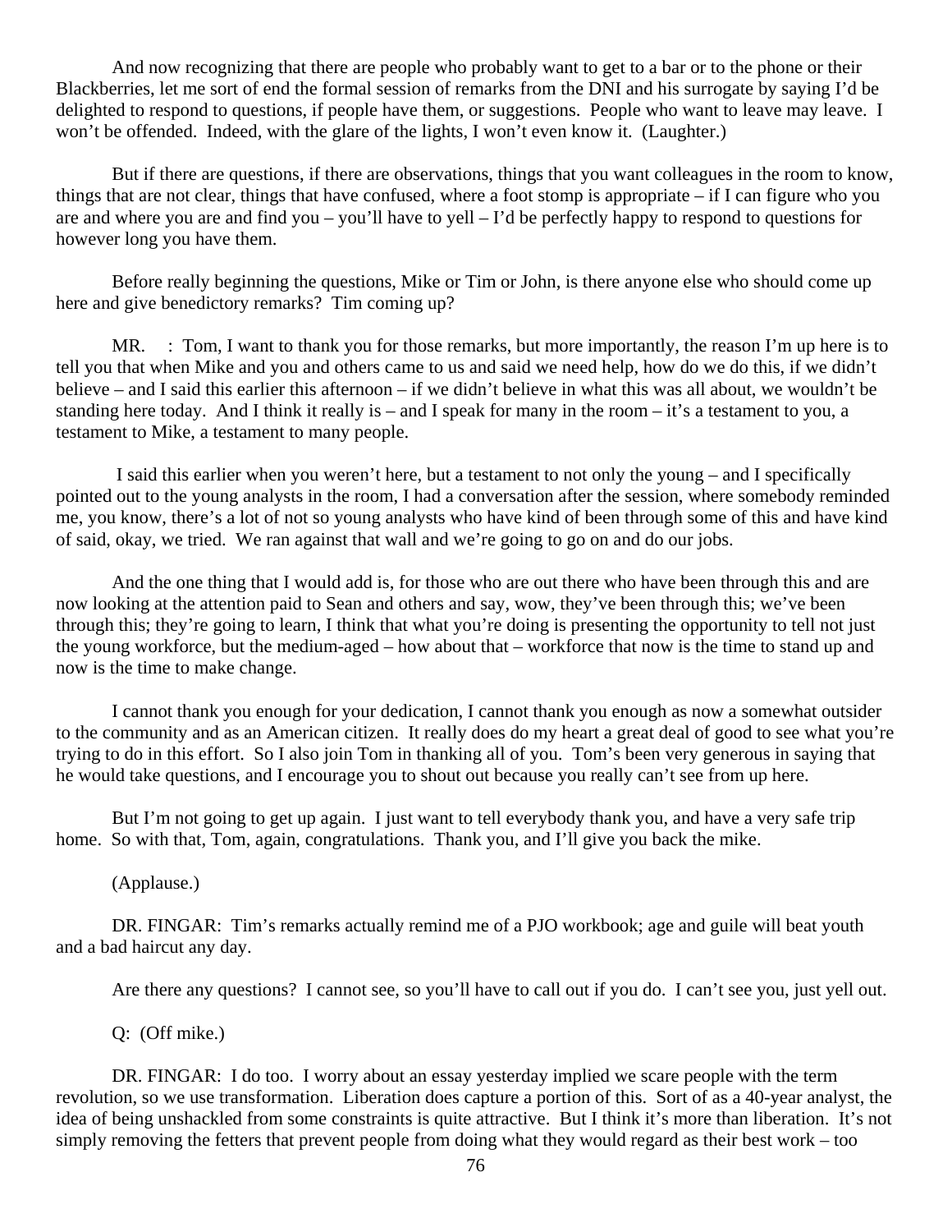And now recognizing that there are people who probably want to get to a bar or to the phone or their Blackberries, let me sort of end the formal session of remarks from the DNI and his surrogate by saying I'd be delighted to respond to questions, if people have them, or suggestions. People who want to leave may leave. I won't be offended. Indeed, with the glare of the lights, I won't even know it. (Laughter.)

But if there are questions, if there are observations, things that you want colleagues in the room to know, things that are not clear, things that have confused, where a foot stomp is appropriate – if I can figure who you are and where you are and find you – you'll have to yell – I'd be perfectly happy to respond to questions for however long you have them.

Before really beginning the questions, Mike or Tim or John, is there anyone else who should come up here and give benedictory remarks? Tim coming up?

MR. : Tom, I want to thank you for those remarks, but more importantly, the reason I'm up here is to tell you that when Mike and you and others came to us and said we need help, how do we do this, if we didn't believe – and I said this earlier this afternoon – if we didn't believe in what this was all about, we wouldn't be standing here today. And I think it really is – and I speak for many in the room – it's a testament to you, a testament to Mike, a testament to many people.

I said this earlier when you weren't here, but a testament to not only the young – and I specifically pointed out to the young analysts in the room, I had a conversation after the session, where somebody reminded me, you know, there's a lot of not so young analysts who have kind of been through some of this and have kind of said, okay, we tried. We ran against that wall and we're going to go on and do our jobs.

And the one thing that I would add is, for those who are out there who have been through this and are now looking at the attention paid to Sean and others and say, wow, they've been through this; we've been through this; they're going to learn, I think that what you're doing is presenting the opportunity to tell not just the young workforce, but the medium-aged – how about that – workforce that now is the time to stand up and now is the time to make change.

I cannot thank you enough for your dedication, I cannot thank you enough as now a somewhat outsider to the community and as an American citizen. It really does do my heart a great deal of good to see what you're trying to do in this effort. So I also join Tom in thanking all of you. Tom's been very generous in saying that he would take questions, and I encourage you to shout out because you really can't see from up here.

But I'm not going to get up again. I just want to tell everybody thank you, and have a very safe trip home. So with that, Tom, again, congratulations. Thank you, and I'll give you back the mike.

(Applause.)

DR. FINGAR: Tim's remarks actually remind me of a PJO workbook; age and guile will beat youth and a bad haircut any day.

Are there any questions? I cannot see, so you'll have to call out if you do. I can't see you, just yell out.

Q: (Off mike.)

DR. FINGAR: I do too. I worry about an essay yesterday implied we scare people with the term revolution, so we use transformation. Liberation does capture a portion of this. Sort of as a 40-year analyst, the idea of being unshackled from some constraints is quite attractive. But I think it's more than liberation. It's not simply removing the fetters that prevent people from doing what they would regard as their best work – too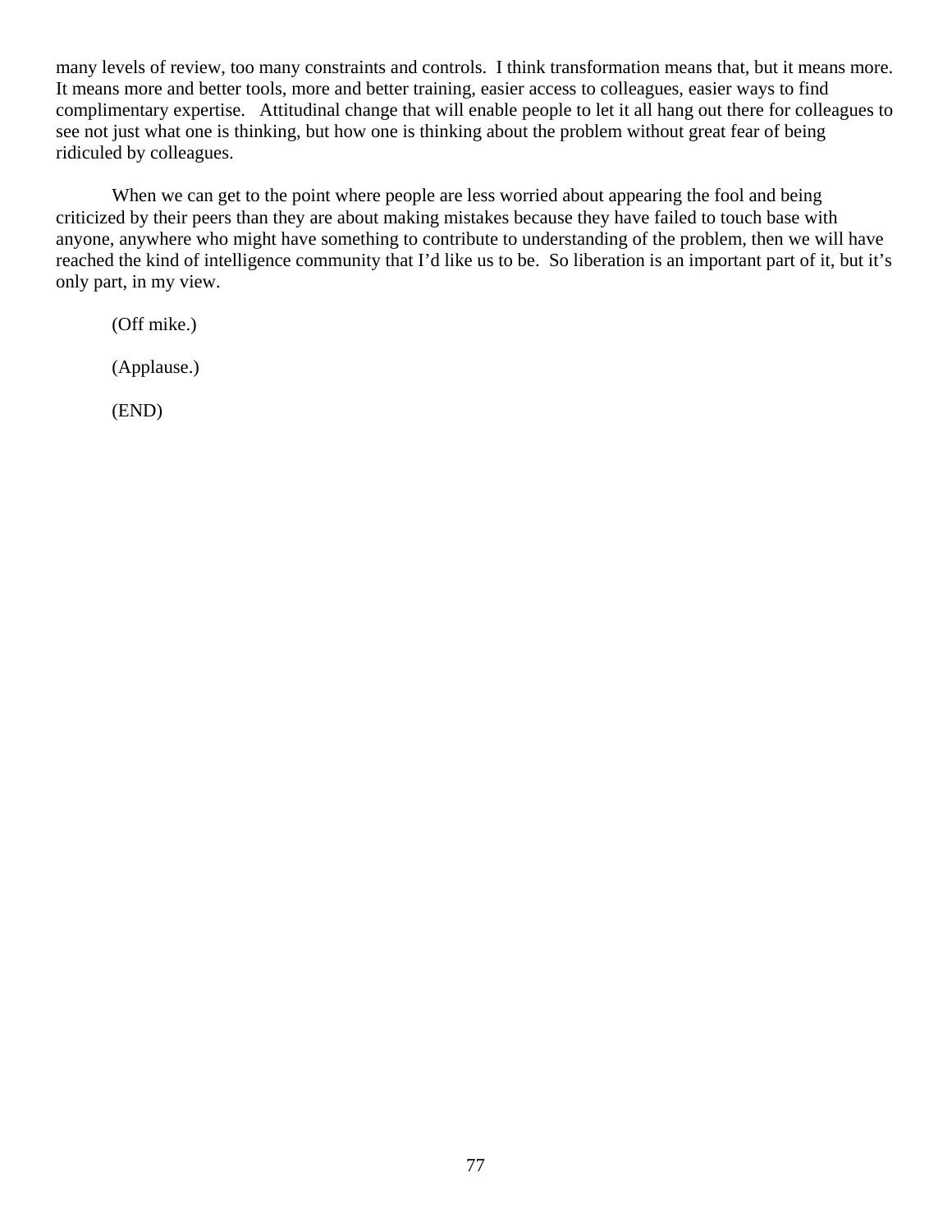many levels of review, too many constraints and controls. I think transformation means that, but it means more. It means more and better tools, more and better training, easier access to colleagues, easier ways to find complimentary expertise. Attitudinal change that will enable people to let it all hang out there for colleagues to see not just what one is thinking, but how one is thinking about the problem without great fear of being ridiculed by colleagues.

When we can get to the point where people are less worried about appearing the fool and being criticized by their peers than they are about making mistakes because they have failed to touch base with anyone, anywhere who might have something to contribute to understanding of the problem, then we will have reached the kind of intelligence community that I'd like us to be. So liberation is an important part of it, but it's only part, in my view.

(Off mike.)

(Applause.)

(END)